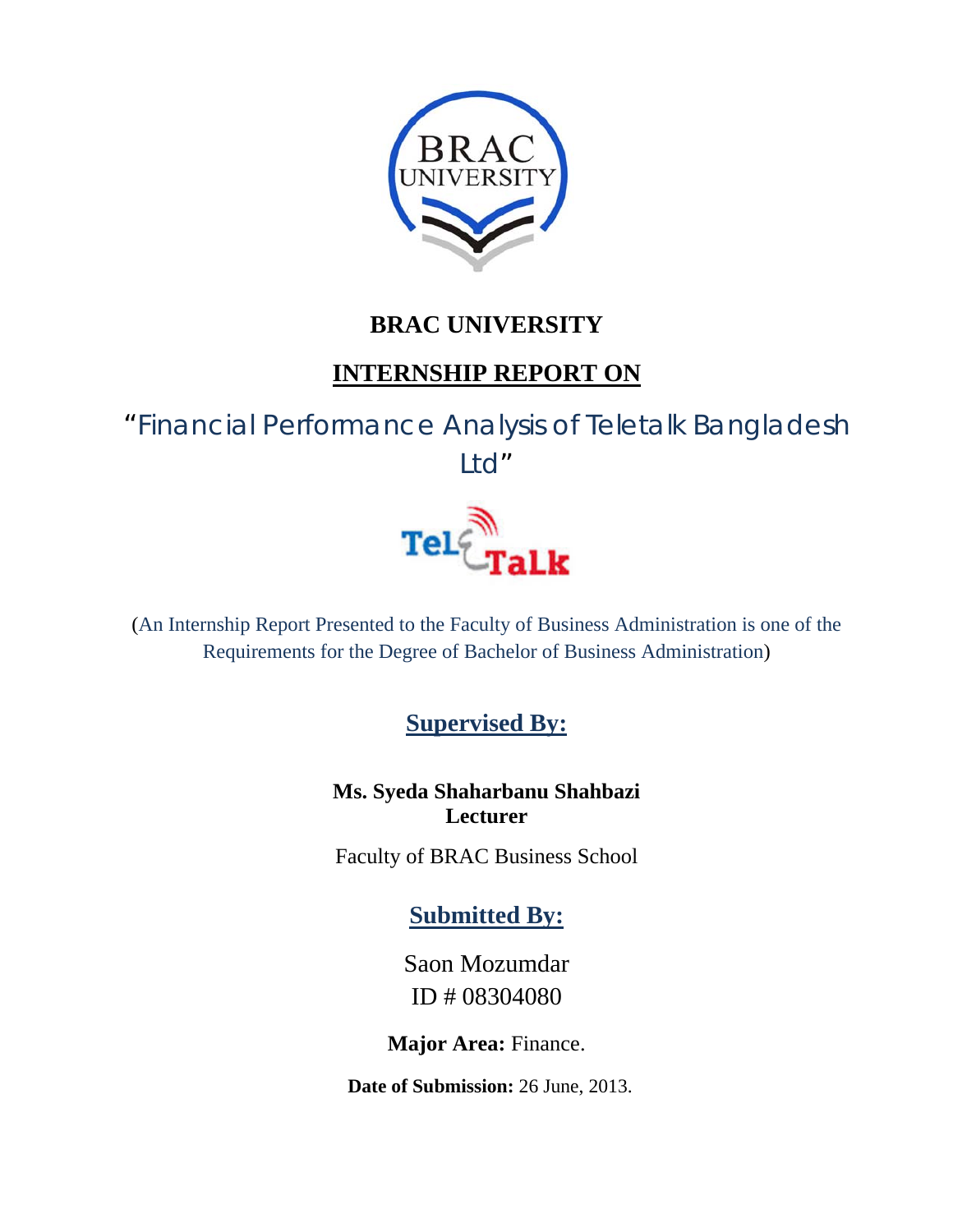# BRAC UNIVERSITY

## INTERNSHIP REPORT ON

## "Financial Performance Analysis of Teletalk Bangladesh Ltd"

(An Internship Report Presented to the Faculty of Business Administration is one of the Requirements for the Degree of Bachelor of Business Administration)

### Supervised By:

**Ms. Syeda Shaharbanu Shahbazi**
**Lecturer**

Faculty of BRAC Business School

### Submitted By:

Saon Mozumdar
ID # 08304080

**Major Area:** Finance.

**Date of Submission:** 26 June, 2013.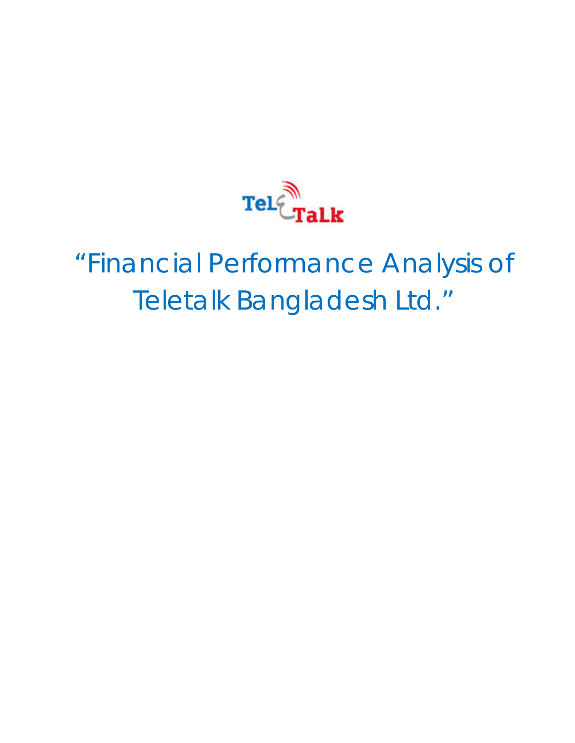# "Financial Performance Analysis of Teletalk Bangladesh Ltd."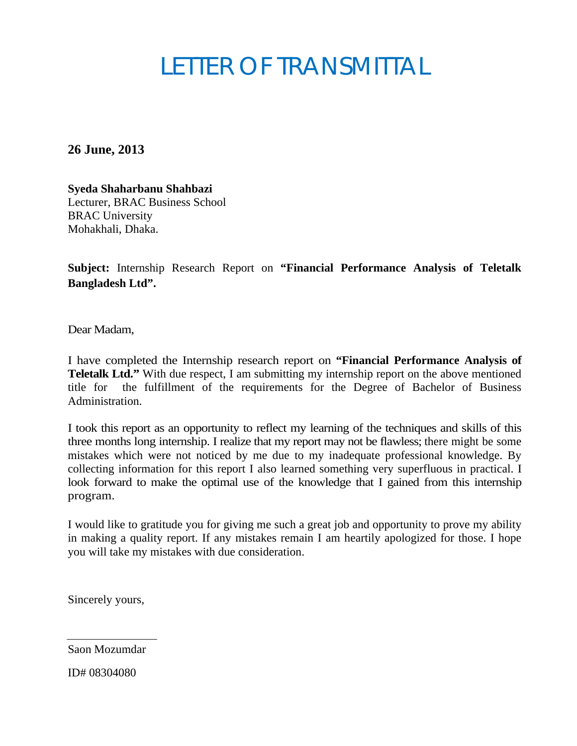# LETTER OF TRANSMITTAL

**26 June, 2013**

**Syeda Shaharbanu Shahbazi**
Lecturer, BRAC Business School
BRAC University
Mohakhali, Dhaka.

**Subject:** Internship Research Report on **"Financial Performance Analysis of Teletalk Bangladesh Ltd".**

Dear Madam,

I have completed the Internship research report on **"Financial Performance Analysis of Teletalk Ltd."** With due respect, I am submitting my internship report on the above mentioned title for the fulfillment of the requirements for the Degree of Bachelor of Business Administration.

I took this report as an opportunity to reflect my learning of the techniques and skills of this three months long internship. I realize that my report may not be flawless; there might be some mistakes which were not noticed by me due to my inadequate professional knowledge. By collecting information for this report I also learned something very superfluous in practical. I look forward to make the optimal use of the knowledge that I gained from this internship program.

I would like to gratitude you for giving me such a great job and opportunity to prove my ability in making a quality report. If any mistakes remain I am heartily apologized for those. I hope you will take my mistakes with due consideration.

Sincerely yours,

\_\_\_\_\_\_\_\_\_\_\_\_\_\_\_\_

Saon Mozumdar

ID# 08304080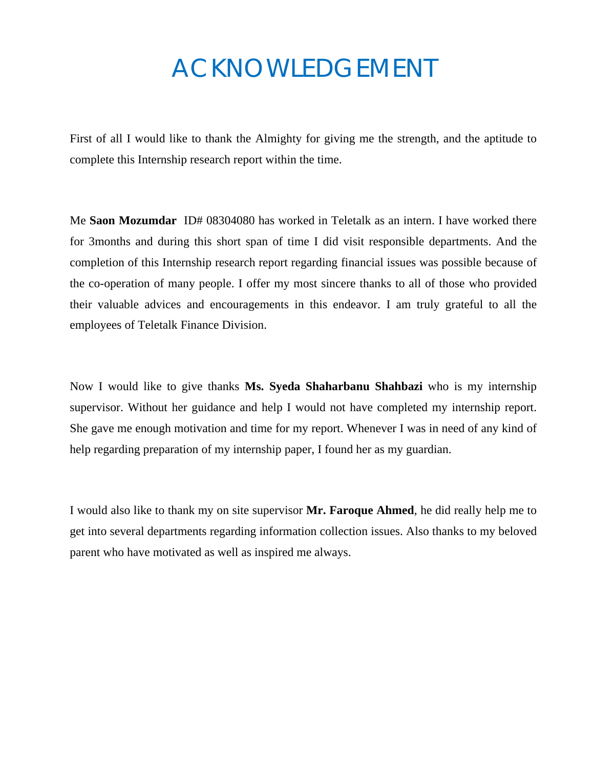# ACKNOWLEDGEMENT

First of all I would like to thank the Almighty for giving me the strength, and the aptitude to complete this Internship research report within the time.

Me **Saon Mozumdar** ID# 08304080 has worked in Teletalk as an intern. I have worked there for 3months and during this short span of time I did visit responsible departments. And the completion of this Internship research report regarding financial issues was possible because of the co-operation of many people. I offer my most sincere thanks to all of those who provided their valuable advices and encouragements in this endeavor. I am truly grateful to all the employees of Teletalk Finance Division.

Now I would like to give thanks **Ms. Syeda Shaharbanu Shahbazi** who is my internship supervisor. Without her guidance and help I would not have completed my internship report. She gave me enough motivation and time for my report. Whenever I was in need of any kind of help regarding preparation of my internship paper, I found her as my guardian.

I would also like to thank my on site supervisor **Mr. Faroque Ahmed**, he did really help me to get into several departments regarding information collection issues. Also thanks to my beloved parent who have motivated as well as inspired me always.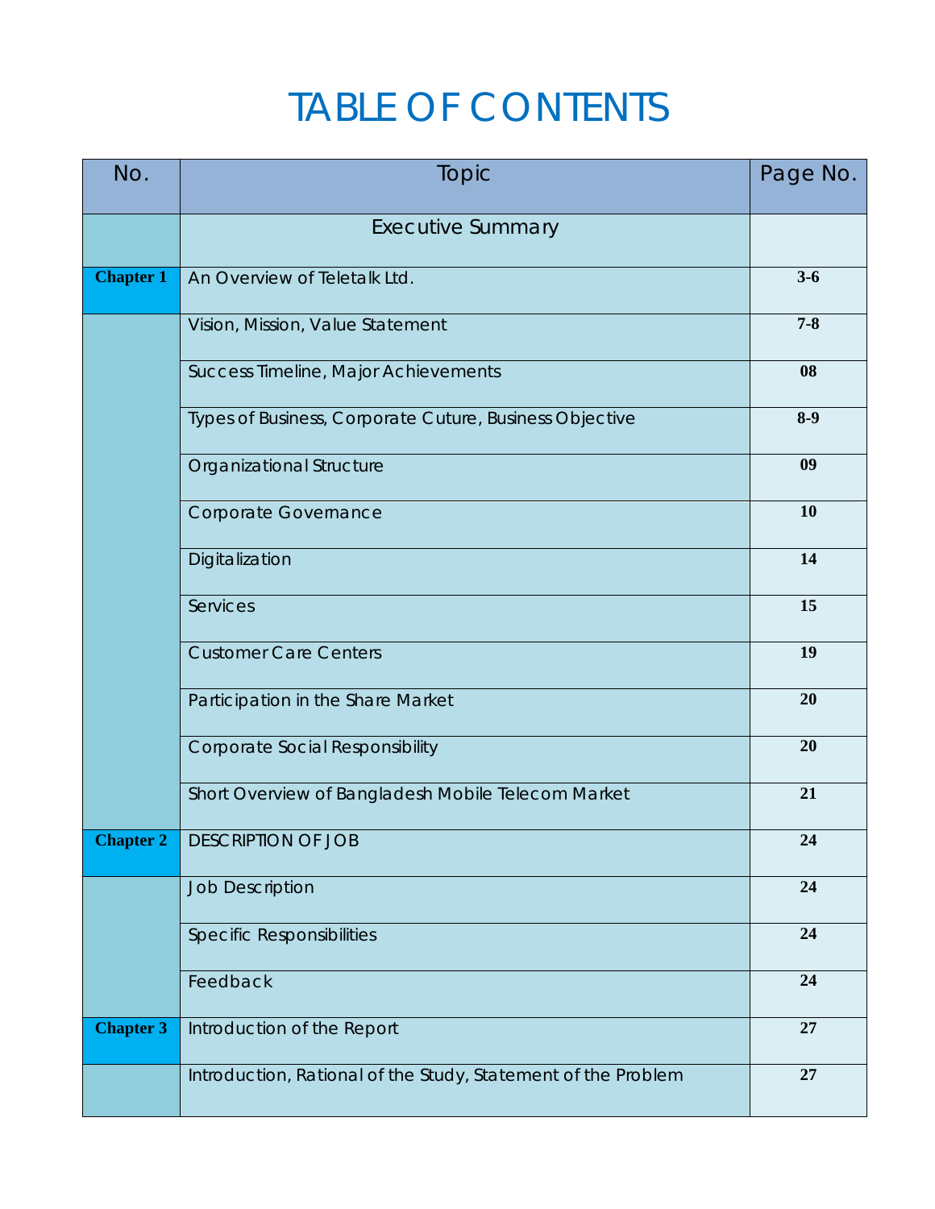# TABLE OF CONTENTS

| No. | Topic | Page No. |
|---|---|---|
| | Executive Summary | |
| **Chapter 1** | An Overview of Teletalk Ltd. | **3-6** |
| | Vision, Mission, Value Statement | **7-8** |
| | Success Timeline, Major Achievements | **08** |
| | Types of Business, Corporate Cuture, Business Objective | **8-9** |
| | Organizational Structure | **09** |
| | Corporate Governance | **10** |
| | Digitalization | **14** |
| | Services | **15** |
| | Customer Care Centers | **19** |
| | Participation in the Share Market | **20** |
| | Corporate Social Responsibility | **20** |
| | Short Overview of Bangladesh Mobile Telecom Market | **21** |
| **Chapter 2** | DESCRIPTION OF JOB | **24** |
| | Job Description | **24** |
| | Specific Responsibilities | **24** |
| | Feedback | **24** |
| **Chapter 3** | Introduction of the Report | **27** |
| | Introduction, Rational of the Study, Statement of the Problem | **27** |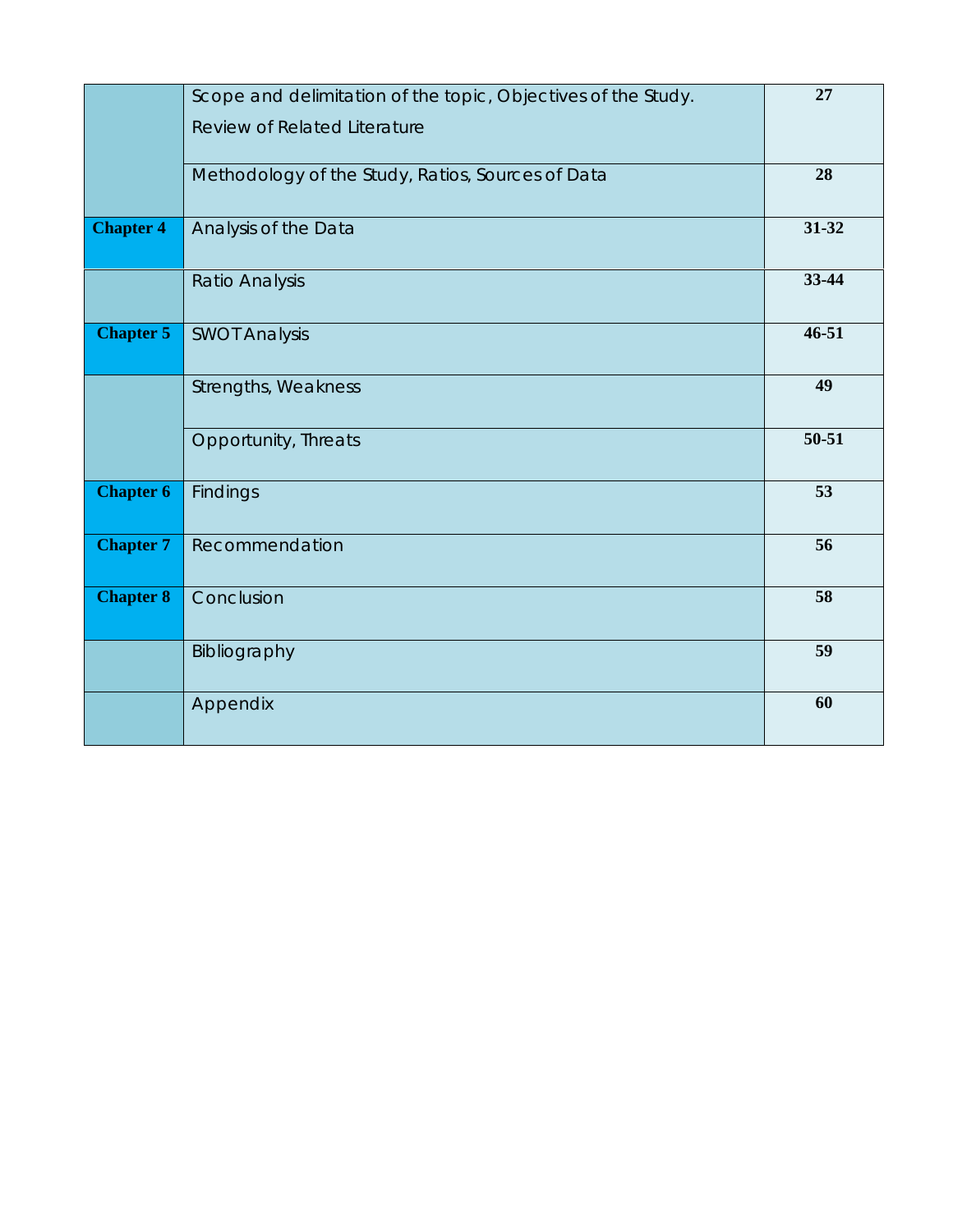| | | |
|---|---|---|
| | Scope and delimitation of the topic, Objectives of the Study. Review of Related Literature | **27** |
| | Methodology of the Study, Ratios, Sources of Data | **28** |
| **Chapter 4** | Analysis of the Data | **31-32** |
| | Ratio Analysis | **33-44** |
| **Chapter 5** | SWOT Analysis | **46-51** |
| | Strengths, Weakness | **49** |
| | Opportunity, Threats | **50-51** |
| **Chapter 6** | Findings | **53** |
| **Chapter 7** | Recommendation | **56** |
| **Chapter 8** | Conclusion | **58** |
| | Bibliography | **59** |
| | Appendix | **60** |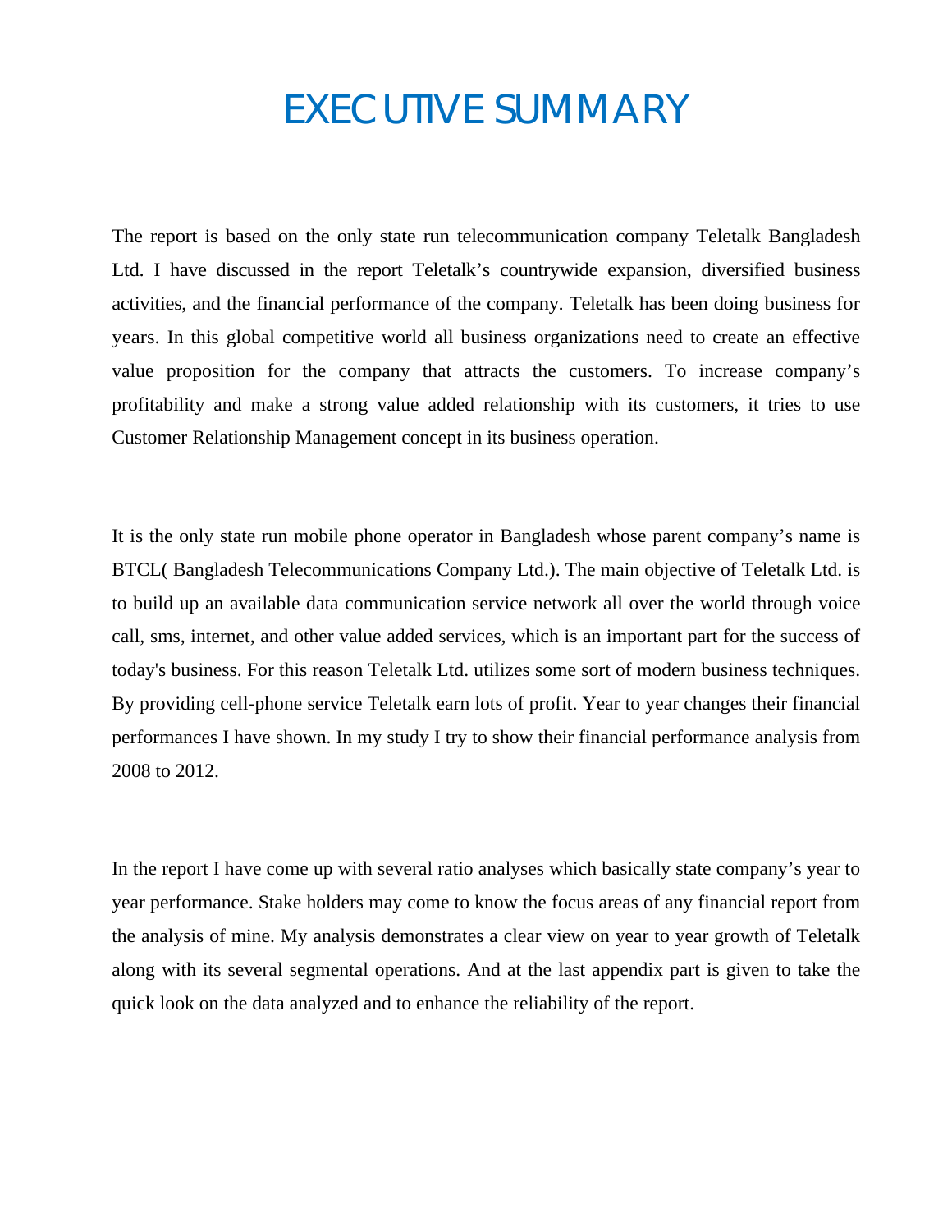# EXECUTIVE SUMMARY

The report is based on the only state run telecommunication company Teletalk Bangladesh Ltd. I have discussed in the report Teletalk's countrywide expansion, diversified business activities, and the financial performance of the company. Teletalk has been doing business for years. In this global competitive world all business organizations need to create an effective value proposition for the company that attracts the customers. To increase company's profitability and make a strong value added relationship with its customers, it tries to use Customer Relationship Management concept in its business operation.

It is the only state run mobile phone operator in Bangladesh whose parent company's name is BTCL( Bangladesh Telecommunications Company Ltd.). The main objective of Teletalk Ltd. is to build up an available data communication service network all over the world through voice call, sms, internet, and other value added services, which is an important part for the success of today's business. For this reason Teletalk Ltd. utilizes some sort of modern business techniques. By providing cell-phone service Teletalk earn lots of profit. Year to year changes their financial performances I have shown. In my study I try to show their financial performance analysis from 2008 to 2012.

In the report I have come up with several ratio analyses which basically state company's year to year performance. Stake holders may come to know the focus areas of any financial report from the analysis of mine. My analysis demonstrates a clear view on year to year growth of Teletalk along with its several segmental operations. And at the last appendix part is given to take the quick look on the data analyzed and to enhance the reliability of the report.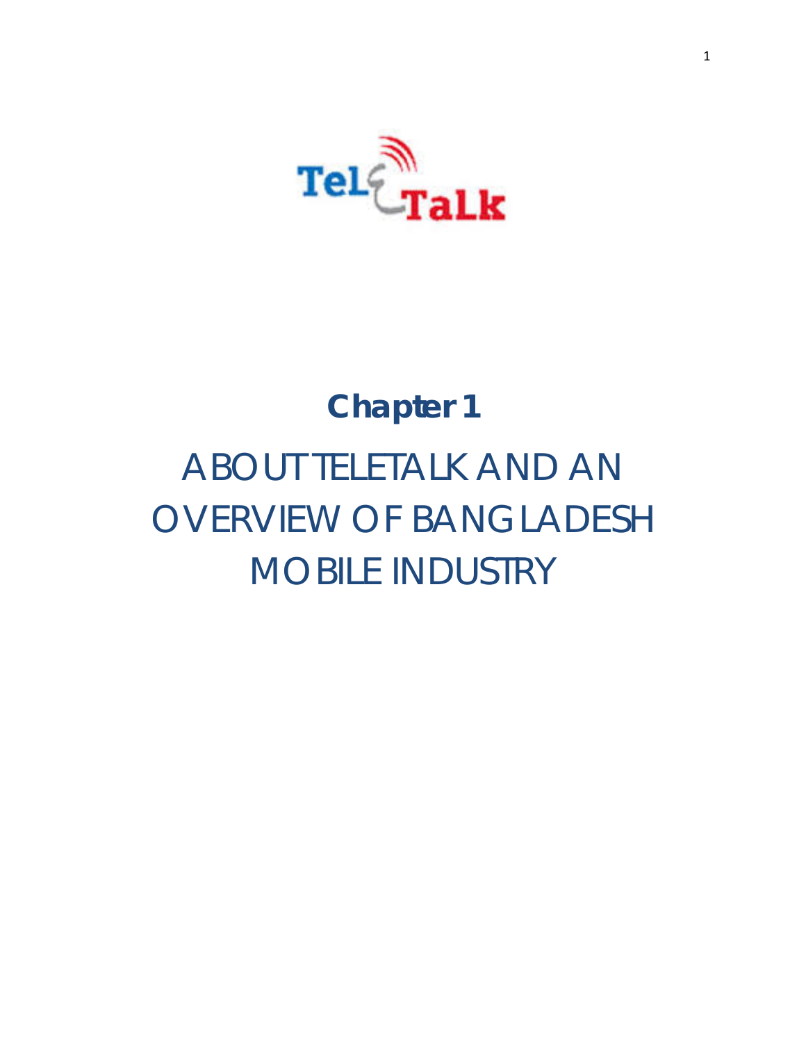# Chapter 1

# ABOUT TELETALK AND AN OVERVIEW OF BANGLADESH MOBILE INDUSTRY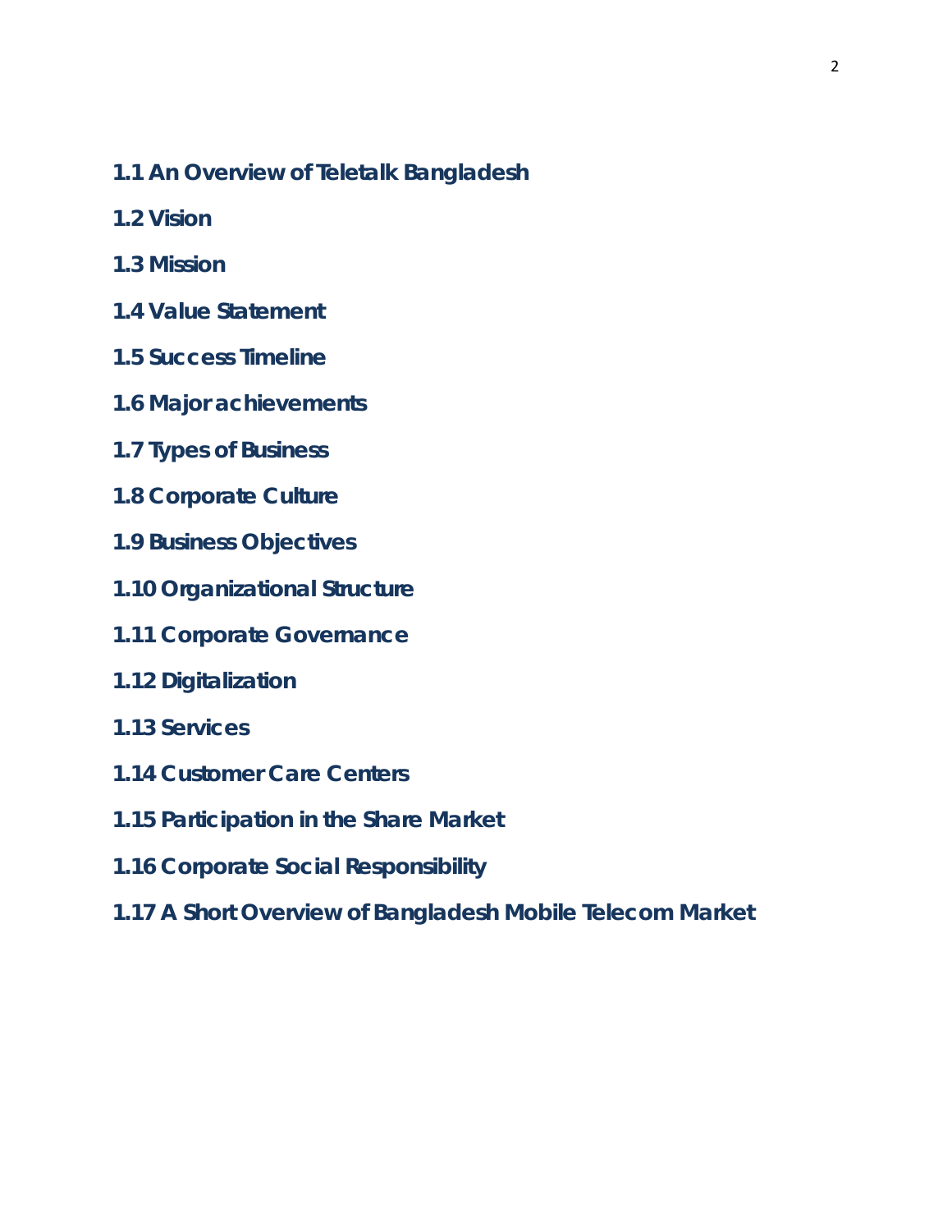**1.1 An Overview of Teletalk Bangladesh**

**1.2 Vision**

**1.3 Mission**

**1.4 Value Statement**

**1.5 Success Timeline**

**1.6 Major achievements**

**1.7 Types of Business**

**1.8 Corporate Culture**

**1.9 Business Objectives**

**1.10 Organizational Structure**

**1.11 Corporate Governance**

**1.12 Digitalization**

**1.13 Services**

**1.14 Customer Care Centers**

**1.15 Participation in the Share Market**

**1.16 Corporate Social Responsibility**

**1.17 A Short Overview of Bangladesh Mobile Telecom Market**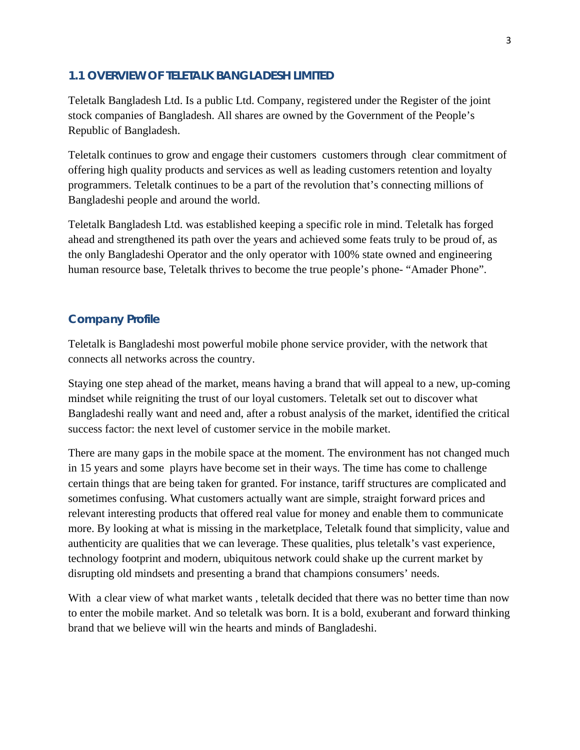## 1.1 OVERVIEW OF TELETALK BANGLADESH LIMITED

Teletalk Bangladesh Ltd. Is a public Ltd. Company, registered under the Register of the joint stock companies of Bangladesh. All shares are owned by the Government of the People's Republic of Bangladesh.

Teletalk continues to grow and engage their customers customers through clear commitment of offering high quality products and services as well as leading customers retention and loyalty programmers. Teletalk continues to be a part of the revolution that's connecting millions of Bangladeshi people and around the world.

Teletalk Bangladesh Ltd. was established keeping a specific role in mind. Teletalk has forged ahead and strengthened its path over the years and achieved some feats truly to be proud of, as the only Bangladeshi Operator and the only operator with 100% state owned and engineering human resource base, Teletalk thrives to become the true people's phone- "Amader Phone".

### Company Profile

Teletalk is Bangladeshi most powerful mobile phone service provider, with the network that connects all networks across the country.

Staying one step ahead of the market, means having a brand that will appeal to a new, up-coming mindset while reigniting the trust of our loyal customers. Teletalk set out to discover what Bangladeshi really want and need and, after a robust analysis of the market, identified the critical success factor: the next level of customer service in the mobile market.

There are many gaps in the mobile space at the moment. The environment has not changed much in 15 years and some playrs have become set in their ways. The time has come to challenge certain things that are being taken for granted. For instance, tariff structures are complicated and sometimes confusing. What customers actually want are simple, straight forward prices and relevant interesting products that offered real value for money and enable them to communicate more. By looking at what is missing in the marketplace, Teletalk found that simplicity, value and authenticity are qualities that we can leverage. These qualities, plus teletalk's vast experience, technology footprint and modern, ubiquitous network could shake up the current market by disrupting old mindsets and presenting a brand that champions consumers' needs.

With a clear view of what market wants , teletalk decided that there was no better time than now to enter the mobile market. And so teletalk was born. It is a bold, exuberant and forward thinking brand that we believe will win the hearts and minds of Bangladeshi.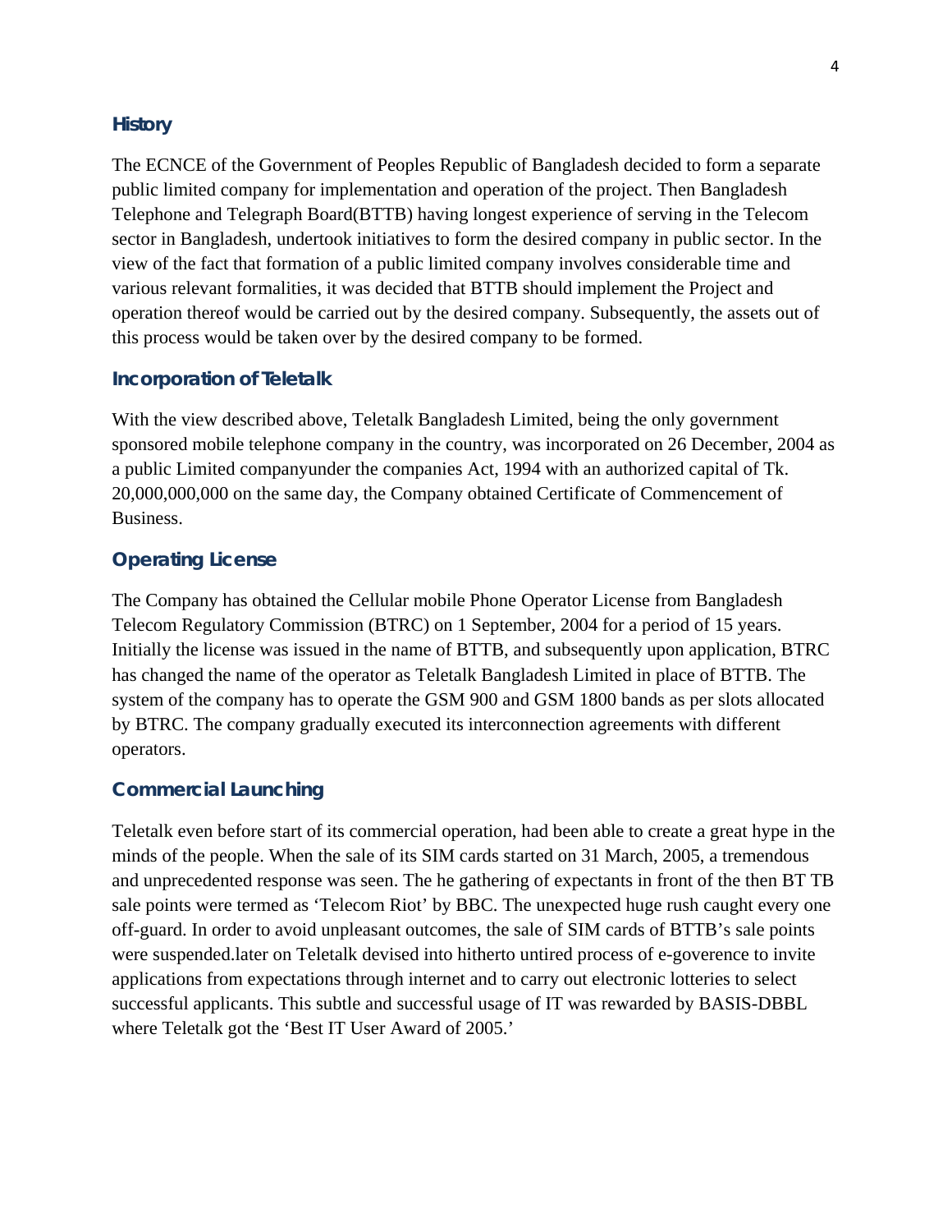## History

The ECNCE of the Government of Peoples Republic of Bangladesh decided to form a separate public limited company for implementation and operation of the project. Then Bangladesh Telephone and Telegraph Board(BTTB) having longest experience of serving in the Telecom sector in Bangladesh, undertook initiatives to form the desired company in public sector. In the view of the fact that formation of a public limited company involves considerable time and various relevant formalities, it was decided that BTTB should implement the Project and operation thereof would be carried out by the desired company. Subsequently, the assets out of this process would be taken over by the desired company to be formed.

## Incorporation of Teletalk

With the view described above, Teletalk Bangladesh Limited, being the only government sponsored mobile telephone company in the country, was incorporated on 26 December, 2004 as a public Limited companyunder the companies Act, 1994 with an authorized capital of Tk. 20,000,000,000 on the same day, the Company obtained Certificate of Commencement of Business.

## Operating License

The Company has obtained the Cellular mobile Phone Operator License from Bangladesh Telecom Regulatory Commission (BTRC) on 1 September, 2004 for a period of 15 years. Initially the license was issued in the name of BTTB, and subsequently upon application, BTRC has changed the name of the operator as Teletalk Bangladesh Limited in place of BTTB. The system of the company has to operate the GSM 900 and GSM 1800 bands as per slots allocated by BTRC. The company gradually executed its interconnection agreements with different operators.

## Commercial Launching

Teletalk even before start of its commercial operation, had been able to create a great hype in the minds of the people. When the sale of its SIM cards started on 31 March, 2005, a tremendous and unprecedented response was seen. The he gathering of expectants in front of the then BT TB sale points were termed as 'Telecom Riot' by BBC. The unexpected huge rush caught every one off-guard. In order to avoid unpleasant outcomes, the sale of SIM cards of BTTB's sale points were suspended.later on Teletalk devised into hitherto untired process of e-goverence to invite applications from expectations through internet and to carry out electronic lotteries to select successful applicants. This subtle and successful usage of IT was rewarded by BASIS-DBBL where Teletalk got the 'Best IT User Award of 2005.'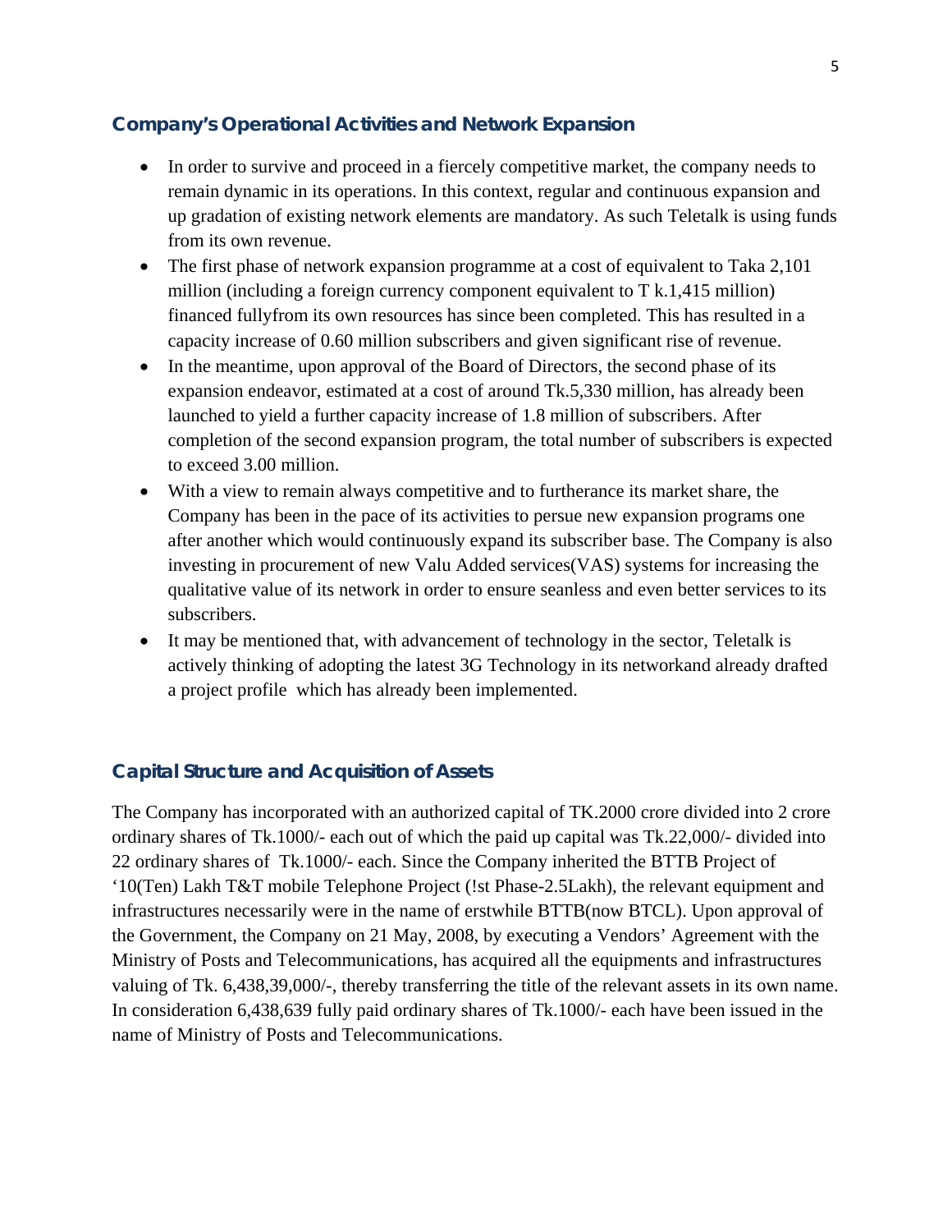## Company's Operational Activities and Network Expansion

- In order to survive and proceed in a fiercely competitive market, the company needs to remain dynamic in its operations. In this context, regular and continuous expansion and up gradation of existing network elements are mandatory. As such Teletalk is using funds from its own revenue.
- The first phase of network expansion programme at a cost of equivalent to Taka 2,101 million (including a foreign currency component equivalent to T k.1,415 million) financed fullyfrom its own resources has since been completed. This has resulted in a capacity increase of 0.60 million subscribers and given significant rise of revenue.
- In the meantime, upon approval of the Board of Directors, the second phase of its expansion endeavor, estimated at a cost of around Tk.5,330 million, has already been launched to yield a further capacity increase of 1.8 million of subscribers. After completion of the second expansion program, the total number of subscribers is expected to exceed 3.00 million.
- With a view to remain always competitive and to furtherance its market share, the Company has been in the pace of its activities to persue new expansion programs one after another which would continuously expand its subscriber base. The Company is also investing in procurement of new Valu Added services(VAS) systems for increasing the qualitative value of its network in order to ensure seanless and even better services to its subscribers.
- It may be mentioned that, with advancement of technology in the sector, Teletalk is actively thinking of adopting the latest 3G Technology in its networkand already drafted a project profile which has already been implemented.

## Capital Structure and Acquisition of Assets

The Company has incorporated with an authorized capital of TK.2000 crore divided into 2 crore ordinary shares of Tk.1000/- each out of which the paid up capital was Tk.22,000/- divided into 22 ordinary shares of Tk.1000/- each. Since the Company inherited the BTTB Project of '10(Ten) Lakh T&T mobile Telephone Project (!st Phase-2.5Lakh), the relevant equipment and infrastructures necessarily were in the name of erstwhile BTTB(now BTCL). Upon approval of the Government, the Company on 21 May, 2008, by executing a Vendors' Agreement with the Ministry of Posts and Telecommunications, has acquired all the equipments and infrastructures valuing of Tk. 6,438,39,000/-, thereby transferring the title of the relevant assets in its own name. In consideration 6,438,639 fully paid ordinary shares of Tk.1000/- each have been issued in the name of Ministry of Posts and Telecommunications.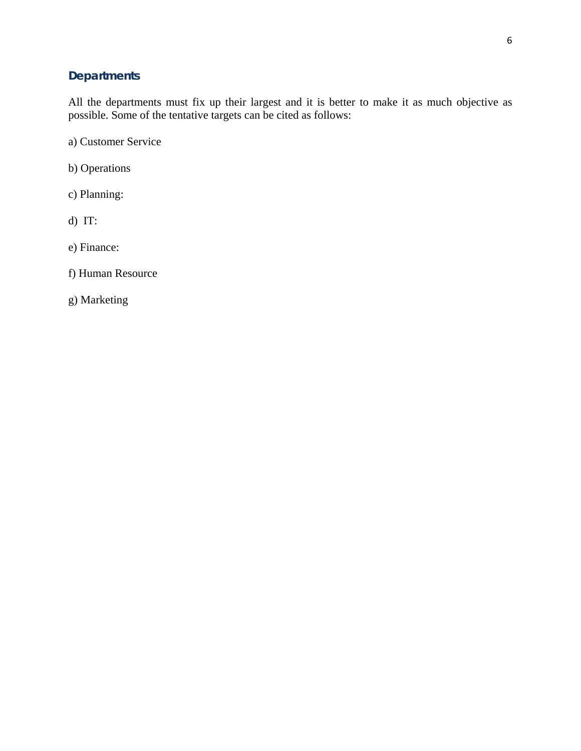## Departments

All the departments must fix up their largest and it is better to make it as much objective as possible. Some of the tentative targets can be cited as follows:

a) Customer Service

b) Operations

c) Planning:

d) IT:

e) Finance:

f) Human Resource

g) Marketing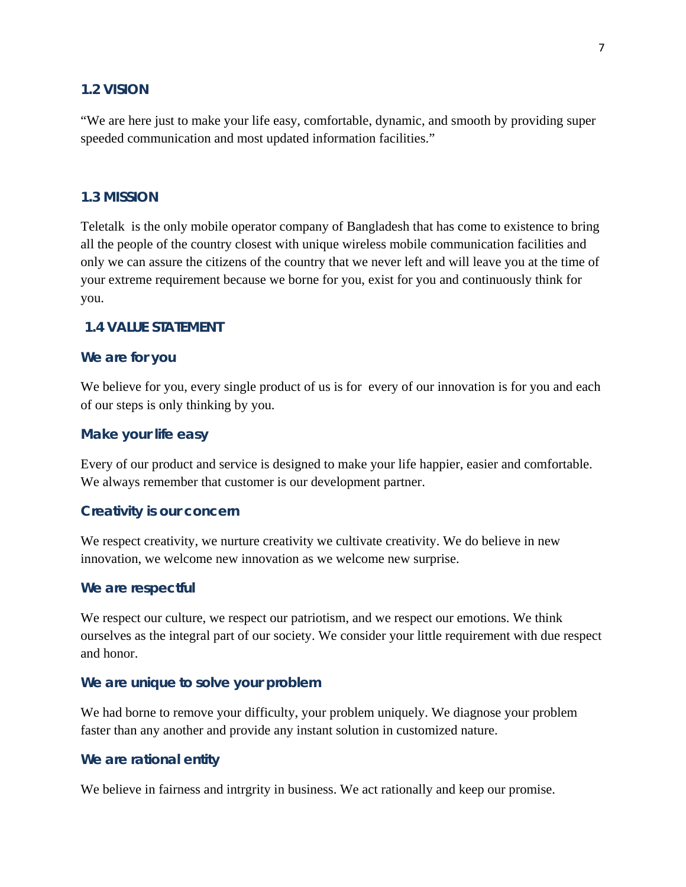## 1.2 VISION

"We are here just to make your life easy, comfortable, dynamic, and smooth by providing super speeded communication and most updated information facilities."

## 1.3 MISSION

Teletalk is the only mobile operator company of Bangladesh that has come to existence to bring all the people of the country closest with unique wireless mobile communication facilities and only we can assure the citizens of the country that we never left and will leave you at the time of your extreme requirement because we borne for you, exist for you and continuously think for you.

## 1.4 VALUE STATEMENT

### We are for you

We believe for you, every single product of us is for every of our innovation is for you and each of our steps is only thinking by you.

### Make your life easy

Every of our product and service is designed to make your life happier, easier and comfortable. We always remember that customer is our development partner.

### Creativity is our concern

We respect creativity, we nurture creativity we cultivate creativity. We do believe in new innovation, we welcome new innovation as we welcome new surprise.

### We are respectful

We respect our culture, we respect our patriotism, and we respect our emotions. We think ourselves as the integral part of our society. We consider your little requirement with due respect and honor.

### We are unique to solve your problem

We had borne to remove your difficulty, your problem uniquely. We diagnose your problem faster than any another and provide any instant solution in customized nature.

### We are rational entity

We believe in fairness and intrgrity in business. We act rationally and keep our promise.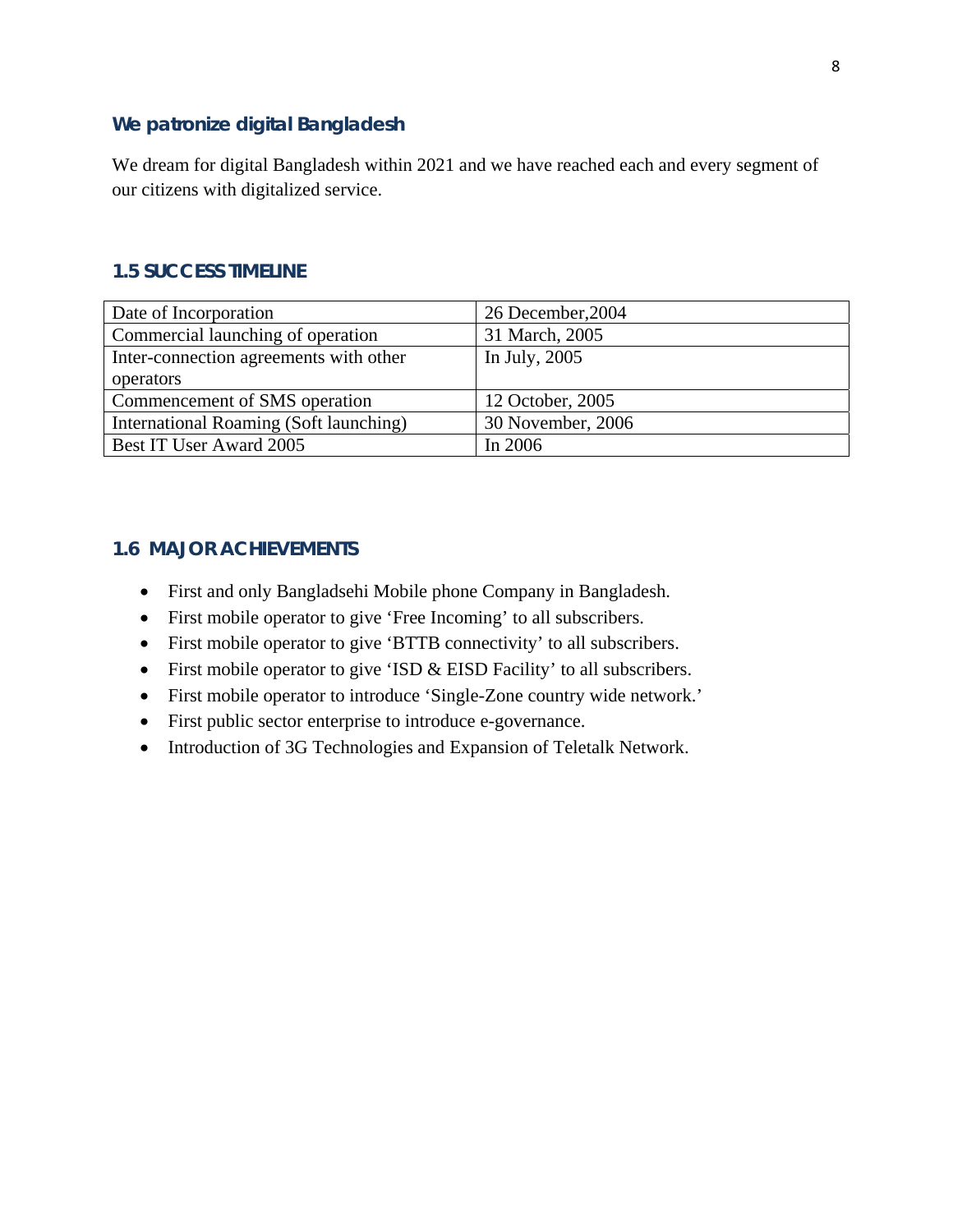### We patronize digital Bangladesh

We dream for digital Bangladesh within 2021 and we have reached each and every segment of our citizens with digitalized service.

## 1.5 SUCCESS TIMELINE

| Date of Incorporation | 26 December,2004 |
|---|---|
| Commercial launching of operation | 31 March, 2005 |
| Inter-connection agreements with other operators | In July, 2005 |
| Commencement of SMS operation | 12 October, 2005 |
| International Roaming (Soft launching) | 30 November, 2006 |
| Best IT User Award 2005 | In 2006 |

## 1.6 MAJOR ACHIEVEMENTS

- First and only Bangladsehi Mobile phone Company in Bangladesh.
- First mobile operator to give 'Free Incoming' to all subscribers.
- First mobile operator to give 'BTTB connectivity' to all subscribers.
- First mobile operator to give 'ISD & EISD Facility' to all subscribers.
- First mobile operator to introduce 'Single-Zone country wide network.'
- First public sector enterprise to introduce e-governance.
- Introduction of 3G Technologies and Expansion of Teletalk Network.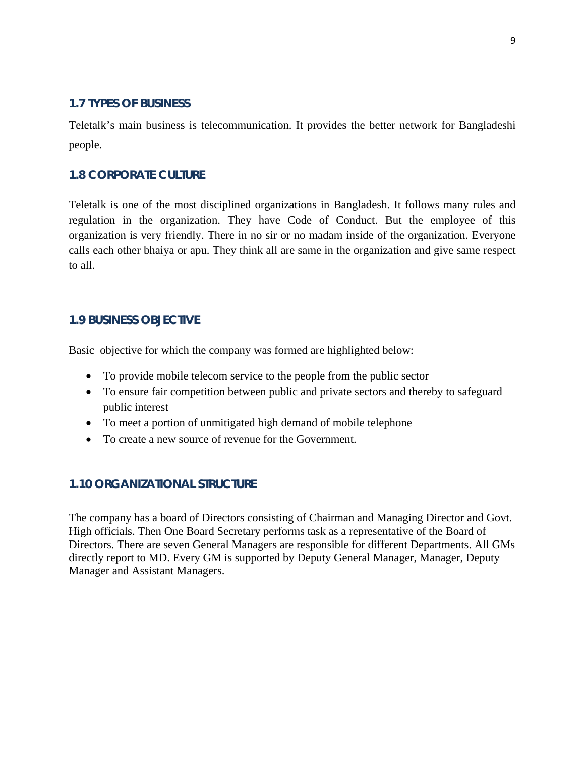## 1.7 TYPES OF BUSINESS

Teletalk's main business is telecommunication. It provides the better network for Bangladeshi people.

## 1.8 CORPORATE CULTURE

Teletalk is one of the most disciplined organizations in Bangladesh. It follows many rules and regulation in the organization. They have Code of Conduct. But the employee of this organization is very friendly. There in no sir or no madam inside of the organization. Everyone calls each other bhaiya or apu. They think all are same in the organization and give same respect to all.

## 1.9 BUSINESS OBJECTIVE

Basic objective for which the company was formed are highlighted below:

- To provide mobile telecom service to the people from the public sector
- To ensure fair competition between public and private sectors and thereby to safeguard public interest
- To meet a portion of unmitigated high demand of mobile telephone
- To create a new source of revenue for the Government.

## 1.10 ORGANIZATIONAL STRUCTURE

The company has a board of Directors consisting of Chairman and Managing Director and Govt. High officials. Then One Board Secretary performs task as a representative of the Board of Directors. There are seven General Managers are responsible for different Departments. All GMs directly report to MD. Every GM is supported by Deputy General Manager, Manager, Deputy Manager and Assistant Managers.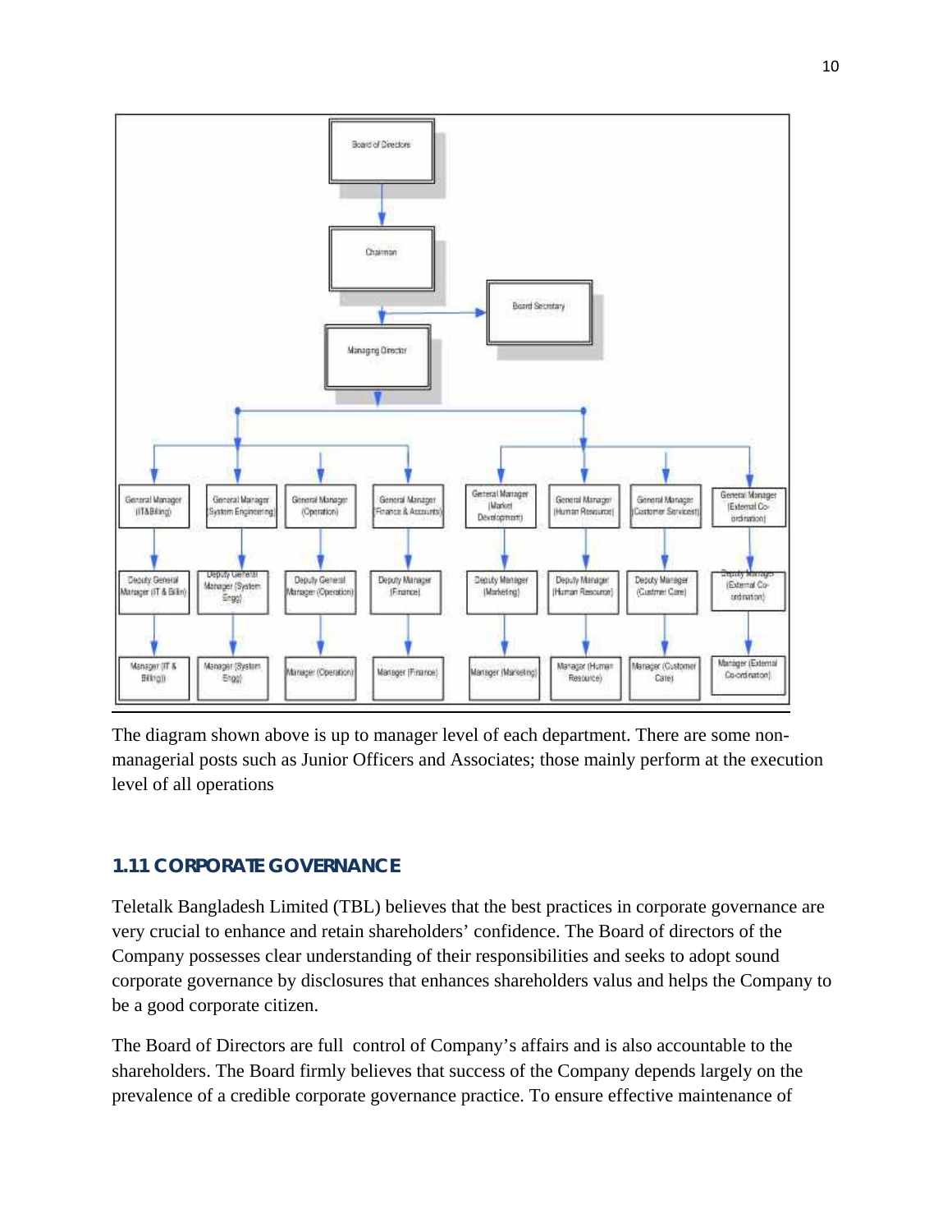Board of Directors

Chairman

Board Secretary

Managing Director

| General Manager (IT&Billing) | General Manager (System Engineering) | General Manager (Operation) | General Manager (Finance & Accounts) | General Manager (Market Development) | General Manager (Human Resource) | General Manager (Customer Services) | General Manager (External Co-ordination) |
|---|---|---|---|---|---|---|---|
| Deputy General Manager (IT & Billin) | Deputy General Manager (System Engg) | Deputy General Manager (Operation) | Deputy Manager (Finance) | Deputy Manager (Marketing) | Deputy Manager (Human Resource) | Deputy Manager (Custmer Care) | Deputy Manager (External Co-ordination) |
| Manager (IT & Billing) | Manager (System Engg) | Manager (Operation) | Manager (Finance) | Manager (Marketing) | Manager (Human Resource) | Manager (Customer Care) | Manager (External Co-ordination) |

The diagram shown above is up to manager level of each department. There are some non-managerial posts such as Junior Officers and Associates; those mainly perform at the execution level of all operations

### 1.11 CORPORATE GOVERNANCE

Teletalk Bangladesh Limited (TBL) believes that the best practices in corporate governance are very crucial to enhance and retain shareholders' confidence. The Board of directors of the Company possesses clear understanding of their responsibilities and seeks to adopt sound corporate governance by disclosures that enhances shareholders valus and helps the Company to be a good corporate citizen.

The Board of Directors are full control of Company's affairs and is also accountable to the shareholders. The Board firmly believes that success of the Company depends largely on the prevalence of a credible corporate governance practice. To ensure effective maintenance of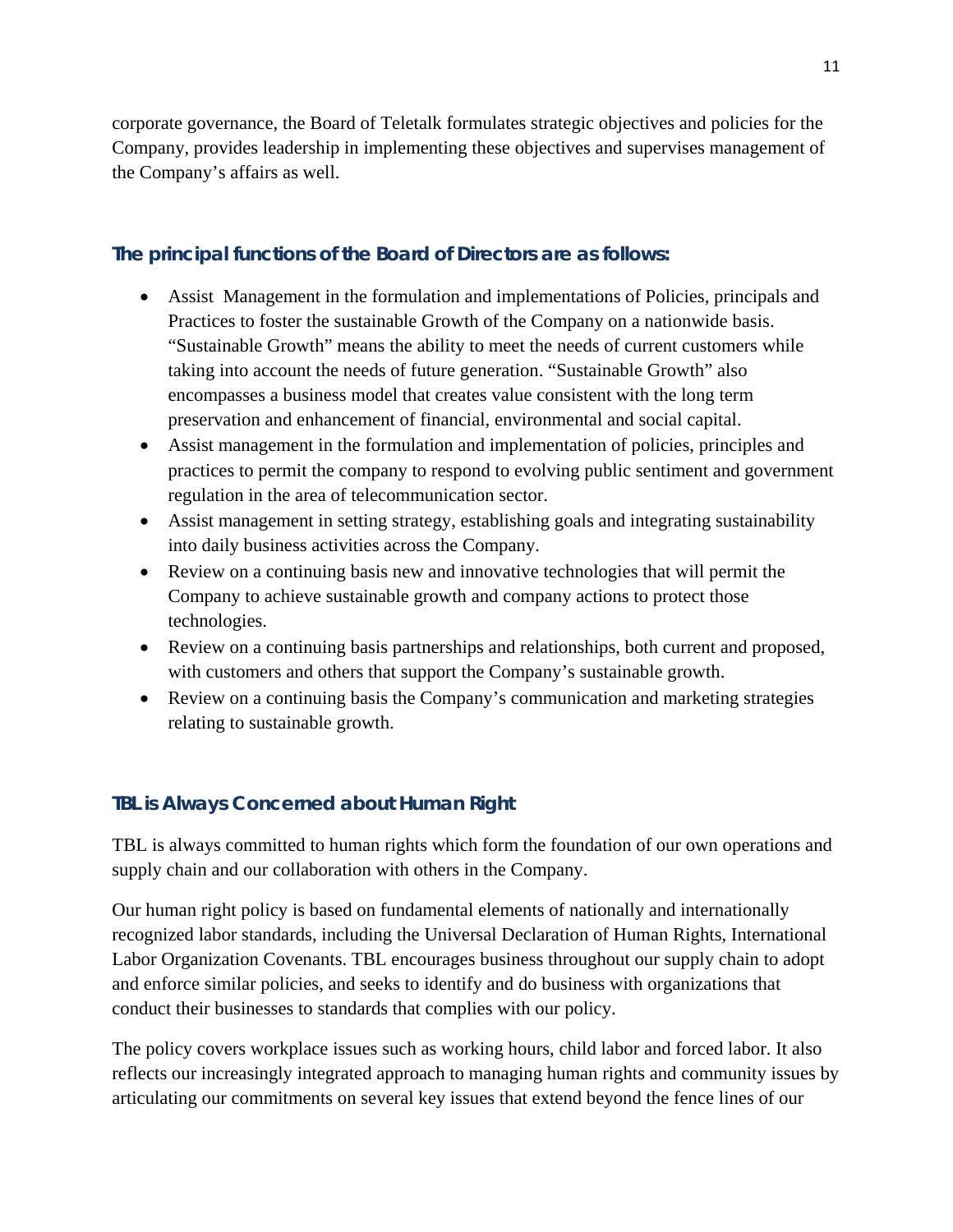corporate governance, the Board of Teletalk formulates strategic objectives and policies for the Company, provides leadership in implementing these objectives and supervises management of the Company's affairs as well.

### The principal functions of the Board of Directors are as follows:

- Assist  Management in the formulation and implementations of Policies, principals and Practices to foster the sustainable Growth of the Company on a nationwide basis. "Sustainable Growth" means the ability to meet the needs of current customers while taking into account the needs of future generation. "Sustainable Growth" also encompasses a business model that creates value consistent with the long term preservation and enhancement of financial, environmental and social capital.
- Assist management in the formulation and implementation of policies, principles and practices to permit the company to respond to evolving public sentiment and government regulation in the area of telecommunication sector.
- Assist management in setting strategy, establishing goals and integrating sustainability into daily business activities across the Company.
- Review on a continuing basis new and innovative technologies that will permit the Company to achieve sustainable growth and company actions to protect those technologies.
- Review on a continuing basis partnerships and relationships, both current and proposed, with customers and others that support the Company's sustainable growth.
- Review on a continuing basis the Company's communication and marketing strategies relating to sustainable growth.

### TBL is Always Concerned about Human Right

TBL is always committed to human rights which form the foundation of our own operations and supply chain and our collaboration with others in the Company.

Our human right policy is based on fundamental elements of nationally and internationally recognized labor standards, including the Universal Declaration of Human Rights, International Labor Organization Covenants. TBL encourages business throughout our supply chain to adopt and enforce similar policies, and seeks to identify and do business with organizations that conduct their businesses to standards that complies with our policy.

The policy covers workplace issues such as working hours, child labor and forced labor. It also reflects our increasingly integrated approach to managing human rights and community issues by articulating our commitments on several key issues that extend beyond the fence lines of our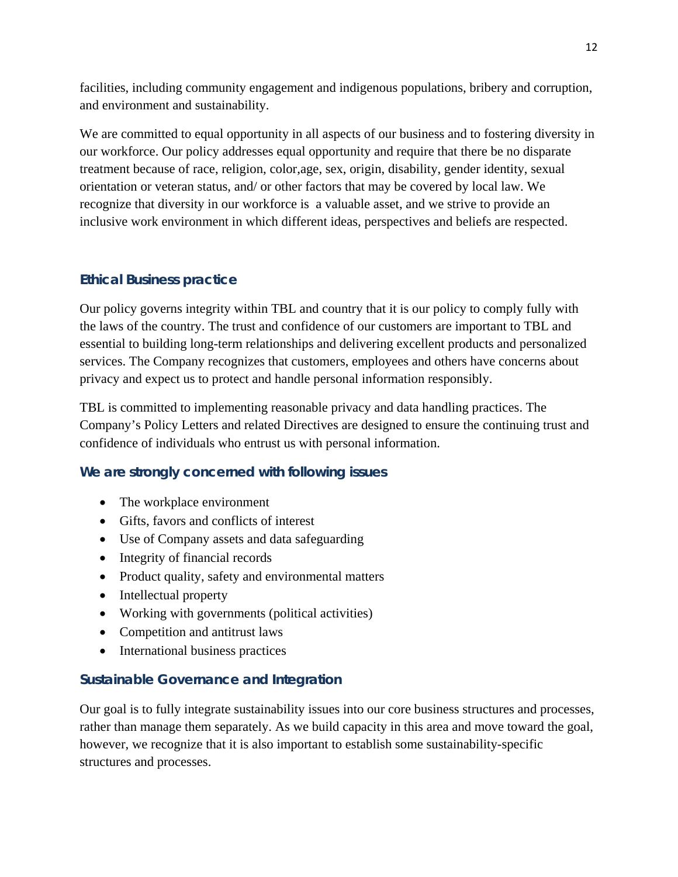facilities, including community engagement and indigenous populations, bribery and corruption, and environment and sustainability.

We are committed to equal opportunity in all aspects of our business and to fostering diversity in our workforce. Our policy addresses equal opportunity and require that there be no disparate treatment because of race, religion, color,age, sex, origin, disability, gender identity, sexual orientation or veteran status, and/ or other factors that may be covered by local law. We recognize that diversity in our workforce is a valuable asset, and we strive to provide an inclusive work environment in which different ideas, perspectives and beliefs are respected.

### Ethical Business practice

Our policy governs integrity within TBL and country that it is our policy to comply fully with the laws of the country. The trust and confidence of our customers are important to TBL and essential to building long-term relationships and delivering excellent products and personalized services. The Company recognizes that customers, employees and others have concerns about privacy and expect us to protect and handle personal information responsibly.

TBL is committed to implementing reasonable privacy and data handling practices. The Company's Policy Letters and related Directives are designed to ensure the continuing trust and confidence of individuals who entrust us with personal information.

### We are strongly concerned with following issues

- The workplace environment
- Gifts, favors and conflicts of interest
- Use of Company assets and data safeguarding
- Integrity of financial records
- Product quality, safety and environmental matters
- Intellectual property
- Working with governments (political activities)
- Competition and antitrust laws
- International business practices

### Sustainable Governance and Integration

Our goal is to fully integrate sustainability issues into our core business structures and processes, rather than manage them separately. As we build capacity in this area and move toward the goal, however, we recognize that it is also important to establish some sustainability-specific structures and processes.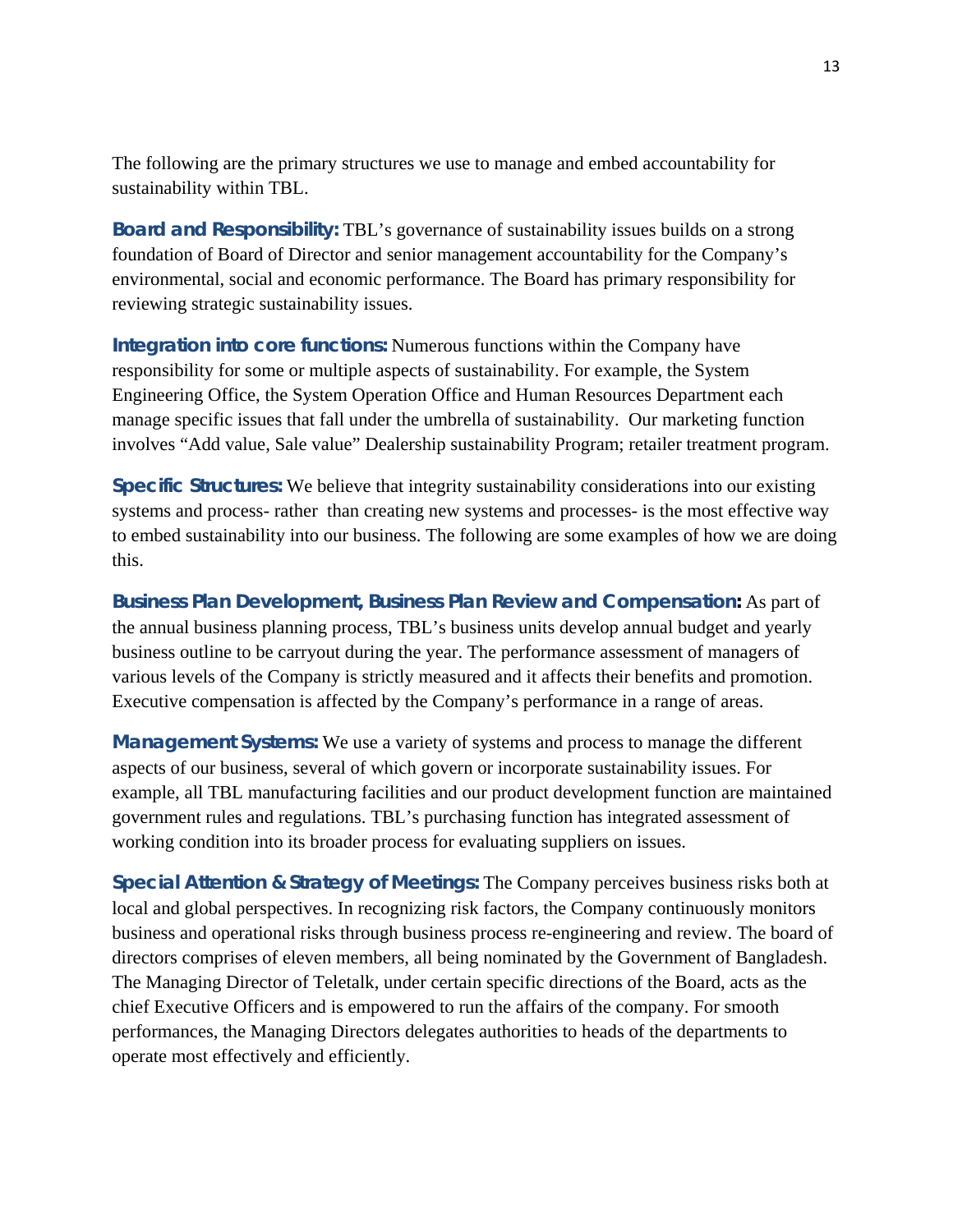The following are the primary structures we use to manage and embed accountability for sustainability within TBL.

**Board and Responsibility:** TBL's governance of sustainability issues builds on a strong foundation of Board of Director and senior management accountability for the Company's environmental, social and economic performance. The Board has primary responsibility for reviewing strategic sustainability issues.

**Integration into core functions:** Numerous functions within the Company have responsibility for some or multiple aspects of sustainability. For example, the System Engineering Office, the System Operation Office and Human Resources Department each manage specific issues that fall under the umbrella of sustainability. Our marketing function involves "Add value, Sale value" Dealership sustainability Program; retailer treatment program.

**Specific Structures:** We believe that integrity sustainability considerations into our existing systems and process- rather than creating new systems and processes- is the most effective way to embed sustainability into our business. The following are some examples of how we are doing this.

**Business Plan Development, Business Plan Review and Compensation:** As part of the annual business planning process, TBL's business units develop annual budget and yearly business outline to be carryout during the year. The performance assessment of managers of various levels of the Company is strictly measured and it affects their benefits and promotion. Executive compensation is affected by the Company's performance in a range of areas.

**Management Systems:** We use a variety of systems and process to manage the different aspects of our business, several of which govern or incorporate sustainability issues. For example, all TBL manufacturing facilities and our product development function are maintained government rules and regulations. TBL's purchasing function has integrated assessment of working condition into its broader process for evaluating suppliers on issues.

**Special Attention & Strategy of Meetings:** The Company perceives business risks both at local and global perspectives. In recognizing risk factors, the Company continuously monitors business and operational risks through business process re-engineering and review. The board of directors comprises of eleven members, all being nominated by the Government of Bangladesh. The Managing Director of Teletalk, under certain specific directions of the Board, acts as the chief Executive Officers and is empowered to run the affairs of the company. For smooth performances, the Managing Directors delegates authorities to heads of the departments to operate most effectively and efficiently.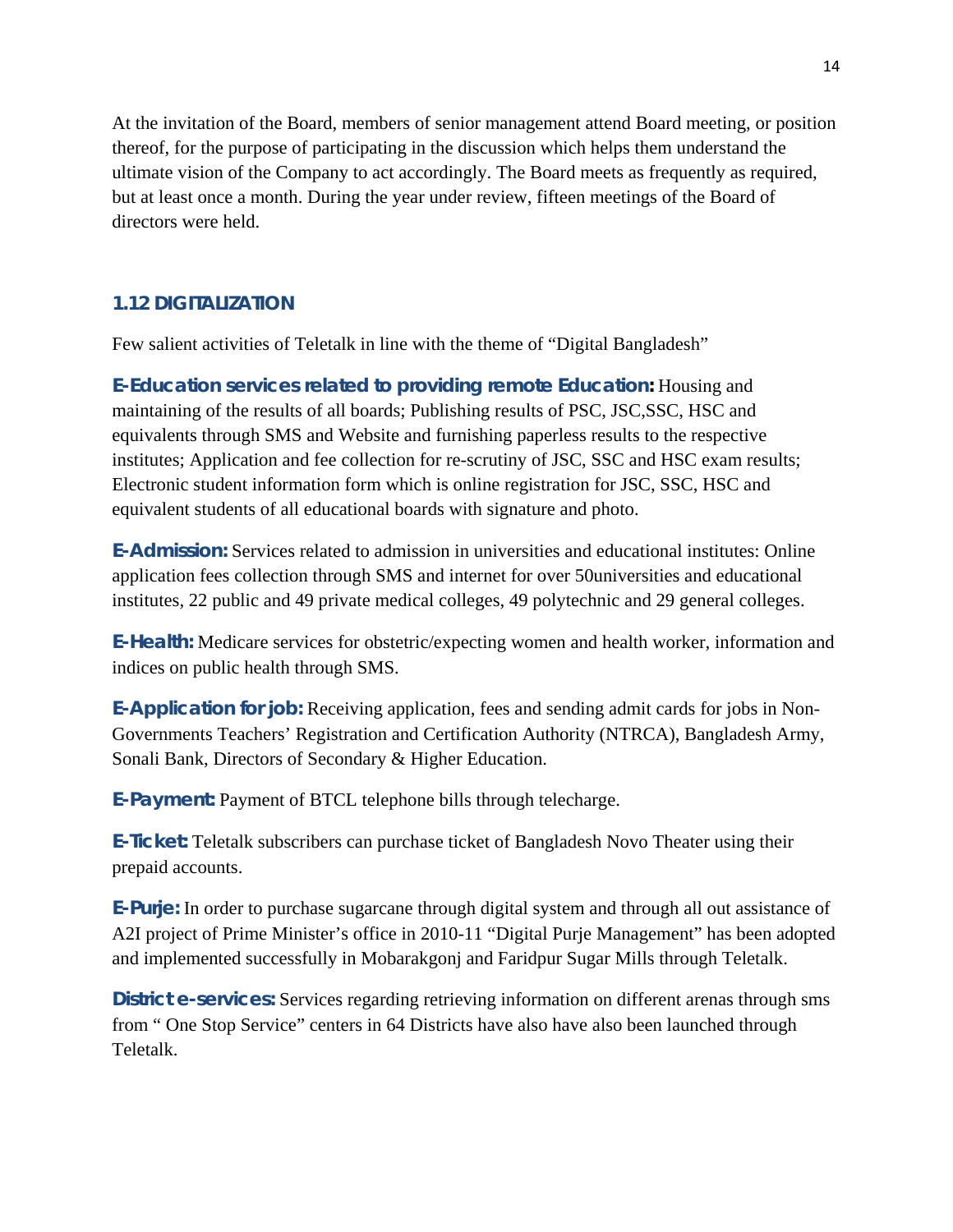At the invitation of the Board, members of senior management attend Board meeting, or position thereof, for the purpose of participating in the discussion which helps them understand the ultimate vision of the Company to act accordingly. The Board meets as frequently as required, but at least once a month. During the year under review, fifteen meetings of the Board of directors were held.

## 1.12 DIGITALIZATION

Few salient activities of Teletalk in line with the theme of "Digital Bangladesh"

**E-Education services related to providing remote Education:** Housing and maintaining of the results of all boards; Publishing results of PSC, JSC,SSC, HSC and equivalents through SMS and Website and furnishing paperless results to the respective institutes; Application and fee collection for re-scrutiny of JSC, SSC and HSC exam results; Electronic student information form which is online registration for JSC, SSC, HSC and equivalent students of all educational boards with signature and photo.

**E-Admission:** Services related to admission in universities and educational institutes: Online application fees collection through SMS and internet for over 50universities and educational institutes, 22 public and 49 private medical colleges, 49 polytechnic and 29 general colleges.

**E-Health:** Medicare services for obstetric/expecting women and health worker, information and indices on public health through SMS.

**E-Application for job:** Receiving application, fees and sending admit cards for jobs in Non-Governments Teachers' Registration and Certification Authority (NTRCA), Bangladesh Army, Sonali Bank, Directors of Secondary & Higher Education.

**E-Payment:** Payment of BTCL telephone bills through telecharge.

**E-Ticket:** Teletalk subscribers can purchase ticket of Bangladesh Novo Theater using their prepaid accounts.

**E-Purje:** In order to purchase sugarcane through digital system and through all out assistance of A2I project of Prime Minister's office in 2010-11 "Digital Purje Management" has been adopted and implemented successfully in Mobarakgonj and Faridpur Sugar Mills through Teletalk.

**District e-services:** Services regarding retrieving information on different arenas through sms from " One Stop Service" centers in 64 Districts have also have also been launched through Teletalk.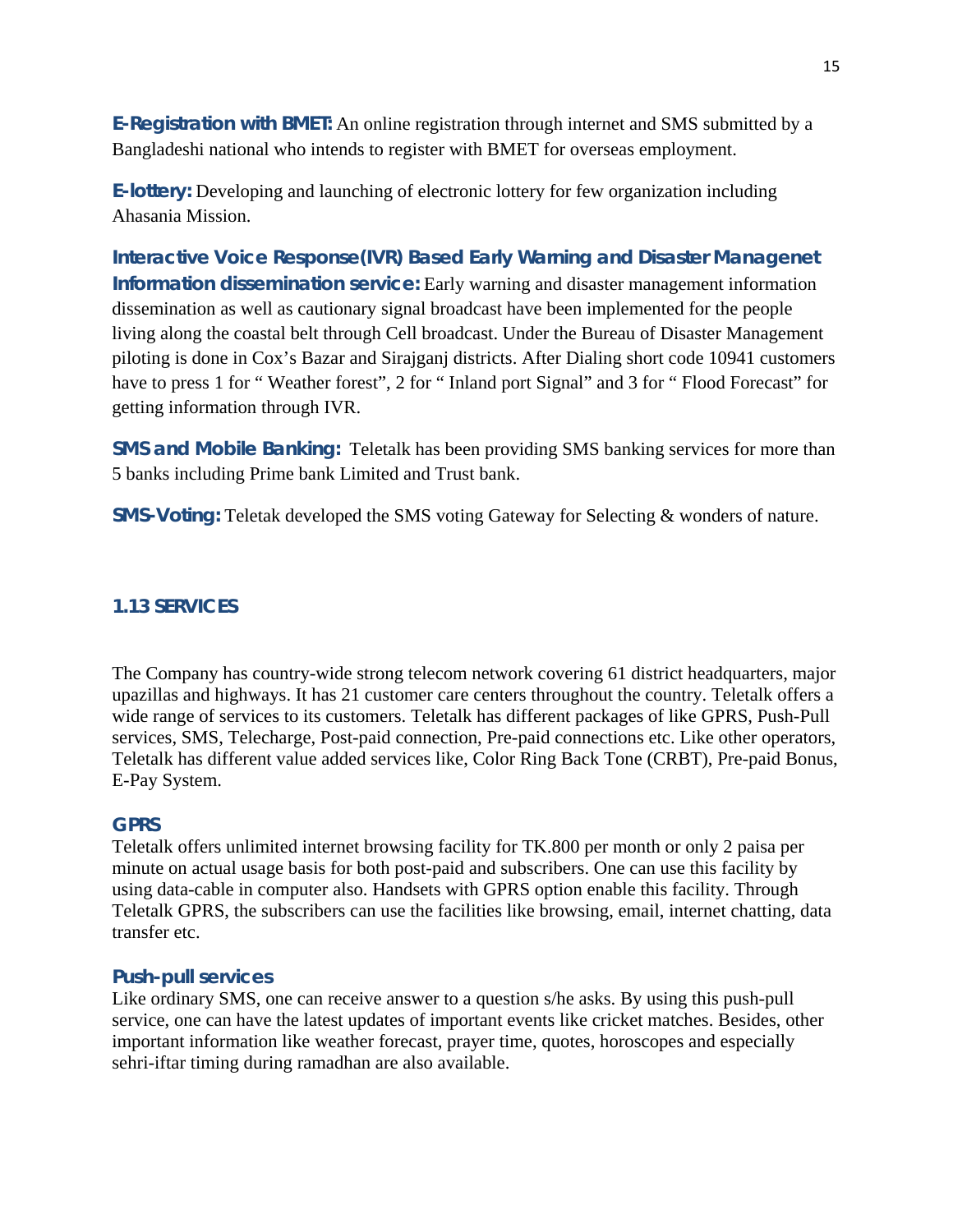**E-Registration with BMET:** An online registration through internet and SMS submitted by a Bangladeshi national who intends to register with BMET for overseas employment.

**E-lottery:** Developing and launching of electronic lottery for few organization including Ahasania Mission.

**Interactive Voice Response(IVR) Based Early Warning and Disaster Managenet Information dissemination service:** Early warning and disaster management information dissemination as well as cautionary signal broadcast have been implemented for the people living along the coastal belt through Cell broadcast. Under the Bureau of Disaster Management piloting is done in Cox's Bazar and Sirajganj districts. After Dialing short code 10941 customers have to press 1 for " Weather forest", 2 for " Inland port Signal" and 3 for " Flood Forecast" for getting information through IVR.

**SMS and Mobile Banking:** Teletalk has been providing SMS banking services for more than 5 banks including Prime bank Limited and Trust bank.

**SMS-Voting:** Teletak developed the SMS voting Gateway for Selecting & wonders of nature.

## 1.13 SERVICES

The Company has country-wide strong telecom network covering 61 district headquarters, major upazillas and highways. It has 21 customer care centers throughout the country. Teletalk offers a wide range of services to its customers. Teletalk has different packages of like GPRS, Push-Pull services, SMS, Telecharge, Post-paid connection, Pre-paid connections etc. Like other operators, Teletalk has different value added services like, Color Ring Back Tone (CRBT), Pre-paid Bonus, E-Pay System.

### GPRS

Teletalk offers unlimited internet browsing facility for TK.800 per month or only 2 paisa per minute on actual usage basis for both post-paid and subscribers. One can use this facility by using data-cable in computer also. Handsets with GPRS option enable this facility. Through Teletalk GPRS, the subscribers can use the facilities like browsing, email, internet chatting, data transfer etc.

### Push-pull services

Like ordinary SMS, one can receive answer to a question s/he asks. By using this push-pull service, one can have the latest updates of important events like cricket matches. Besides, other important information like weather forecast, prayer time, quotes, horoscopes and especially sehri-iftar timing during ramadhan are also available.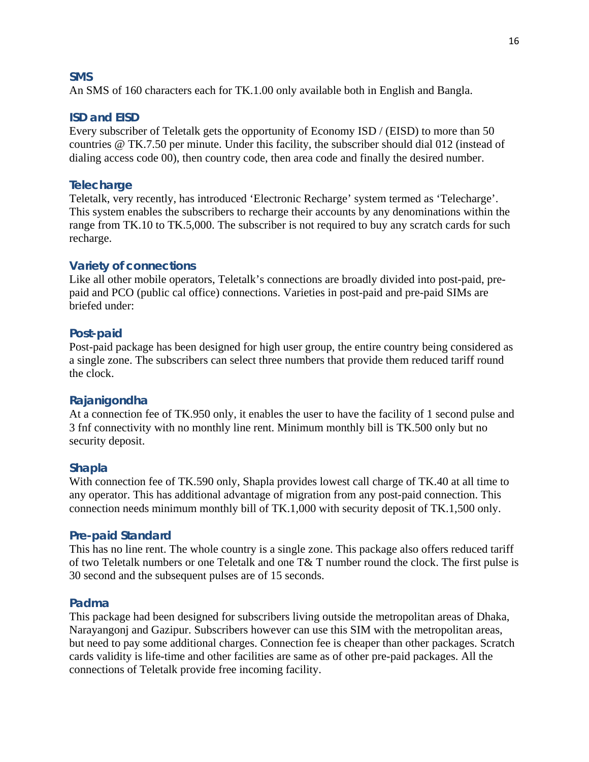### SMS

An SMS of 160 characters each for TK.1.00 only available both in English and Bangla.

### ISD and EISD

Every subscriber of Teletalk gets the opportunity of Economy ISD / (EISD) to more than 50 countries @ TK.7.50 per minute. Under this facility, the subscriber should dial 012 (instead of dialing access code 00), then country code, then area code and finally the desired number.

### Telecharge

Teletalk, very recently, has introduced 'Electronic Recharge' system termed as 'Telecharge'. This system enables the subscribers to recharge their accounts by any denominations within the range from TK.10 to TK.5,000. The subscriber is not required to buy any scratch cards for such recharge.

### Variety of connections

Like all other mobile operators, Teletalk's connections are broadly divided into post-paid, pre-paid and PCO (public cal office) connections. Varieties in post-paid and pre-paid SIMs are briefed under:

### Post-paid

Post-paid package has been designed for high user group, the entire country being considered as a single zone. The subscribers can select three numbers that provide them reduced tariff round the clock.

### Rajanigondha

At a connection fee of TK.950 only, it enables the user to have the facility of 1 second pulse and 3 fnf connectivity with no monthly line rent. Minimum monthly bill is TK.500 only but no security deposit.

### Shapla

With connection fee of TK.590 only, Shapla provides lowest call charge of TK.40 at all time to any operator. This has additional advantage of migration from any post-paid connection. This connection needs minimum monthly bill of TK.1,000 with security deposit of TK.1,500 only.

### Pre-paid Standard

This has no line rent. The whole country is a single zone. This package also offers reduced tariff of two Teletalk numbers or one Teletalk and one T& T number round the clock. The first pulse is 30 second and the subsequent pulses are of 15 seconds.

### Padma

This package had been designed for subscribers living outside the metropolitan areas of Dhaka, Narayangonj and Gazipur. Subscribers however can use this SIM with the metropolitan areas, but need to pay some additional charges. Connection fee is cheaper than other packages. Scratch cards validity is life-time and other facilities are same as of other pre-paid packages. All the connections of Teletalk provide free incoming facility.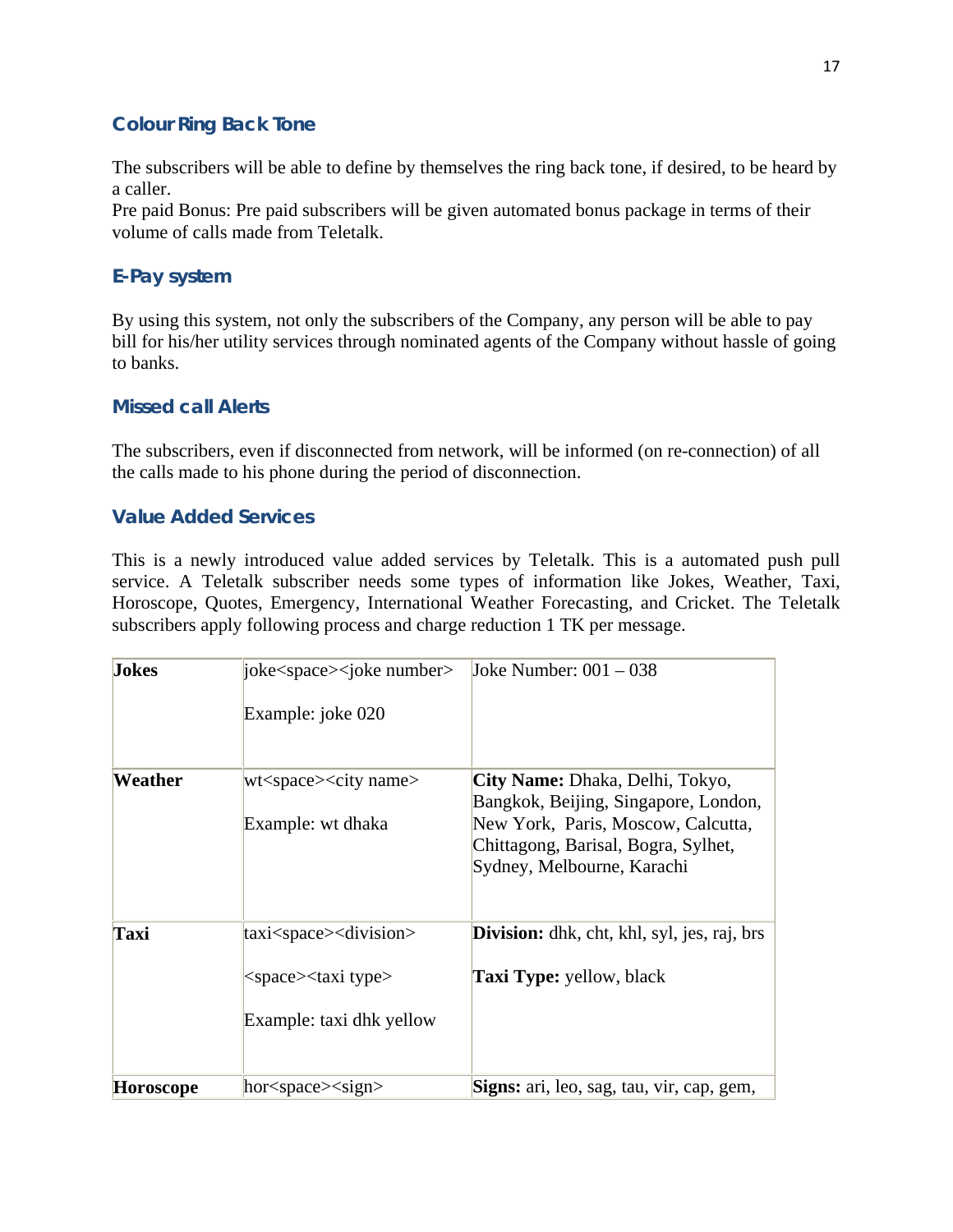### Colour Ring Back Tone

The subscribers will be able to define by themselves the ring back tone, if desired, to be heard by a caller.
Pre paid Bonus: Pre paid subscribers will be given automated bonus package in terms of their volume of calls made from Teletalk.

### E-Pay system

By using this system, not only the subscribers of the Company, any person will be able to pay bill for his/her utility services through nominated agents of the Company without hassle of going to banks.

### Missed call Alerts

The subscribers, even if disconnected from network, will be informed (on re-connection) of all the calls made to his phone during the period of disconnection.

### Value Added Services

This is a newly introduced value added services by Teletalk. This is a automated push pull service. A Teletalk subscriber needs some types of information like Jokes, Weather, Taxi, Horoscope, Quotes, Emergency, International Weather Forecasting, and Cricket. The Teletalk subscribers apply following process and charge reduction 1 TK per message.

| | | |
|---|---|---|
| **Jokes** | joke<space><joke number><br><br>Example: joke 020 | Joke Number: 001 – 038 |
| **Weather** | wt<space><city name><br><br>Example: wt dhaka | **City Name:** Dhaka, Delhi, Tokyo, Bangkok, Beijing, Singapore, London, New York, Paris, Moscow, Calcutta, Chittagong, Barisal, Bogra, Sylhet, Sydney, Melbourne, Karachi |
| **Taxi** | taxi<space><division><br><br><space><taxi type><br><br>Example: taxi dhk yellow | **Division:** dhk, cht, khl, syl, jes, raj, brs<br><br>**Taxi Type:** yellow, black |
| **Horoscope** | hor<space><sign> | **Signs:** ari, leo, sag, tau, vir, cap, gem, |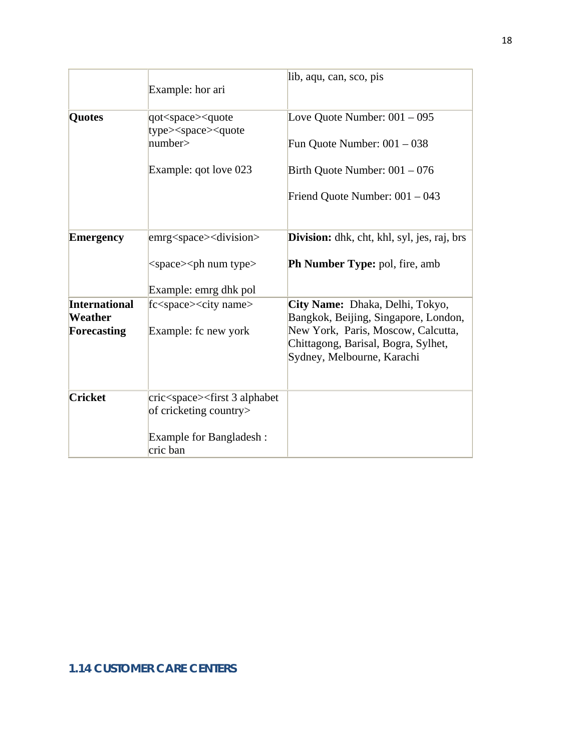|  |  |  |
|---|---|---|
|  | Example: hor ari | lib, aqu, can, sco, pis |
| **Quotes** | qot<space><quote type><space><quote number><br><br>Example: qot love 023 | Love Quote Number: 001 – 095<br><br>Fun Quote Number: 001 – 038<br><br>Birth Quote Number: 001 – 076<br><br>Friend Quote Number: 001 – 043 |
| **Emergency** | emrg<space><division><br><br><space><ph num type><br><br>Example: emrg dhk pol | **Division:** dhk, cht, khl, syl, jes, raj, brs<br><br>**Ph Number Type:** pol, fire, amb |
| **International Weather Forecasting** | fc<space><city name><br><br>Example: fc new york | **City Name:** Dhaka, Delhi, Tokyo, Bangkok, Beijing, Singapore, London, New York, Paris, Moscow, Calcutta, Chittagong, Barisal, Bogra, Sylhet, Sydney, Melbourne, Karachi |
| **Cricket** | cric<space><first 3 alphabet of cricketing country><br><br>Example for Bangladesh : cric ban |  |

## 1.14 CUSTOMER CARE CENTERS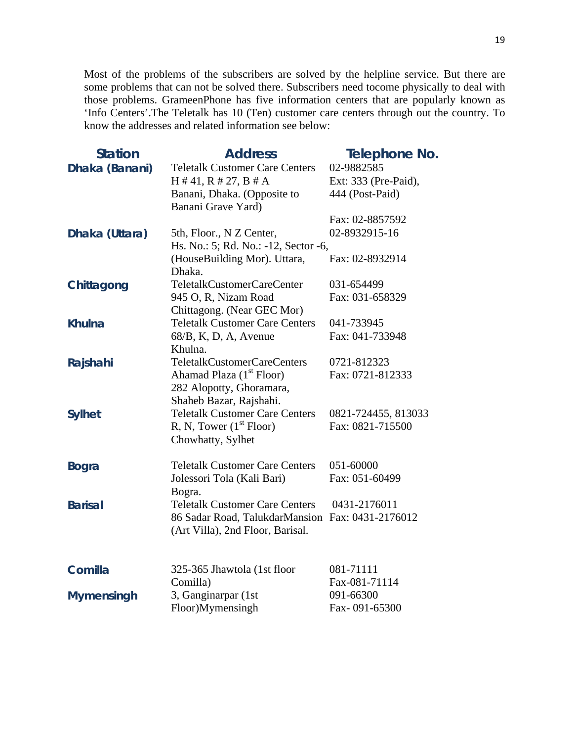Most of the problems of the subscribers are solved by the helpline service. But there are some problems that can not be solved there. Subscribers need tocome physically to deal with those problems. GrameenPhone has five information centers that are popularly known as 'Info Centers'.The Teletalk has 10 (Ten) customer care centers through out the country. To know the addresses and related information see below:

| Station | Address | Telephone No. |
| --- | --- | --- |
| Dhaka (Banani) | Teletalk Customer Care Centers H # 41, R # 27, B # A Banani, Dhaka. (Opposite to Banani Grave Yard) | 02-9882585 Ext: 333 (Pre-Paid), 444 (Post-Paid) Fax: 02-8857592 |
| Dhaka (Uttara) | 5th, Floor., N Z Center, Hs. No.: 5; Rd. No.: -12, Sector -6, (HouseBuilding Mor). Uttara, Dhaka. | 02-8932915-16 Fax: 02-8932914 |
| Chittagong | TeletalkCustomerCareCenter 945 O, R, Nizam Road Chittagong. (Near GEC Mor) | 031-654499 Fax: 031-658329 |
| Khulna | Teletalk Customer Care Centers 68/B, K, D, A, Avenue Khulna. | 041-733945 Fax: 041-733948 |
| Rajshahi | TeletalkCustomerCareCenters Ahamad Plaza (1st Floor) 282 Alopotty, Ghoramara, Shaheb Bazar, Rajshahi. | 0721-812323 Fax: 0721-812333 |
| Sylhet | Teletalk Customer Care Centers R, N, Tower (1st Floor) Chowhatty, Sylhet | 0821-724455, 813033 Fax: 0821-715500 |
| Bogra | Teletalk Customer Care Centers Jolessori Tola (Kali Bari) Bogra. | 051-60000 Fax: 051-60499 |
| Barisal | Teletalk Customer Care Centers 86 Sadar Road, TalukdarMansion (Art Villa), 2nd Floor, Barisal. | 0431-2176011 Fax: 0431-2176012 |
| Comilla | 325-365 Jhawtola (1st floor Comilla) | 081-71111 Fax-081-71114 |
| Mymensingh | 3, Ganginarpar (1st Floor)Mymensingh | 091-66300 Fax- 091-65300 |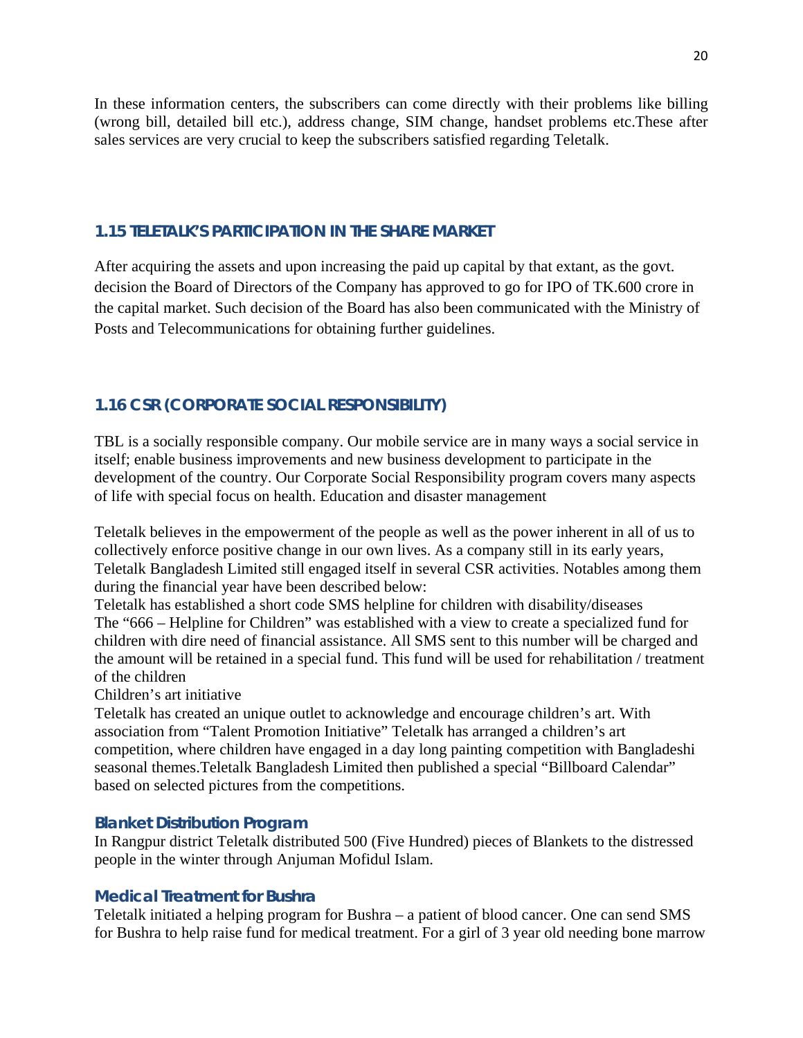In these information centers, the subscribers can come directly with their problems like billing (wrong bill, detailed bill etc.), address change, SIM change, handset problems etc.These after sales services are very crucial to keep the subscribers satisfied regarding Teletalk.

## 1.15 TELETALK'S PARTICIPATION IN THE SHARE MARKET

After acquiring the assets and upon increasing the paid up capital by that extant, as the govt. decision the Board of Directors of the Company has approved to go for IPO of TK.600 crore in the capital market. Such decision of the Board has also been communicated with the Ministry of Posts and Telecommunications for obtaining further guidelines.

## 1.16 CSR (CORPORATE SOCIAL RESPONSIBILITY)

TBL is a socially responsible company. Our mobile service are in many ways a social service in itself; enable business improvements and new business development to participate in the development of the country. Our Corporate Social Responsibility program covers many aspects of life with special focus on health. Education and disaster management

Teletalk believes in the empowerment of the people as well as the power inherent in all of us to collectively enforce positive change in our own lives. As a company still in its early years, Teletalk Bangladesh Limited still engaged itself in several CSR activities. Notables among them during the financial year have been described below:

Teletalk has established a short code SMS helpline for children with disability/diseases

The "666 – Helpline for Children" was established with a view to create a specialized fund for children with dire need of financial assistance. All SMS sent to this number will be charged and the amount will be retained in a special fund. This fund will be used for rehabilitation / treatment of the children

Children's art initiative

Teletalk has created an unique outlet to acknowledge and encourage children's art. With association from "Talent Promotion Initiative" Teletalk has arranged a children's art competition, where children have engaged in a day long painting competition with Bangladeshi seasonal themes.Teletalk Bangladesh Limited then published a special "Billboard Calendar" based on selected pictures from the competitions.

### Blanket Distribution Program

In Rangpur district Teletalk distributed 500 (Five Hundred) pieces of Blankets to the distressed people in the winter through Anjuman Mofidul Islam.

### Medical Treatment for Bushra

Teletalk initiated a helping program for Bushra – a patient of blood cancer. One can send SMS for Bushra to help raise fund for medical treatment. For a girl of 3 year old needing bone marrow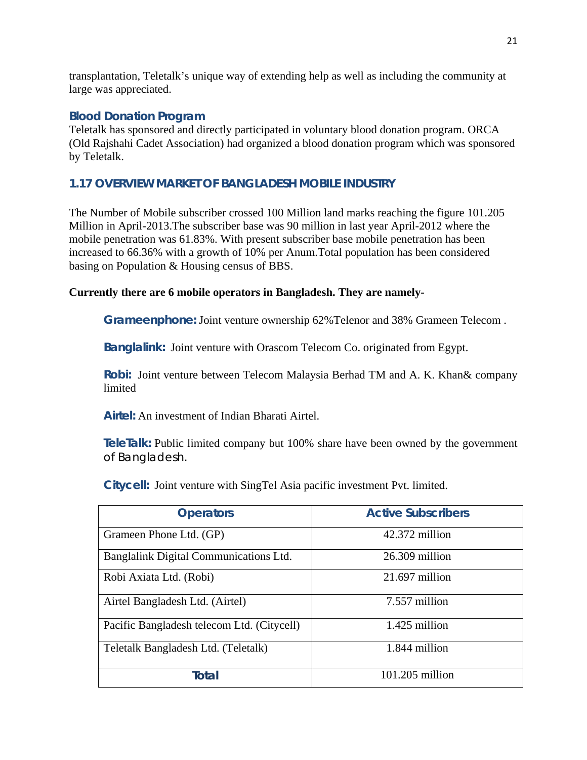transplantation, Teletalk's unique way of extending help as well as including the community at large was appreciated.

### Blood Donation Program

Teletalk has sponsored and directly participated in voluntary blood donation program. ORCA (Old Rajshahi Cadet Association) had organized a blood donation program which was sponsored by Teletalk.

## 1.17 OVERVIEW MARKET OF BANGLADESH MOBILE INDUSTRY

The Number of Mobile subscriber crossed 100 Million land marks reaching the figure 101.205 Million in April-2013.The subscriber base was 90 million in last year April-2012 where the mobile penetration was 61.83%. With present subscriber base mobile penetration has been increased to 66.36% with a growth of 10% per Anum.Total population has been considered basing on Population & Housing census of BBS.

**Currently there are 6 mobile operators in Bangladesh. They are namely-**

**Grameenphone:** Joint venture ownership 62%Telenor and 38% Grameen Telecom .

**Banglalink:** Joint venture with Orascom Telecom Co. originated from Egypt.

**Robi:** Joint venture between Telecom Malaysia Berhad TM and A. K. Khan& company limited

**Airtel:** An investment of Indian Bharati Airtel.

**TeleTalk:** Public limited company but 100% share have been owned by the government of Bangladesh.

**Citycell:** Joint venture with SingTel Asia pacific investment Pvt. limited.

| Operators | Active Subscribers |
|---|---|
| Grameen Phone Ltd. (GP) | 42.372 million |
| Banglalink Digital Communications Ltd. | 26.309 million |
| Robi Axiata Ltd. (Robi) | 21.697 million |
| Airtel Bangladesh Ltd. (Airtel) | 7.557 million |
| Pacific Bangladesh telecom Ltd. (Citycell) | 1.425 million |
| Teletalk Bangladesh Ltd. (Teletalk) | 1.844 million |
| **Total** | 101.205 million |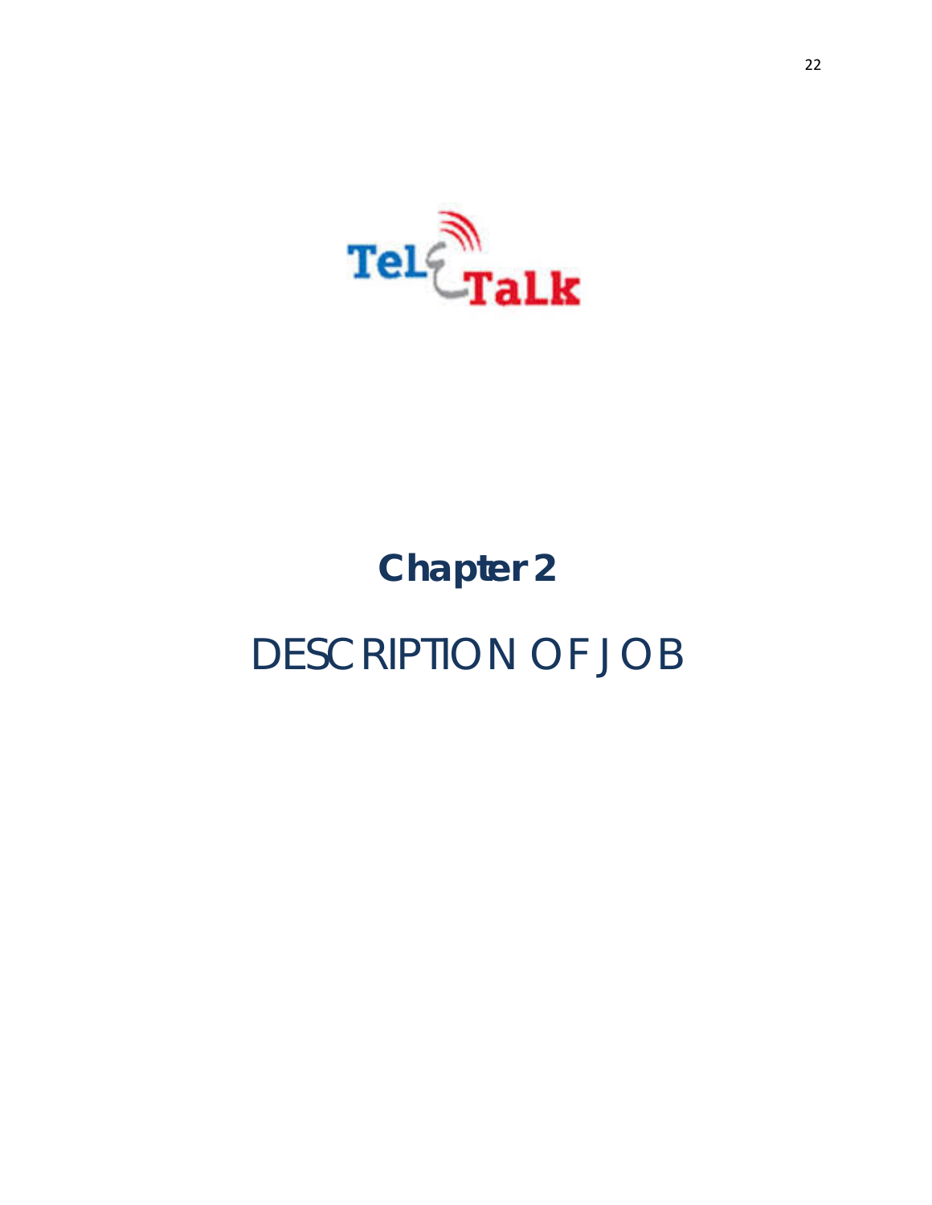# Chapter 2

# DESCRIPTION OF JOB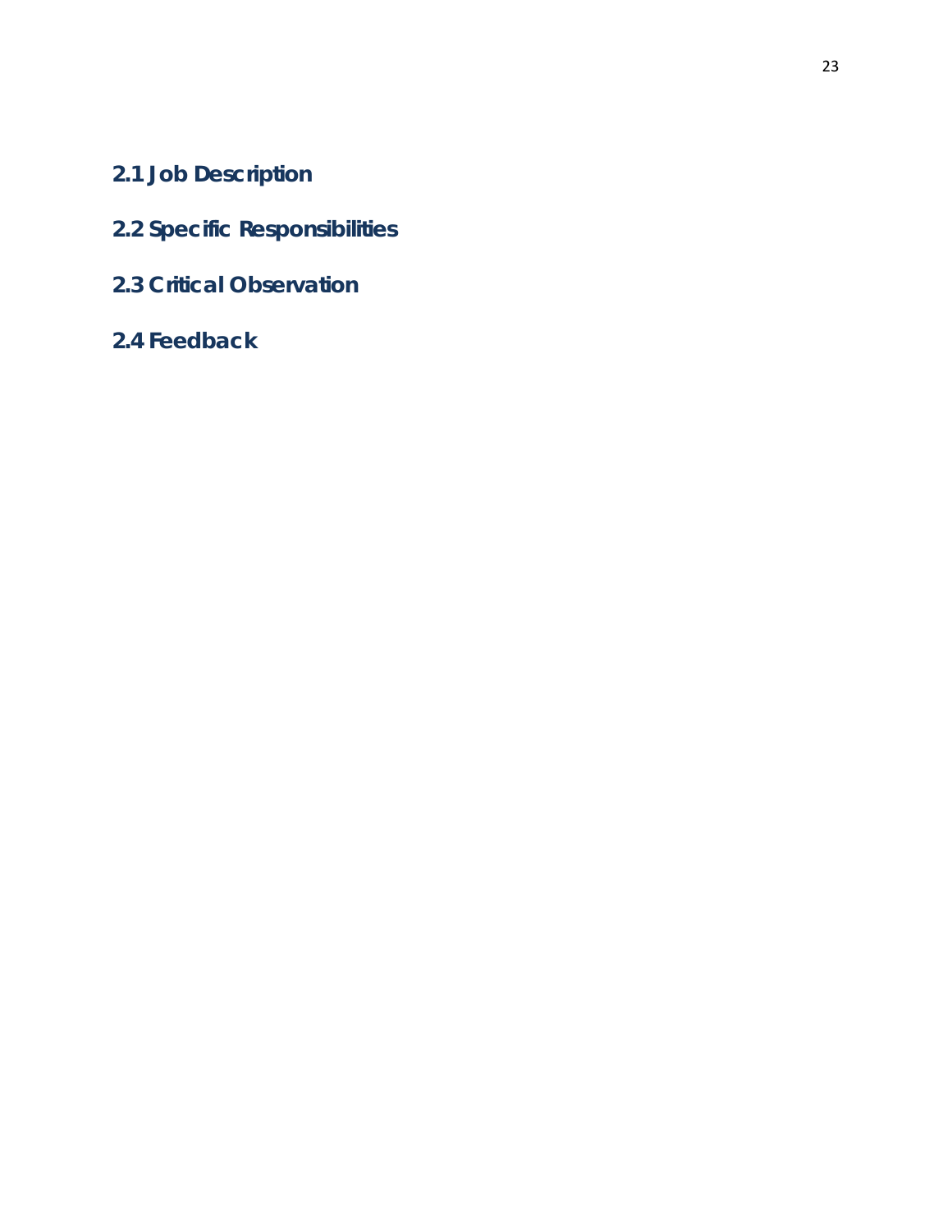## 2.1 Job Description

## 2.2 Specific Responsibilities

## 2.3 Critical Observation

## 2.4 Feedback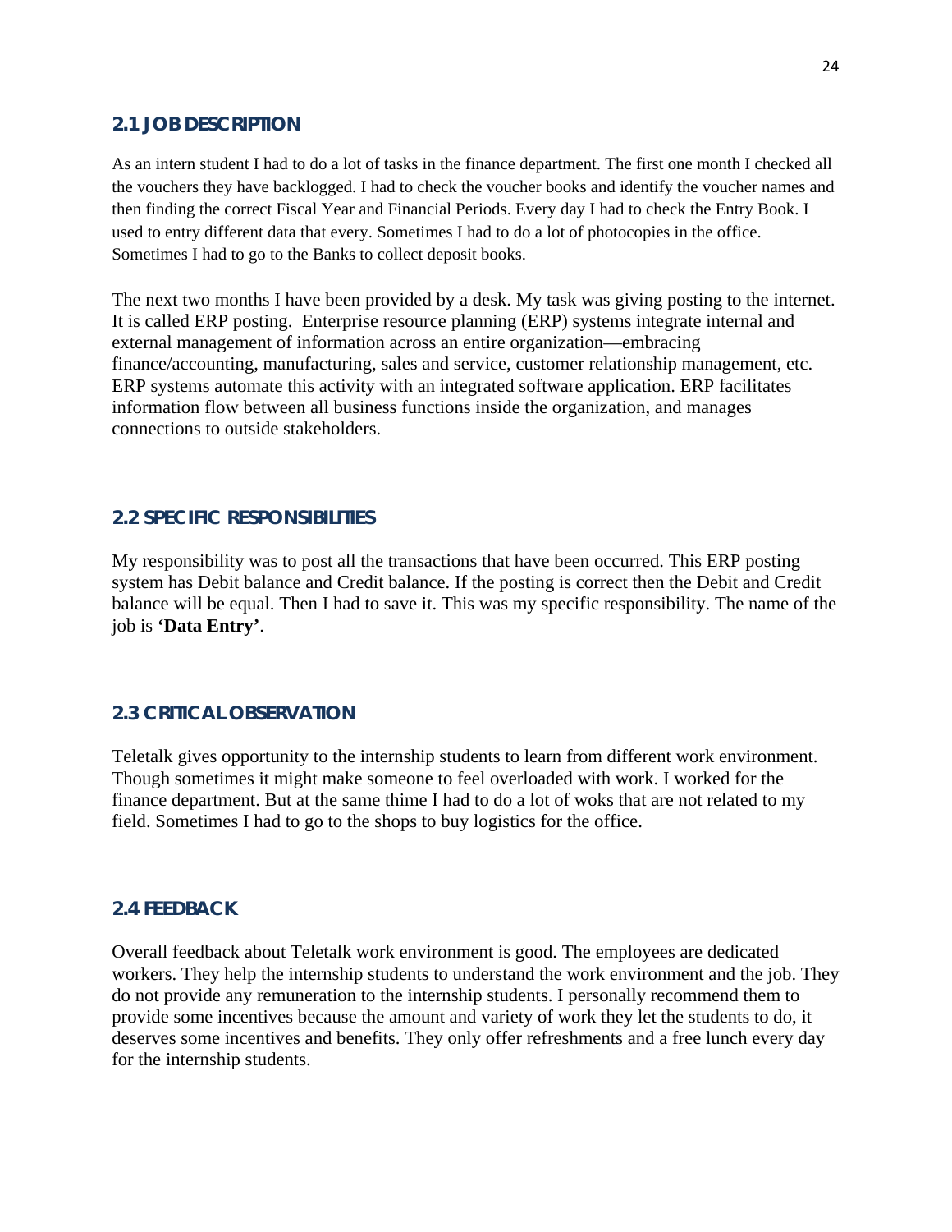## 2.1 JOB DESCRIPTION

As an intern student I had to do a lot of tasks in the finance department. The first one month I checked all the vouchers they have backlogged. I had to check the voucher books and identify the voucher names and then finding the correct Fiscal Year and Financial Periods. Every day I had to check the Entry Book. I used to entry different data that every. Sometimes I had to do a lot of photocopies in the office. Sometimes I had to go to the Banks to collect deposit books.

The next two months I have been provided by a desk. My task was giving posting to the internet. It is called ERP posting. Enterprise resource planning (ERP) systems integrate internal and external management of information across an entire organization—embracing finance/accounting, manufacturing, sales and service, customer relationship management, etc. ERP systems automate this activity with an integrated software application. ERP facilitates information flow between all business functions inside the organization, and manages connections to outside stakeholders.

## 2.2 SPECIFIC RESPONSIBILITIES

My responsibility was to post all the transactions that have been occurred. This ERP posting system has Debit balance and Credit balance. If the posting is correct then the Debit and Credit balance will be equal. Then I had to save it. This was my specific responsibility. The name of the job is **'Data Entry'**.

## 2.3 CRITICAL OBSERVATION

Teletalk gives opportunity to the internship students to learn from different work environment. Though sometimes it might make someone to feel overloaded with work. I worked for the finance department. But at the same thime I had to do a lot of woks that are not related to my field. Sometimes I had to go to the shops to buy logistics for the office.

## 2.4 FEEDBACK

Overall feedback about Teletalk work environment is good. The employees are dedicated workers. They help the internship students to understand the work environment and the job. They do not provide any remuneration to the internship students. I personally recommend them to provide some incentives because the amount and variety of work they let the students to do, it deserves some incentives and benefits. They only offer refreshments and a free lunch every day for the internship students.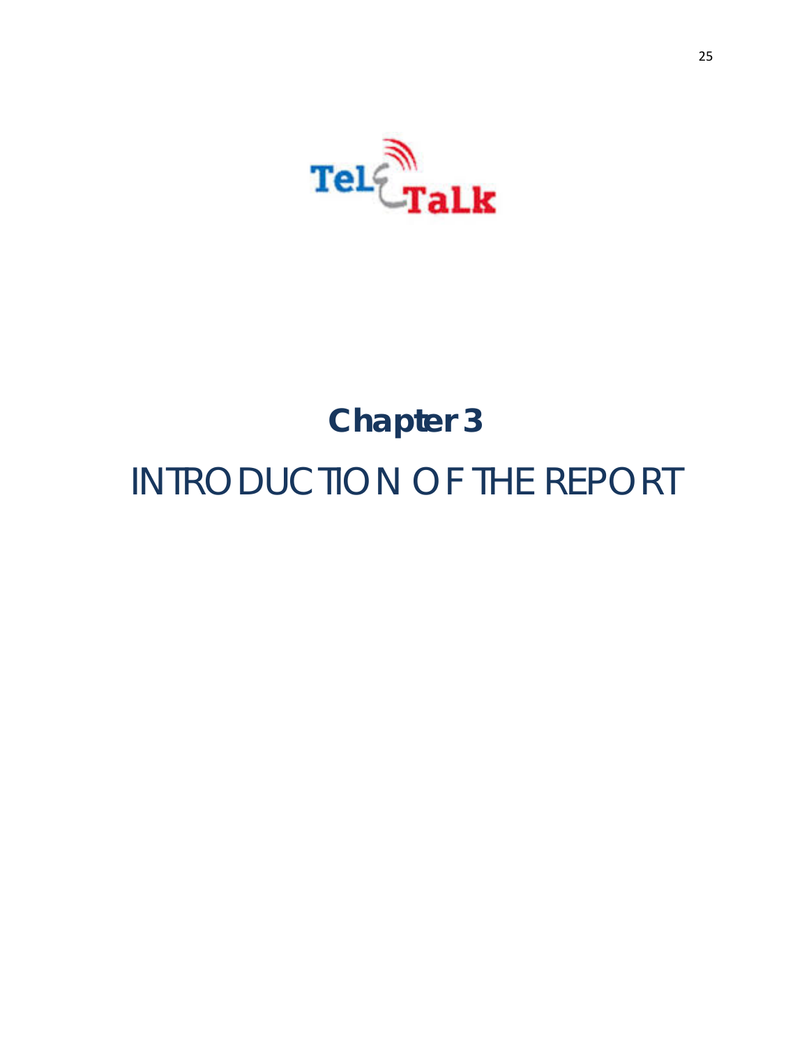# Chapter 3

# INTRODUCTION OF THE REPORT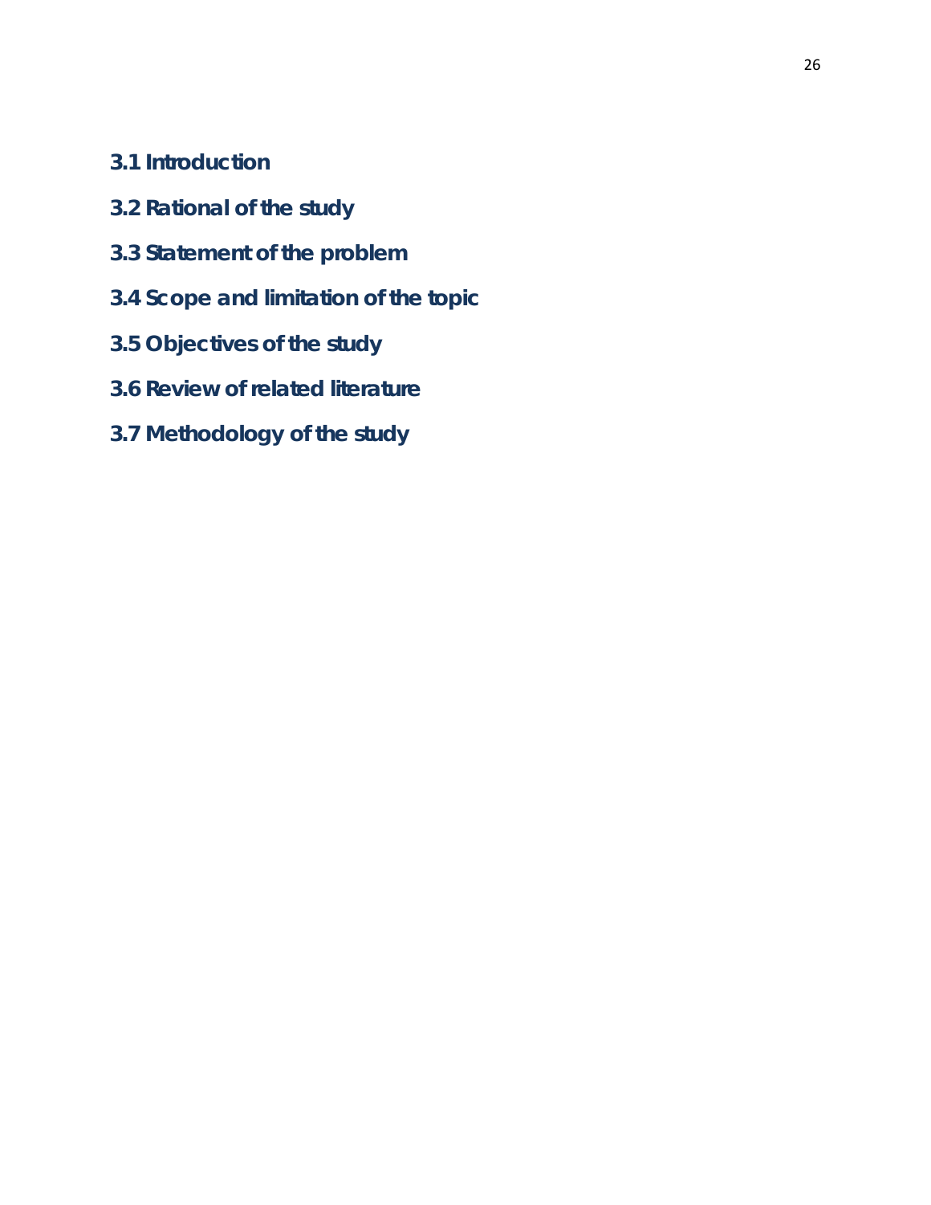## 3.1 Introduction

## 3.2 Rational of the study

## 3.3 Statement of the problem

## 3.4 Scope and limitation of the topic

## 3.5 Objectives of the study

## 3.6 Review of related literature

## 3.7 Methodology of the study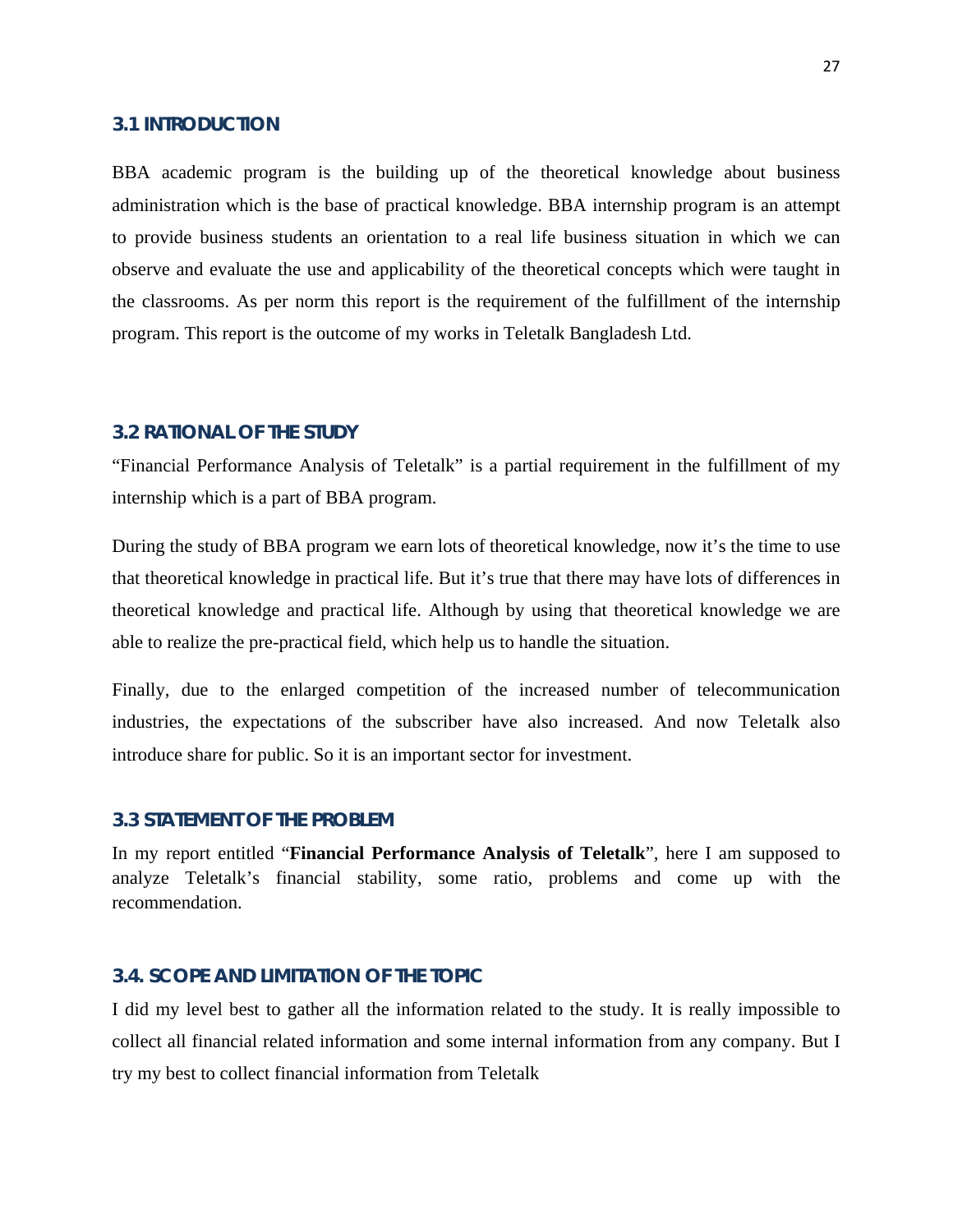### 3.1 INTRODUCTION

BBA academic program is the building up of the theoretical knowledge about business administration which is the base of practical knowledge. BBA internship program is an attempt to provide business students an orientation to a real life business situation in which we can observe and evaluate the use and applicability of the theoretical concepts which were taught in the classrooms. As per norm this report is the requirement of the fulfillment of the internship program. This report is the outcome of my works in Teletalk Bangladesh Ltd.

### 3.2 RATIONAL OF THE STUDY

"Financial Performance Analysis of Teletalk" is a partial requirement in the fulfillment of my internship which is a part of BBA program.

During the study of BBA program we earn lots of theoretical knowledge, now it's the time to use that theoretical knowledge in practical life. But it's true that there may have lots of differences in theoretical knowledge and practical life. Although by using that theoretical knowledge we are able to realize the pre-practical field, which help us to handle the situation.

Finally, due to the enlarged competition of the increased number of telecommunication industries, the expectations of the subscriber have also increased. And now Teletalk also introduce share for public. So it is an important sector for investment.

### 3.3 STATEMENT OF THE PROBLEM

In my report entitled "**Financial Performance Analysis of Teletalk**", here I am supposed to analyze Teletalk's financial stability, some ratio, problems and come up with the recommendation.

### 3.4. SCOPE AND LIMITATION OF THE TOPIC

I did my level best to gather all the information related to the study. It is really impossible to collect all financial related information and some internal information from any company. But I try my best to collect financial information from Teletalk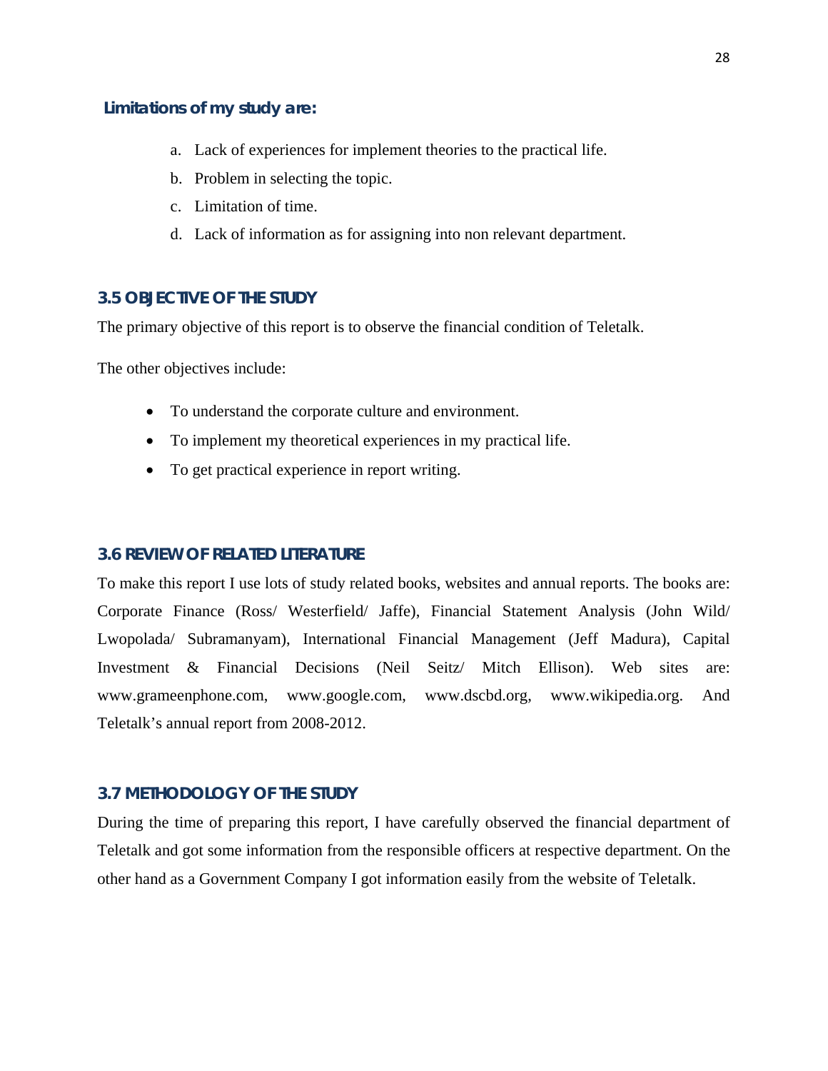**Limitations of my study are:**

a. Lack of experiences for implement theories to the practical life.
b. Problem in selecting the topic.
c. Limitation of time.
d. Lack of information as for assigning into non relevant department.

## 3.5 OBJECTIVE OF THE STUDY

The primary objective of this report is to observe the financial condition of Teletalk.

The other objectives include:

- To understand the corporate culture and environment.
- To implement my theoretical experiences in my practical life.
- To get practical experience in report writing.

## 3.6 REVIEW OF RELATED LITERATURE

To make this report I use lots of study related books, websites and annual reports. The books are: Corporate Finance (Ross/ Westerfield/ Jaffe), Financial Statement Analysis (John Wild/ Lwopolada/ Subramanyam), International Financial Management (Jeff Madura), Capital Investment & Financial Decisions (Neil Seitz/ Mitch Ellison). Web sites are: www.grameenphone.com, www.google.com, www.dscbd.org, www.wikipedia.org. And Teletalk's annual report from 2008-2012.

## 3.7 METHODOLOGY OF THE STUDY

During the time of preparing this report, I have carefully observed the financial department of Teletalk and got some information from the responsible officers at respective department. On the other hand as a Government Company I got information easily from the website of Teletalk.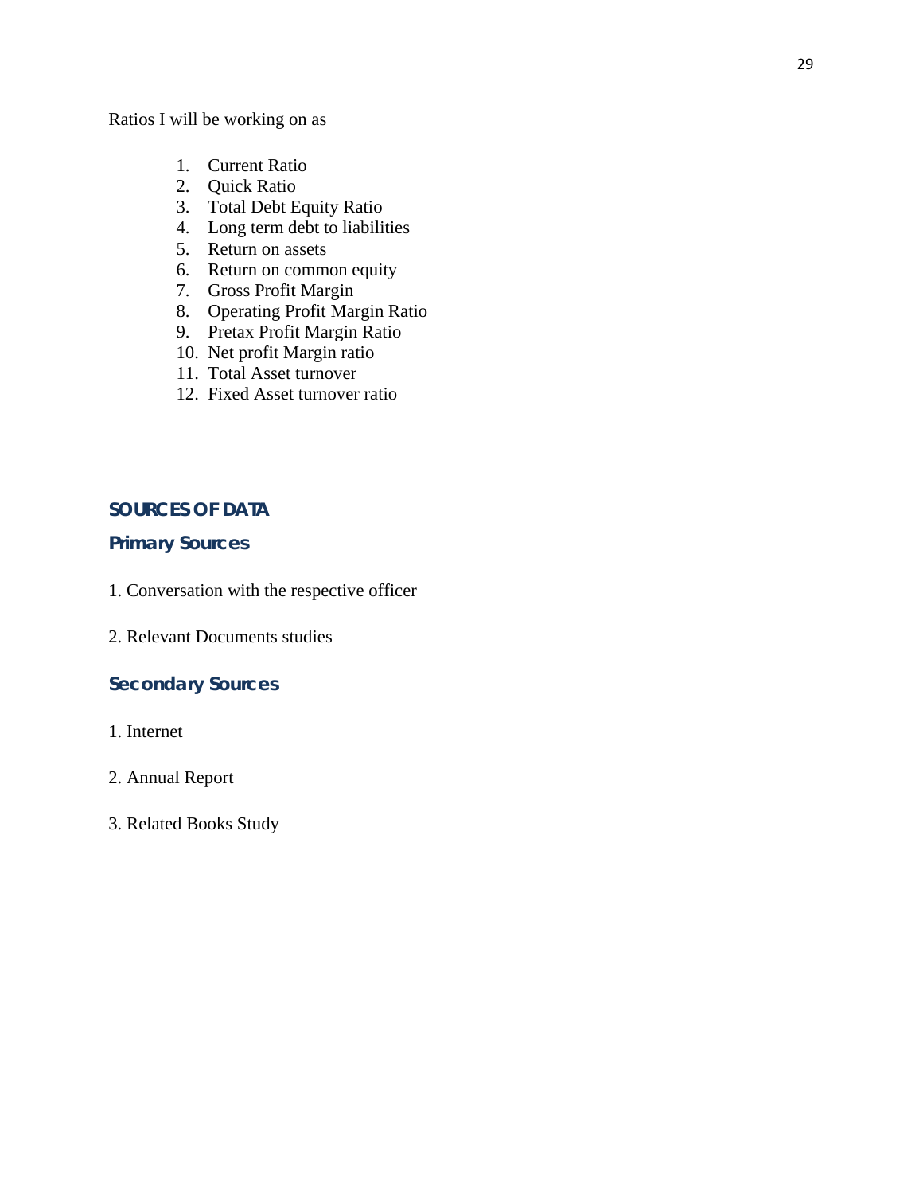Ratios I will be working on as

1. Current Ratio
2. Quick Ratio
3. Total Debt Equity Ratio
4. Long term debt to liabilities
5. Return on assets
6. Return on common equity
7. Gross Profit Margin
8. Operating Profit Margin Ratio
9. Pretax Profit Margin Ratio
10. Net profit Margin ratio
11. Total Asset turnover
12. Fixed Asset turnover ratio

## SOURCES OF DATA

### Primary Sources

1. Conversation with the respective officer

2. Relevant Documents studies

### Secondary Sources

1. Internet

2. Annual Report

3. Related Books Study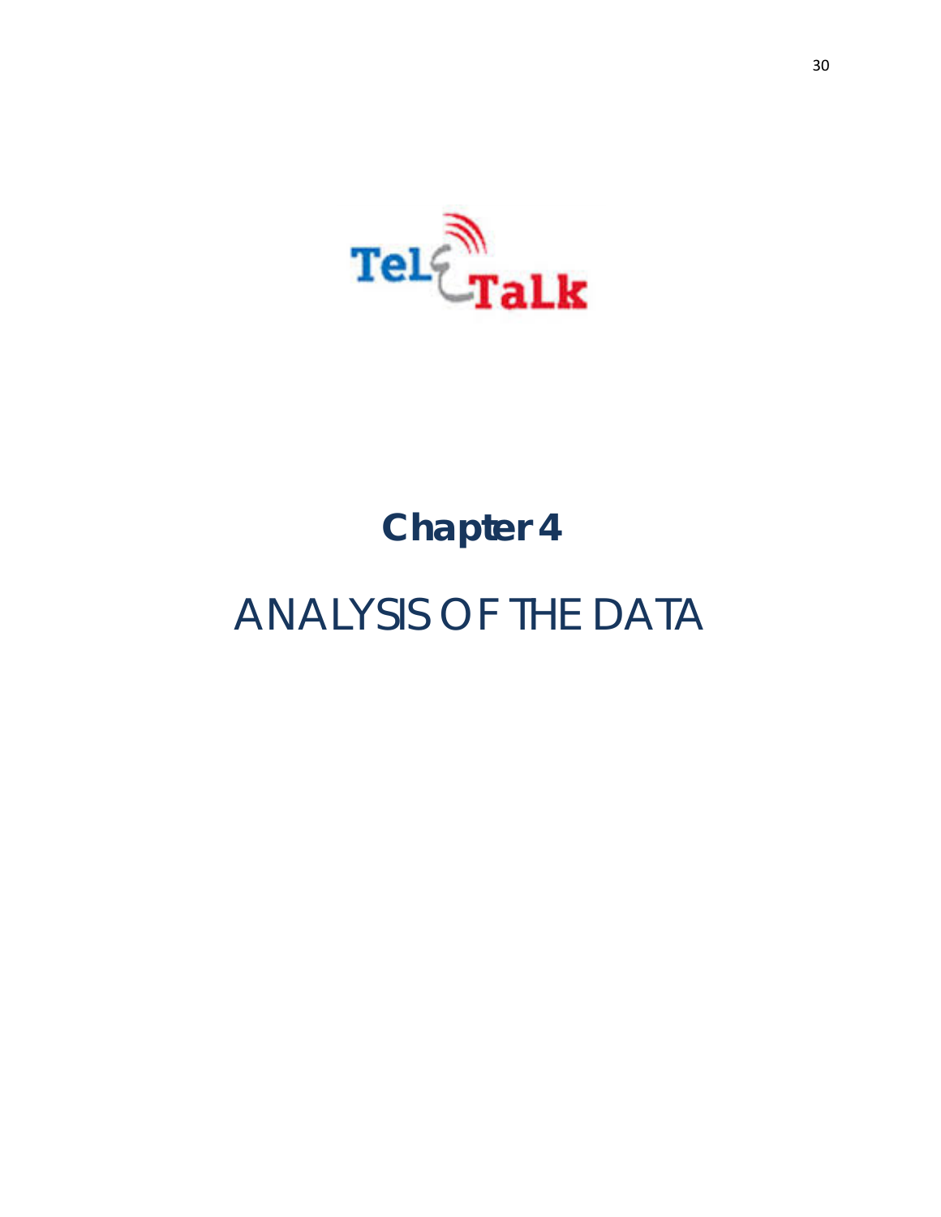# Chapter 4

## ANALYSIS OF THE DATA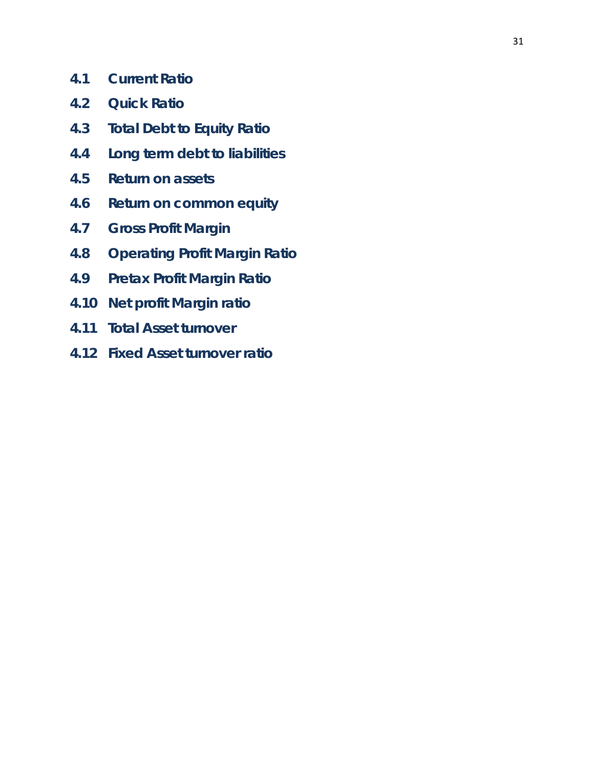## 4.1 Current Ratio

## 4.2 Quick Ratio

## 4.3 Total Debt to Equity Ratio

## 4.4 Long term debt to liabilities

## 4.5 Return on assets

## 4.6 Return on common equity

## 4.7 Gross Profit Margin

## 4.8 Operating Profit Margin Ratio

## 4.9 Pretax Profit Margin Ratio

## 4.10 Net profit Margin ratio

## 4.11 Total Asset turnover

## 4.12 Fixed Asset turnover ratio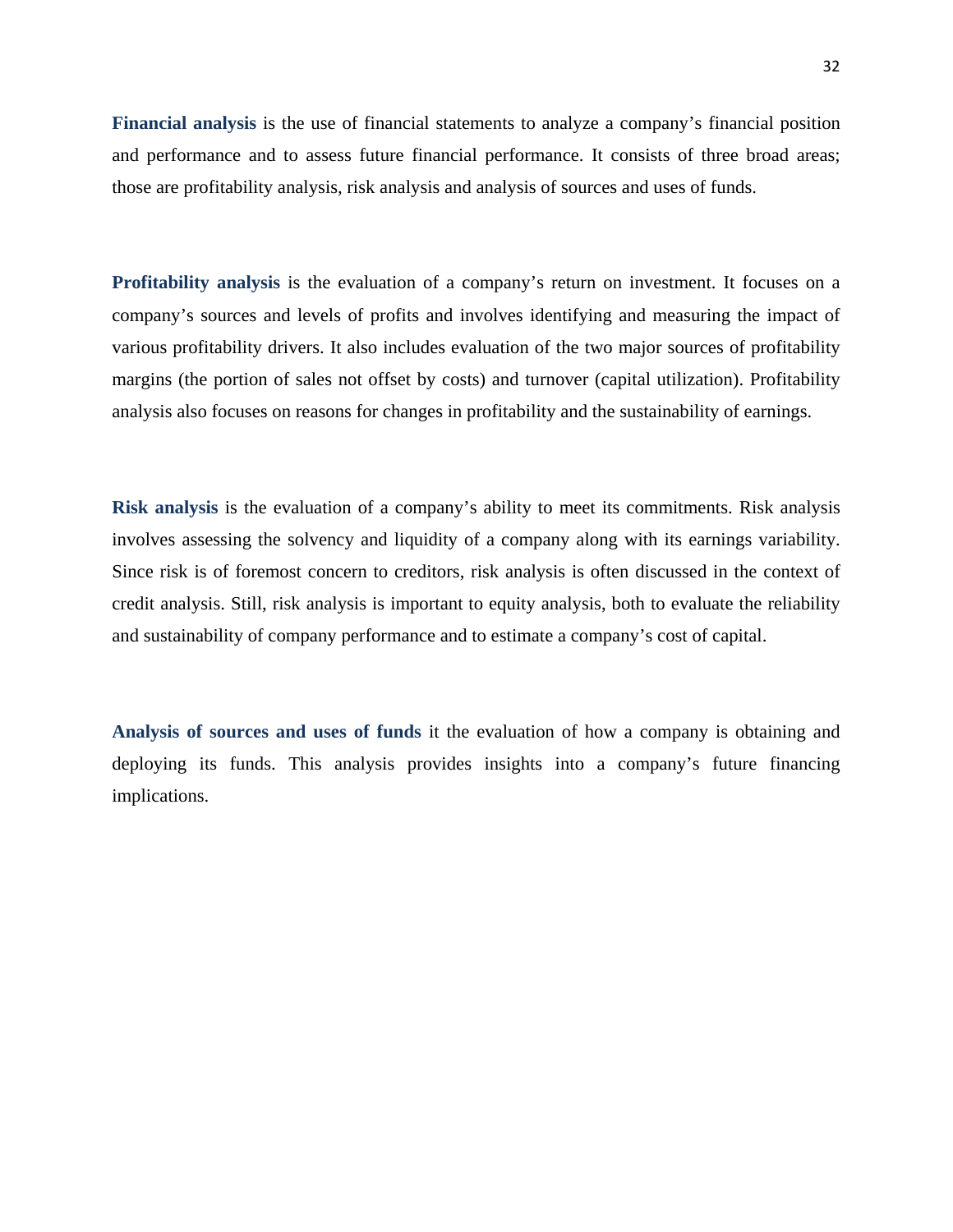**Financial analysis** is the use of financial statements to analyze a company's financial position and performance and to assess future financial performance. It consists of three broad areas; those are profitability analysis, risk analysis and analysis of sources and uses of funds.

**Profitability analysis** is the evaluation of a company's return on investment. It focuses on a company's sources and levels of profits and involves identifying and measuring the impact of various profitability drivers. It also includes evaluation of the two major sources of profitability margins (the portion of sales not offset by costs) and turnover (capital utilization). Profitability analysis also focuses on reasons for changes in profitability and the sustainability of earnings.

**Risk analysis** is the evaluation of a company's ability to meet its commitments. Risk analysis involves assessing the solvency and liquidity of a company along with its earnings variability. Since risk is of foremost concern to creditors, risk analysis is often discussed in the context of credit analysis. Still, risk analysis is important to equity analysis, both to evaluate the reliability and sustainability of company performance and to estimate a company's cost of capital.

**Analysis of sources and uses of funds** it the evaluation of how a company is obtaining and deploying its funds. This analysis provides insights into a company's future financing implications.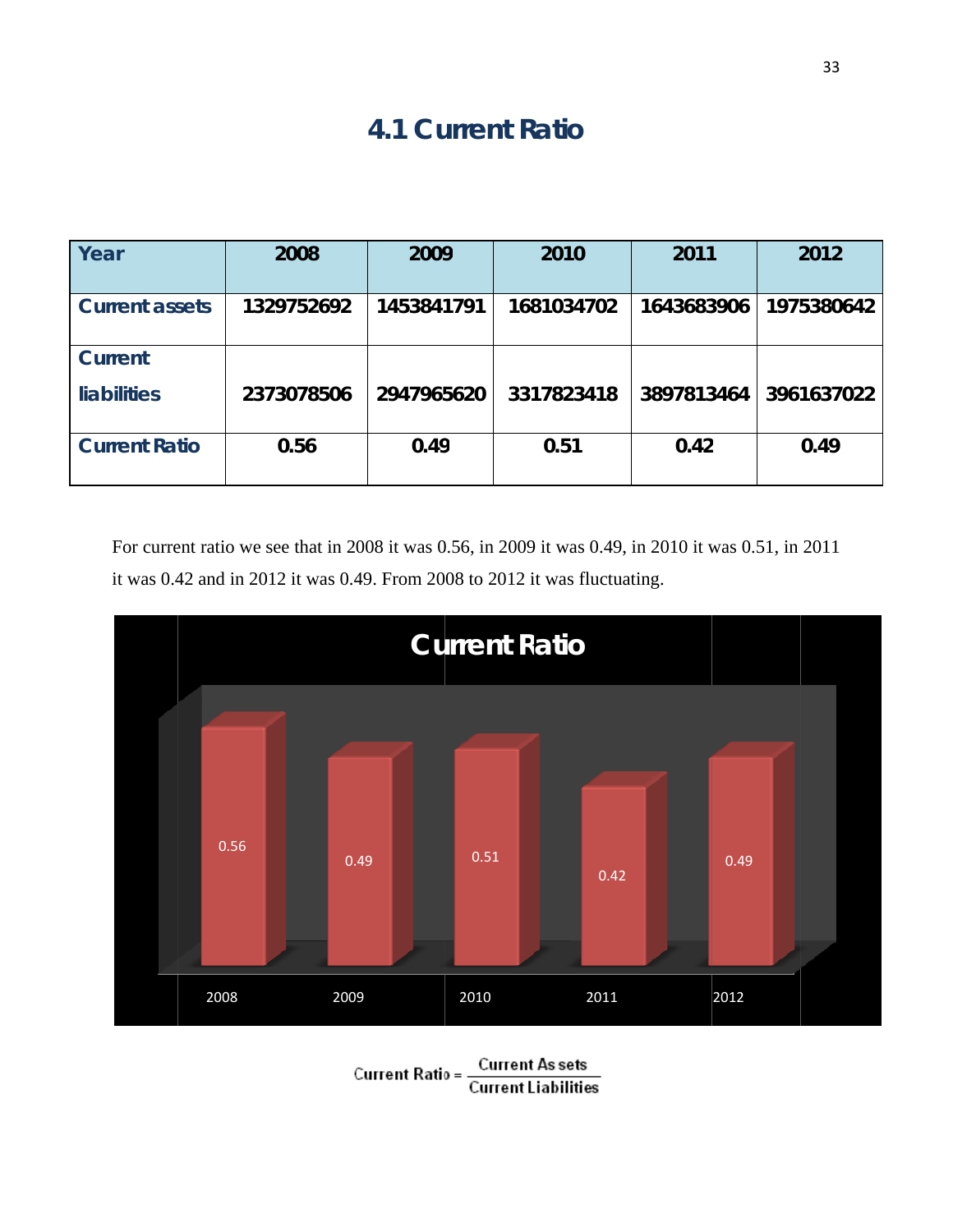# 4.1 Current Ratio

| Year | 2008 | 2009 | 2010 | 2011 | 2012 |
|---|---|---|---|---|---|
| Current assets | 1329752692 | 1453841791 | 1681034702 | 1643683906 | 1975380642 |
| Current liabilities | 2373078506 | 2947965620 | 3317823418 | 3897813464 | 3961637022 |
| Current Ratio | 0.56 | 0.49 | 0.51 | 0.42 | 0.49 |

For current ratio we see that in 2008 it was 0.56, in 2009 it was 0.49, in 2010 it was 0.51, in 2011 it was 0.42 and in 2012 it was 0.49. From 2008 to 2012 it was fluctuating.

Current Ratio

| 2008 | 2009 | 2010 | 2011 | 2012 |
|---|---|---|---|---|
| 0.56 | 0.49 | 0.51 | 0.42 | 0.49 |

$$\text{Current Ratio} = \frac{\text{Current Assets}}{\text{Current Liabilities}}$$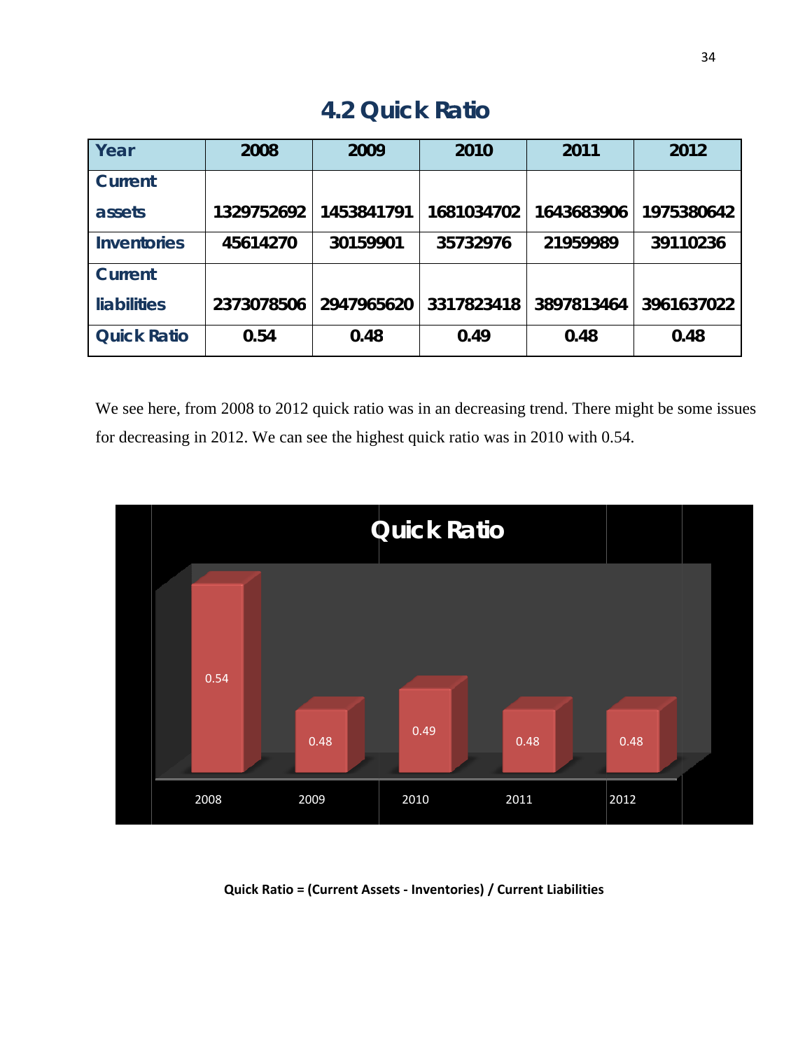## 4.2 Quick Ratio

| Year | 2008 | 2009 | 2010 | 2011 | 2012 |
|---|---|---|---|---|---|
| Current assets | 1329752692 | 1453841791 | 1681034702 | 1643683906 | 1975380642 |
| Inventories | 45614270 | 30159901 | 35732976 | 21959989 | 39110236 |
| Current liabilities | 2373078506 | 2947965620 | 3317823418 | 3897813464 | 3961637022 |
| Quick Ratio | 0.54 | 0.48 | 0.49 | 0.48 | 0.48 |

We see here, from 2008 to 2012 quick ratio was in an decreasing trend. There might be some issues for decreasing in 2012. We can see the highest quick ratio was in 2010 with 0.54.

**Quick Ratio = (Current Assets - Inventories) / Current Liabilities**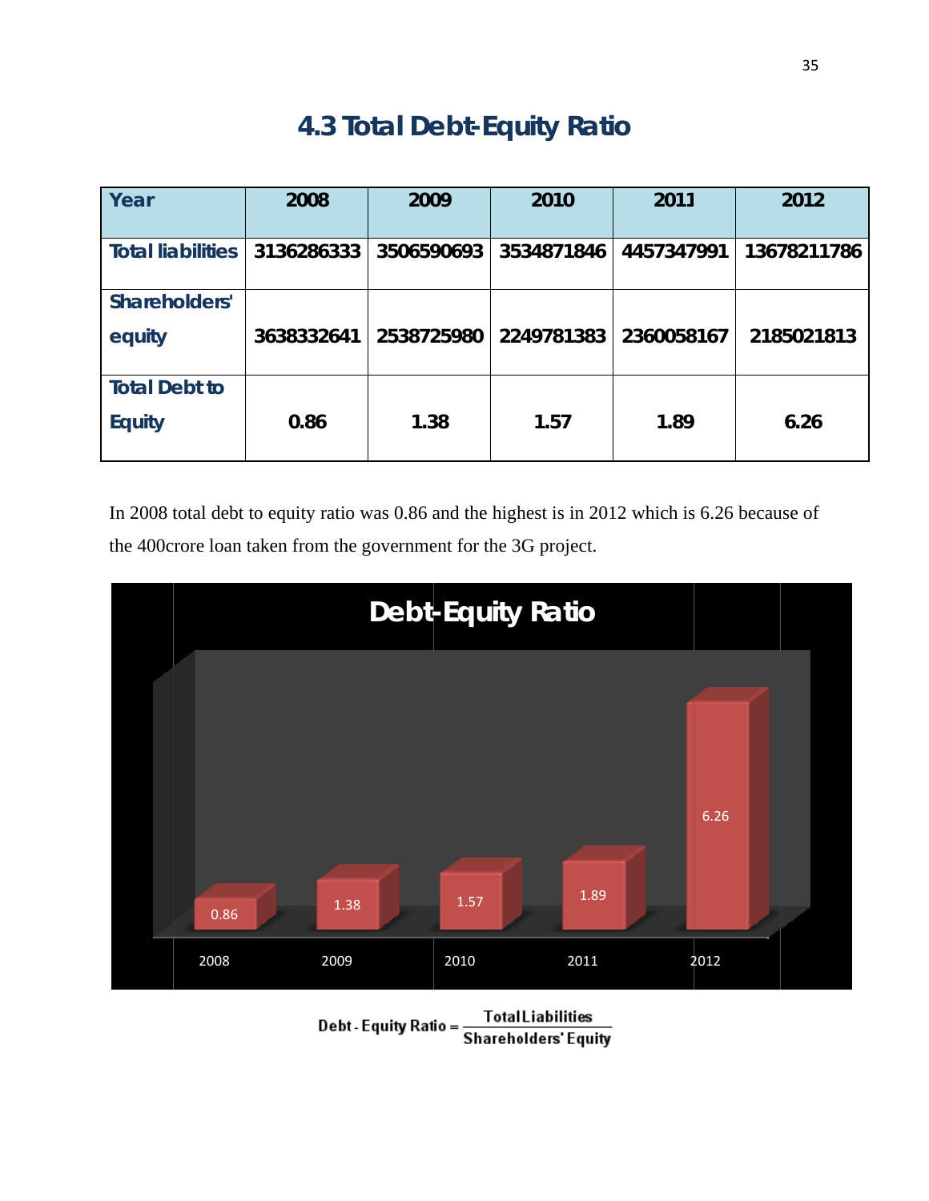# 4.3 Total Debt-Equity Ratio

| Year | 2008 | 2009 | 2010 | 2011 | 2012 |
|---|---|---|---|---|---|
| Total liabilities | 3136286333 | 3506590693 | 3534871846 | 4457347991 | 13678211786 |
| Shareholders' equity | 3638332641 | 2538725980 | 2249781383 | 2360058167 | 2185021813 |
| Total Debt to Equity | 0.86 | 1.38 | 1.57 | 1.89 | 6.26 |

In 2008 total debt to equity ratio was 0.86 and the highest is in 2012 which is 6.26 because of the 400crore loan taken from the government for the 3G project.

$$\text{Debt-Equity Ratio} = \frac{\text{Total Liabilities}}{\text{Shareholders' Equity}}$$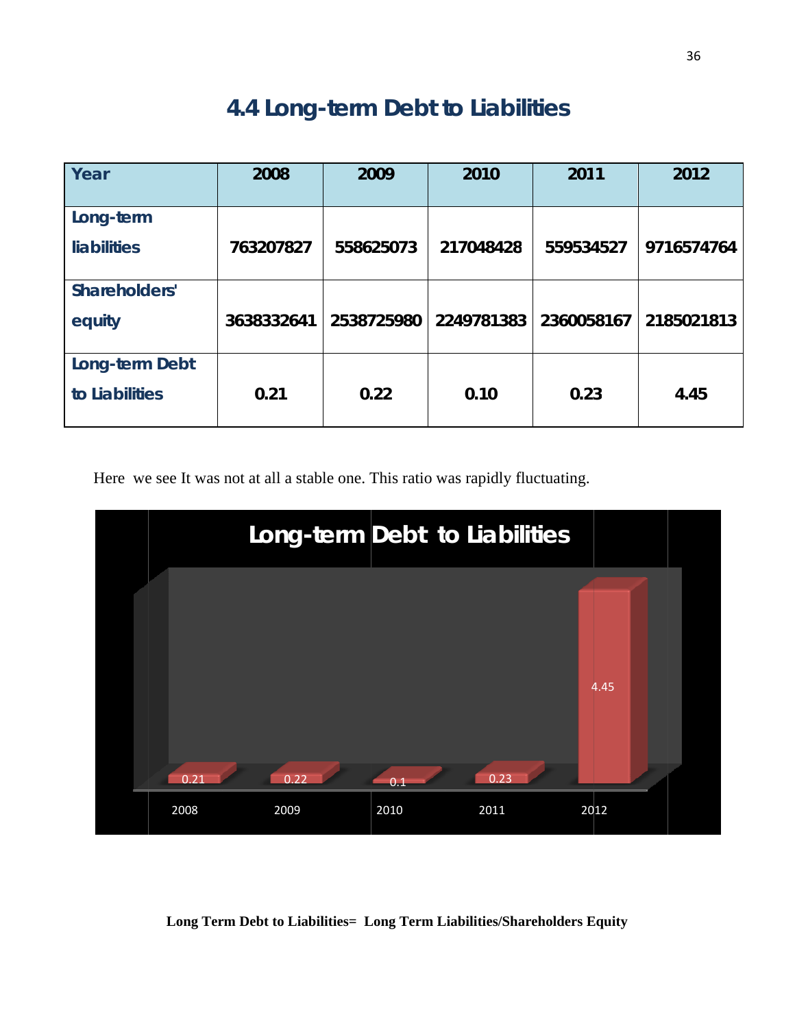## 4.4 Long-term Debt to Liabilities

| Year | 2008 | 2009 | 2010 | 2011 | 2012 |
|---|---|---|---|---|---|
| Long-term liabilities | 763207827 | 558625073 | 217048428 | 559534527 | 9716574764 |
| Shareholders' equity | 3638332641 | 2538725980 | 2249781383 | 2360058167 | 2185021813 |
| Long-term Debt to Liabilities | 0.21 | 0.22 | 0.10 | 0.23 | 4.45 |

Here we see It was not at all a stable one. This ratio was rapidly fluctuating.

**Long-term Debt to Liabilities**

| 2008 | 2009 | 2010 | 2011 | 2012 |
|---|---|---|---|---|
| 0.21 | 0.22 | 0.1 | 0.23 | 4.45 |

**Long Term Debt to Liabilities= Long Term Liabilities/Shareholders Equity**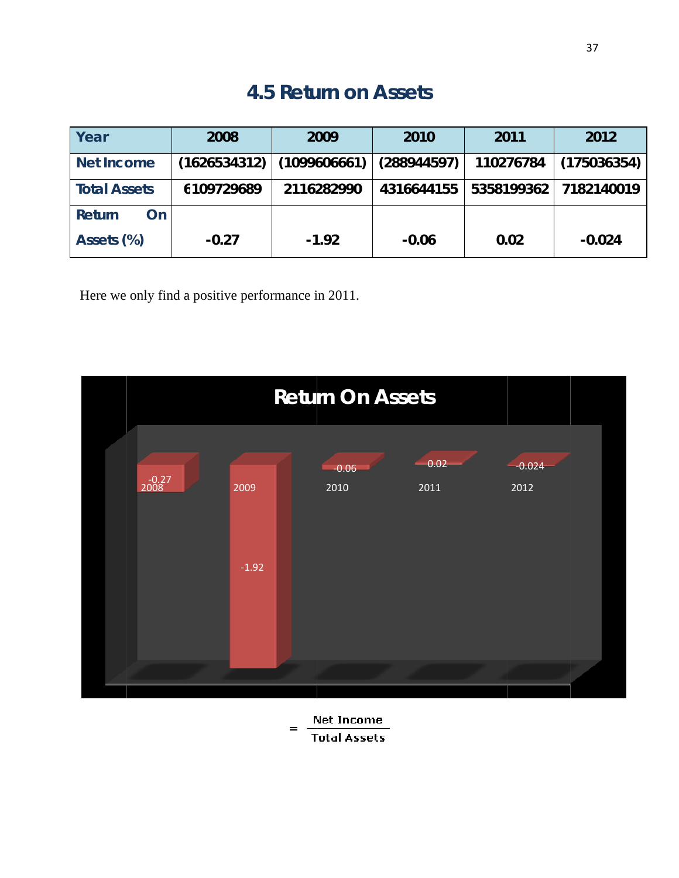## 4.5 Return on Assets

| Year | 2008 | 2009 | 2010 | 2011 | 2012 |
|---|---|---|---|---|---|
| Net Income | (1626534312) | (1099606661) | (288944597) | 110276784 | (175036354) |
| Total Assets | 6109729689 | 2116282990 | 4316644155 | 5358199362 | 7182140019 |
| Return On Assets (%) | -0.27 | -1.92 | -0.06 | 0.02 | -0.024 |

Here we only find a positive performance in 2011.

$$= \frac{\text{Net Income}}{\text{Total Assets}}$$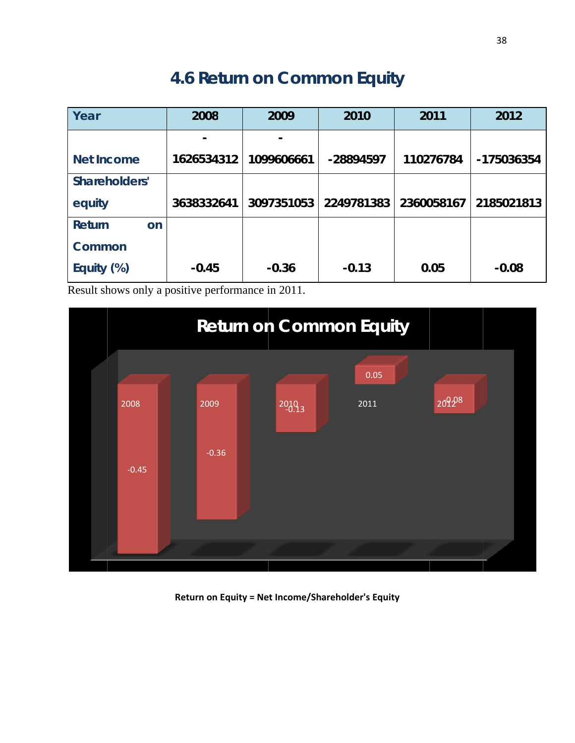# 4.6 Return on Common Equity

| Year | 2008 | 2009 | 2010 | 2011 | 2012 |
|---|---|---|---|---|---|
| Net Income | -1626534312 | -1099606661 | -28894597 | 110276784 | -175036354 |
| Shareholders' equity | 3638332641 | 3097351053 | 2249781383 | 2360058167 | 2185021813 |
| Return on Common Equity (%) | -0.45 | -0.36 | -0.13 | 0.05 | -0.08 |

Result shows only a positive performance in 2011.

**Return on Equity = Net Income/Shareholder's Equity**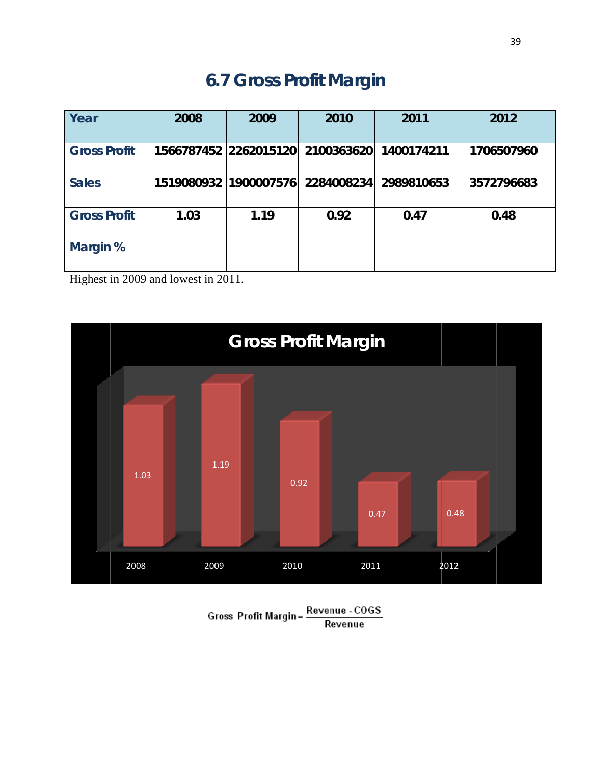## 6.7 Gross Profit Margin

| Year | 2008 | 2009 | 2010 | 2011 | 2012 |
|---|---|---|---|---|---|
| Gross Profit | 1566787452 | 2262015120 | 2100363620 | 1400174211 | 1706507960 |
| Sales | 1519080932 | 1900007576 | 2284008234 | 2989810653 | 3572796683 |
| Gross Profit Margin % | 1.03 | 1.19 | 0.92 | 0.47 | 0.48 |

Highest in 2009 and lowest in 2011.

$$\text{Gross Profit Margin} = \frac{\text{Revenue - COGS}}{\text{Revenue}}$$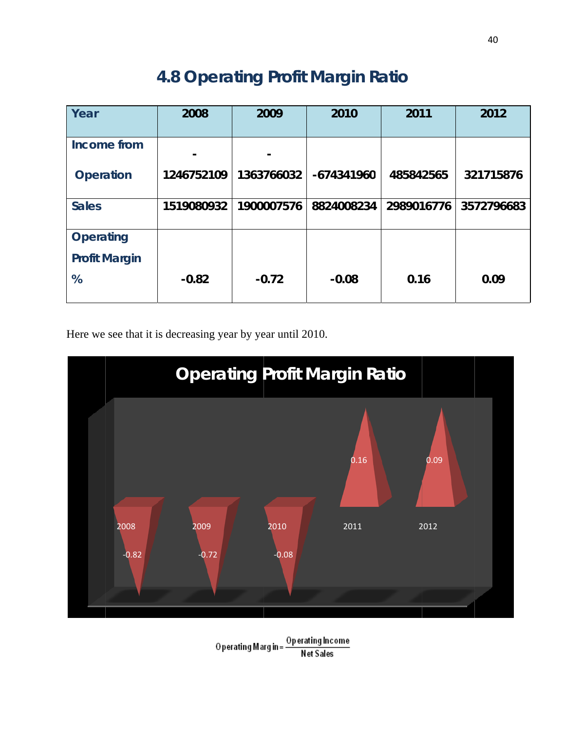# 4.8 Operating Profit Margin Ratio

| Year | 2008 | 2009 | 2010 | 2011 | 2012 |
|---|---|---|---|---|---|
| Income from Operation | -1246752109 | -1363766032 | -674341960 | 485842565 | 321715876 |
| Sales | 1519080932 | 1900007576 | 8824008234 | 2989016776 | 3572796683 |
| Operating Profit Margin % | -0.82 | -0.72 | -0.08 | 0.16 | 0.09 |

Here we see that it is decreasing year by year until 2010.

Operating Profit Margin Ratio

| 2008 | 2009 | 2010 | 2011 | 2012 |
|---|---|---|---|---|
| -0.82 | -0.72 | -0.08 | 0.16 | 0.09 |

$$\text{Operating Margin} = \frac{\text{Operating Income}}{\text{Net Sales}}$$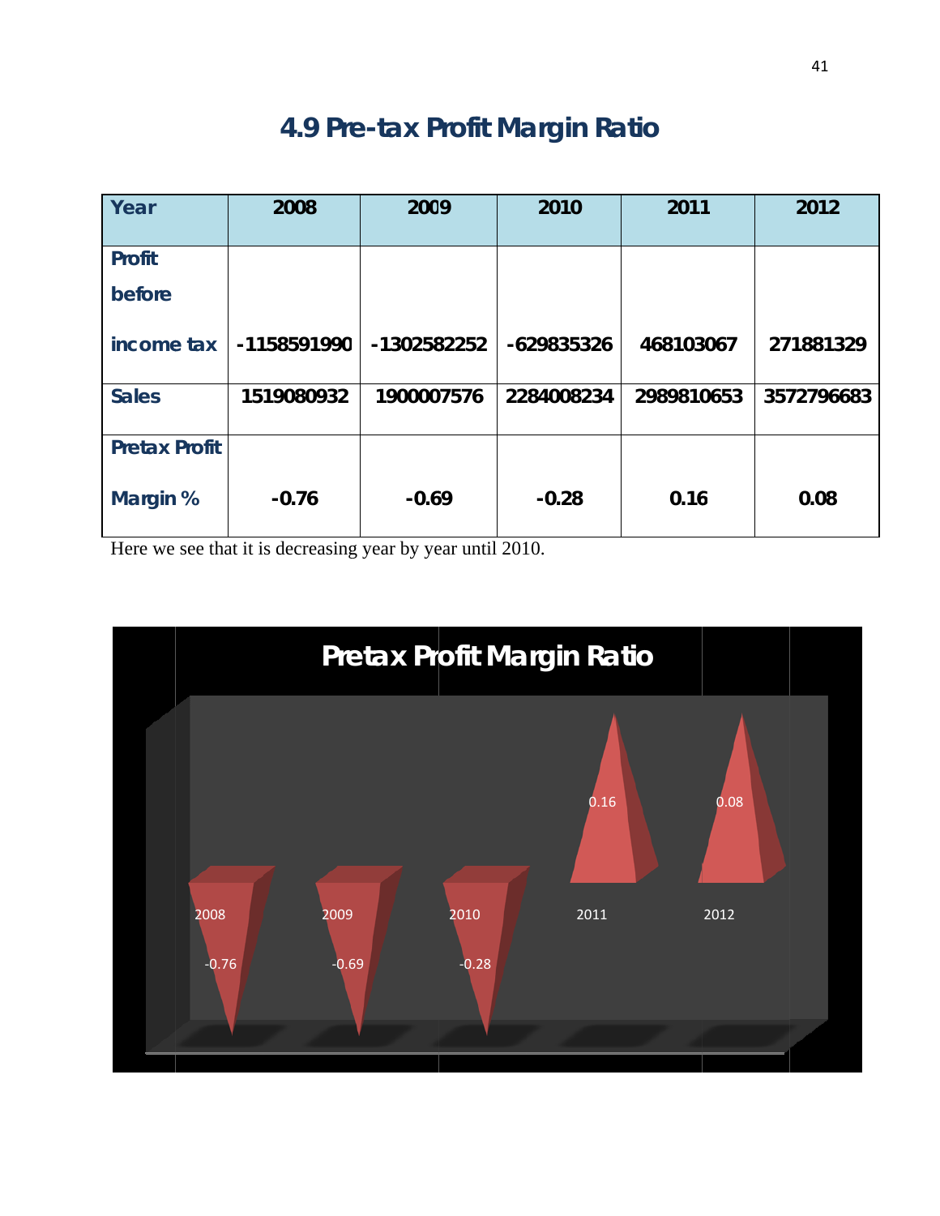## 4.9 Pre-tax Profit Margin Ratio

| Year | 2008 | 2009 | 2010 | 2011 | 2012 |
|---|---|---|---|---|---|
| Profit before income tax | -1158591990 | -1302582252 | -629835326 | 468103067 | 271881329 |
| Sales | 1519080932 | 1900007576 | 2284008234 | 2989810653 | 3572796683 |
| Pretax Profit Margin % | -0.76 | -0.69 | -0.28 | 0.16 | 0.08 |

Here we see that it is decreasing year by year until 2010.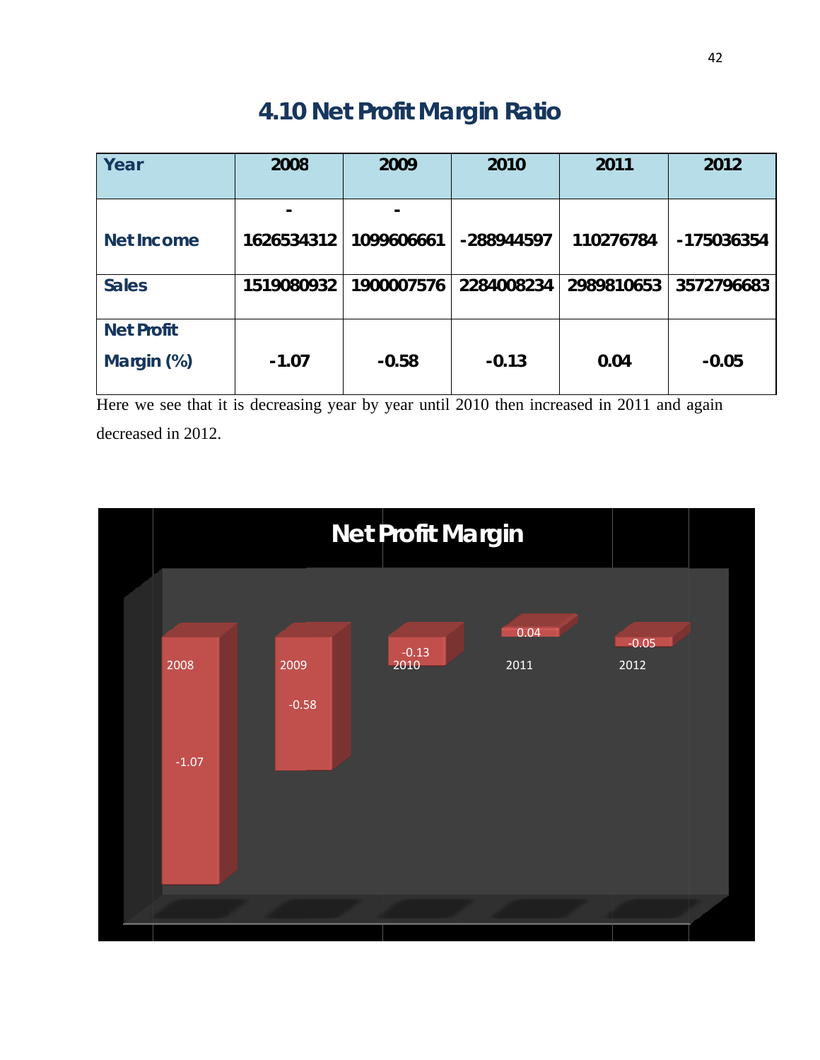## 4.10 Net Profit Margin Ratio

| Year | 2008 | 2009 | 2010 | 2011 | 2012 |
|---|---|---|---|---|---|
| Net Income | -1626534312 | -1099606661 | -288944597 | 110276784 | -175036354 |
| Sales | 1519080932 | 1900007576 | 2284008234 | 2989810653 | 3572796683 |
| Net Profit Margin (%) | -1.07 | -0.58 | -0.13 | 0.04 | -0.05 |

Here we see that it is decreasing year by year until 2010 then increased in 2011 and again decreased in 2012.

**Net Profit Margin**

| Year | Net Profit Margin |
|---|---|
| 2008 | -1.07 |
| 2009 | -0.58 |
| 2010 | -0.13 |
| 2011 | 0.04 |
| 2012 | -0.05 |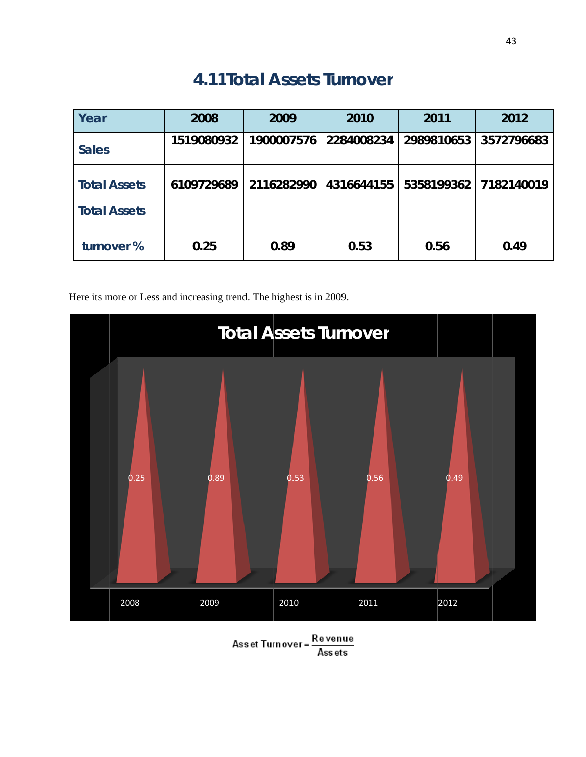# 4.11Total Assets Turnover

| Year | 2008 | 2009 | 2010 | 2011 | 2012 |
|---|---|---|---|---|---|
| Sales | 1519080932 | 1900007576 | 2284008234 | 2989810653 | 3572796683 |
| Total Assets | 6109729689 | 2116282990 | 4316644155 | 5358199362 | 7182140019 |
| Total Assets turnover % | 0.25 | 0.89 | 0.53 | 0.56 | 0.49 |

Here its more or Less and increasing trend. The highest is in 2009.

Total Assets Turnover

| 2008 | 2009 | 2010 | 2011 | 2012 |
|---|---|---|---|---|
| 0.25 | 0.89 | 0.53 | 0.56 | 0.49 |

$$\text{Asset Turnover} = \frac{\text{Revenue}}{\text{Assets}}$$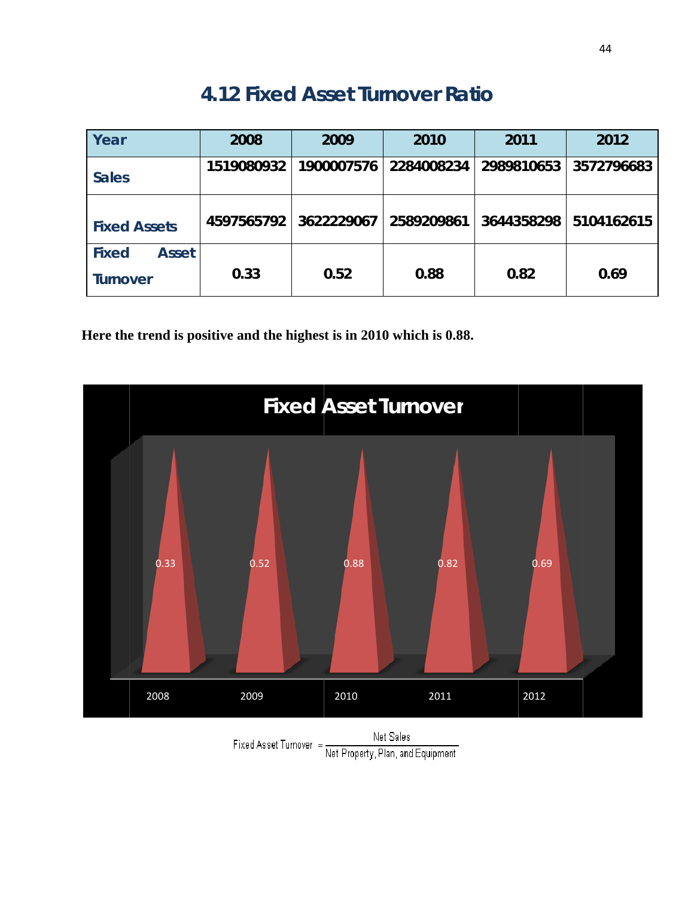## 4.12 Fixed Asset Turnover Ratio

| Year | 2008 | 2009 | 2010 | 2011 | 2012 |
|---|---|---|---|---|---|
| Sales | 1519080932 | 1900007576 | 2284008234 | 2989810653 | 3572796683 |
| Fixed Assets | 4597565792 | 3622229067 | 2589209861 | 3644358298 | 5104162615 |
| Fixed Asset Turnover | 0.33 | 0.52 | 0.88 | 0.82 | 0.69 |

**Here the trend is positive and the highest is in 2010 which is 0.88.**

$$\text{Fixed Asset Turnover} = \frac{\text{Net Sales}}{\text{Net Property, Plan, and Equipment}}$$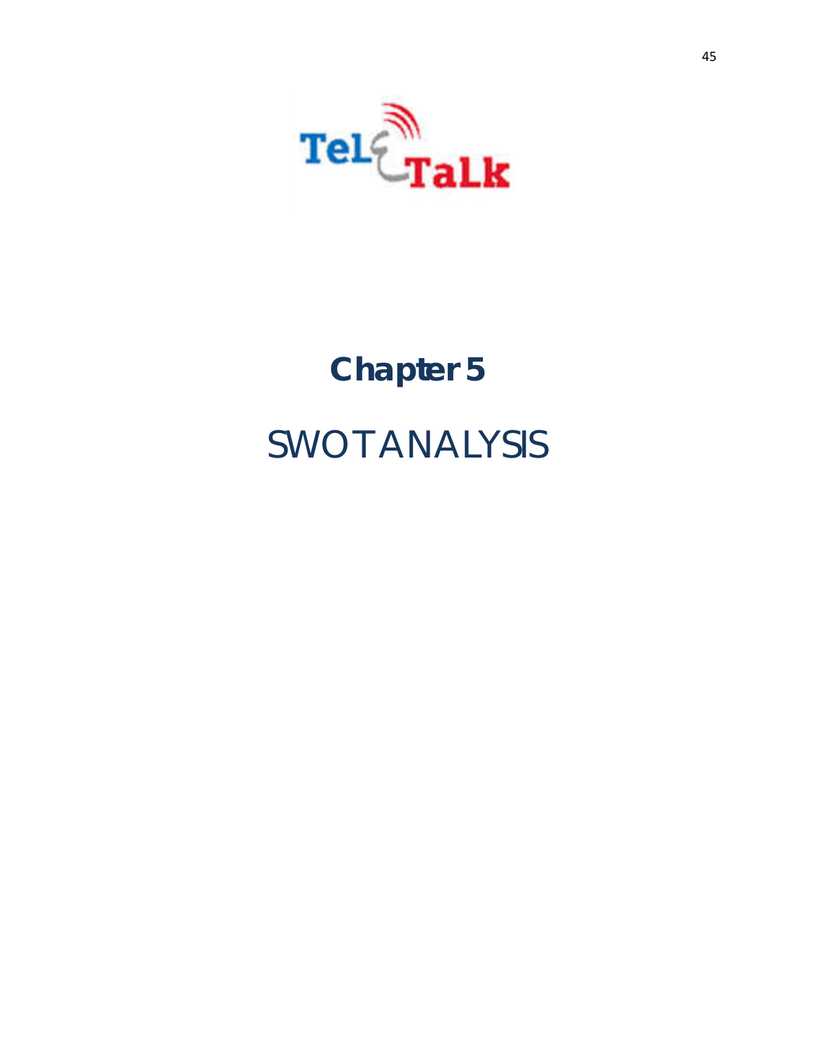# Chapter 5

# SWOT ANALYSIS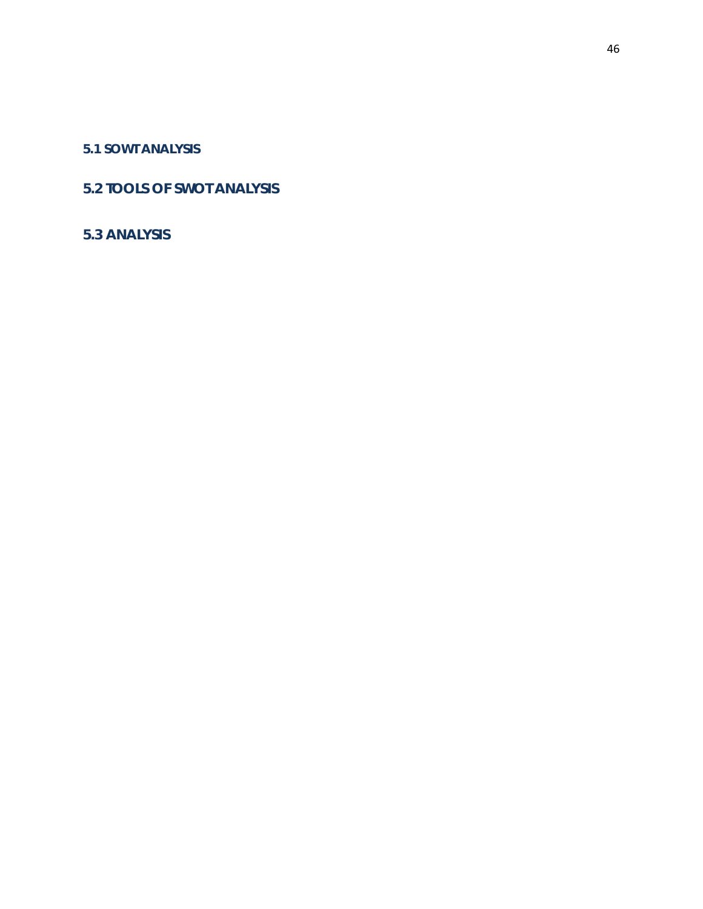## 5.1 SOWT ANALYSIS

## 5.2 TOOLS OF SWOT ANALYSIS

## 5.3 ANALYSIS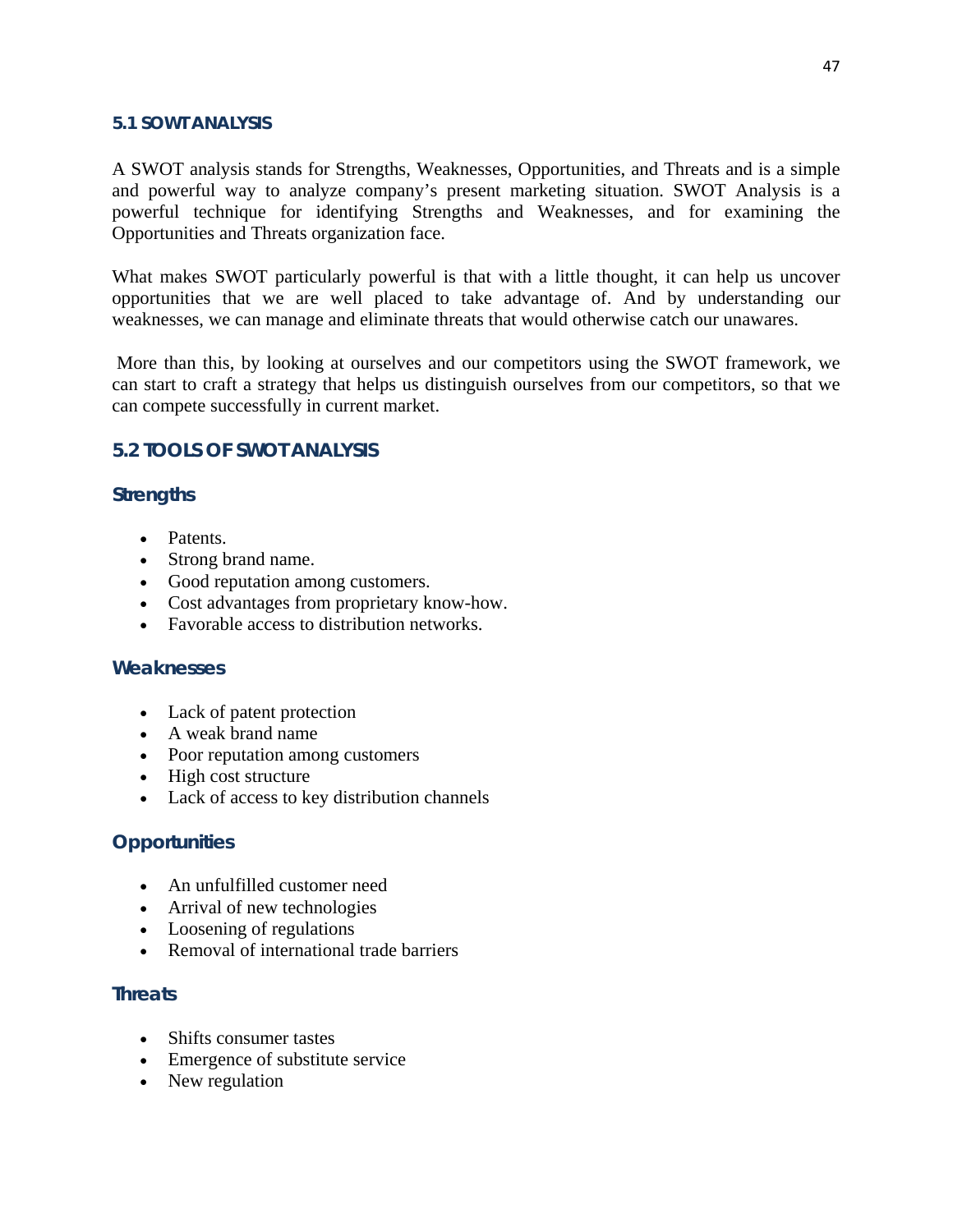## 5.1 SOWT ANALYSIS

A SWOT analysis stands for Strengths, Weaknesses, Opportunities, and Threats and is a simple and powerful way to analyze company's present marketing situation. SWOT Analysis is a powerful technique for identifying Strengths and Weaknesses, and for examining the Opportunities and Threats organization face.

What makes SWOT particularly powerful is that with a little thought, it can help us uncover opportunities that we are well placed to take advantage of. And by understanding our weaknesses, we can manage and eliminate threats that would otherwise catch our unawares.

More than this, by looking at ourselves and our competitors using the SWOT framework, we can start to craft a strategy that helps us distinguish ourselves from our competitors, so that we can compete successfully in current market.

## 5.2 TOOLS OF SWOT ANALYSIS

### Strengths

- Patents.
- Strong brand name.
- Good reputation among customers.
- Cost advantages from proprietary know-how.
- Favorable access to distribution networks.

### Weaknesses

- Lack of patent protection
- A weak brand name
- Poor reputation among customers
- High cost structure
- Lack of access to key distribution channels

### Opportunities

- An unfulfilled customer need
- Arrival of new technologies
- Loosening of regulations
- Removal of international trade barriers

### Threats

- Shifts consumer tastes
- Emergence of substitute service
- New regulation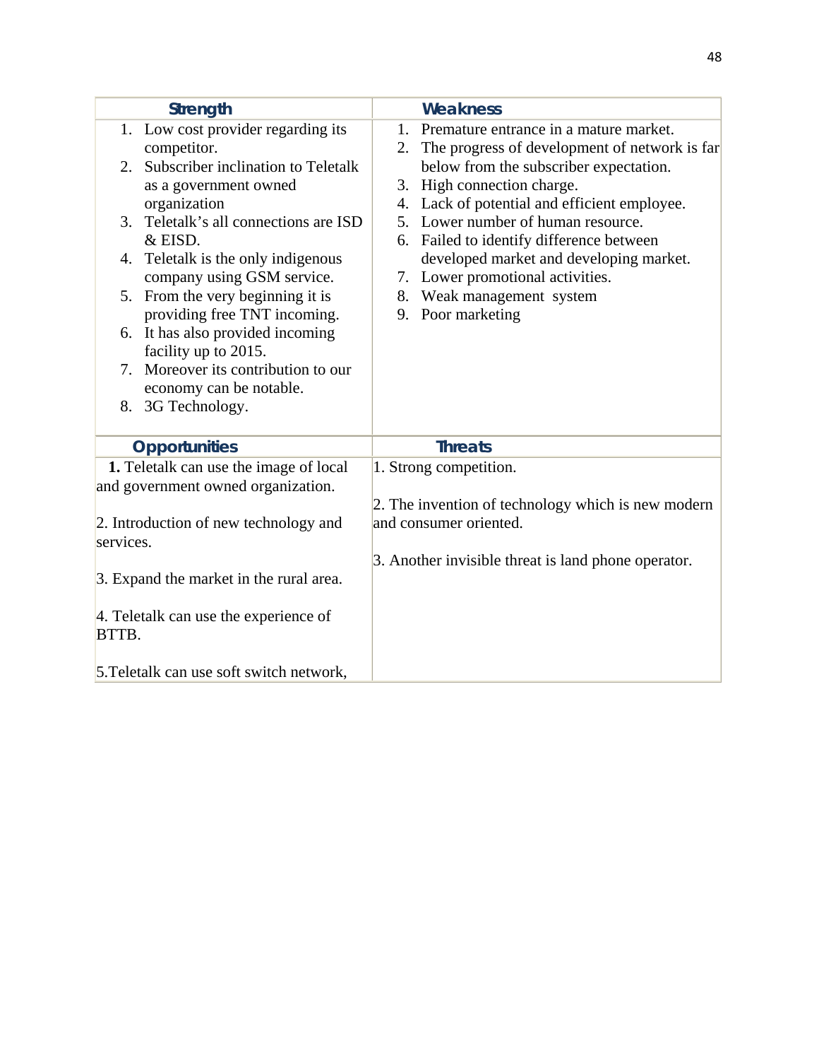| Strength | Weakness |
|---|---|
| 1. Low cost provider regarding its competitor.<br>2. Subscriber inclination to Teletalk as a government owned organization<br>3. Teletalk's all connections are ISD & EISD.<br>4. Teletalk is the only indigenous company using GSM service.<br>5. From the very beginning it is providing free TNT incoming.<br>6. It has also provided incoming facility up to 2015.<br>7. Moreover its contribution to our economy can be notable.<br>8. 3G Technology. | 1. Premature entrance in a mature market.<br>2. The progress of development of network is far below from the subscriber expectation.<br>3. High connection charge.<br>4. Lack of potential and efficient employee.<br>5. Lower number of human resource.<br>6. Failed to identify difference between developed market and developing market.<br>7. Lower promotional activities.<br>8. Weak management system<br>9. Poor marketing |
| **Opportunities** | **Threats** |
| **1.** Teletalk can use the image of local and government owned organization.<br><br>2. Introduction of new technology and services.<br><br>3. Expand the market in the rural area.<br><br>4. Teletalk can use the experience of BTTB.<br><br>5.Teletalk can use soft switch network, | 1. Strong competition.<br><br>2. The invention of technology which is new modern and consumer oriented.<br><br>3. Another invisible threat is land phone operator. |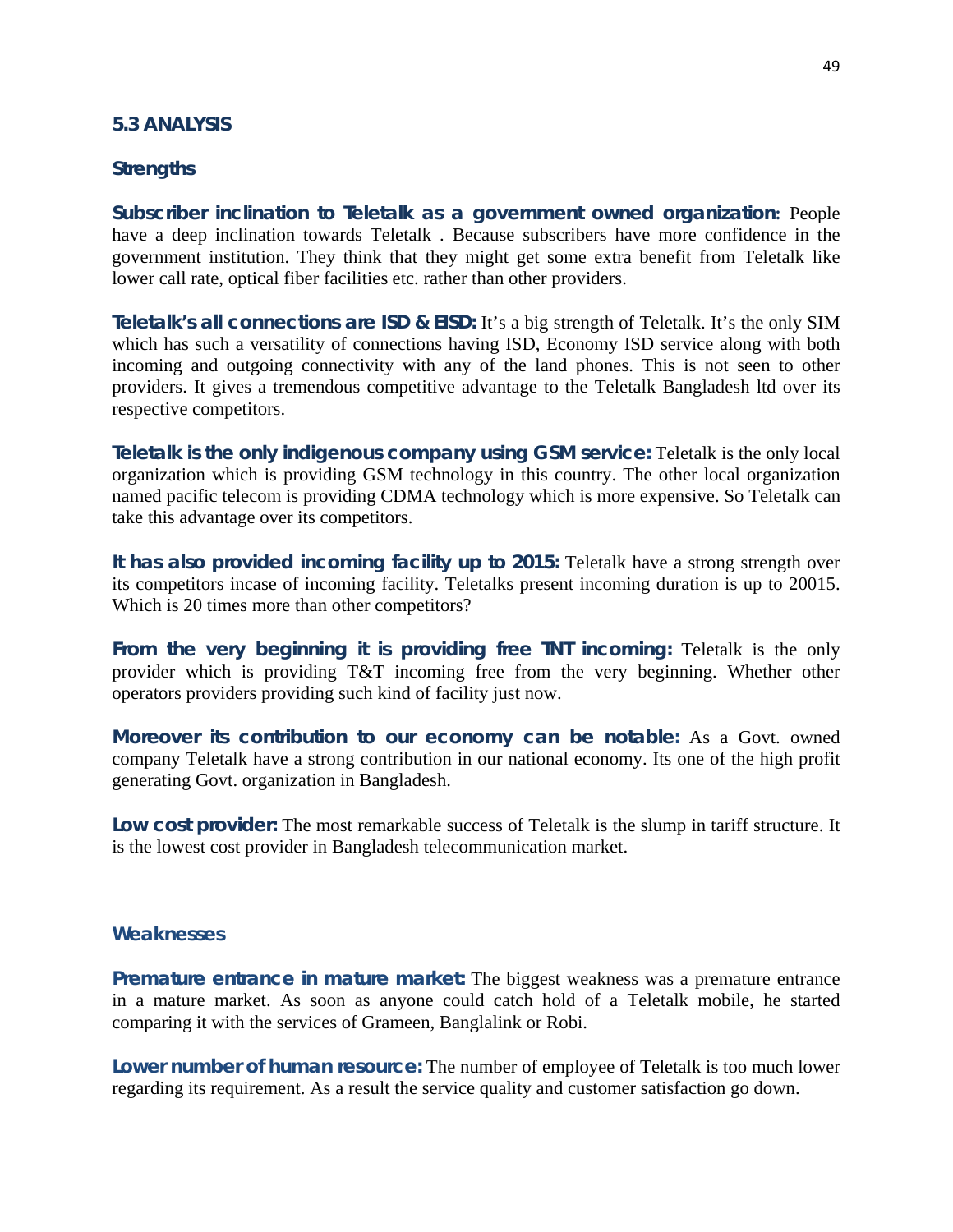## 5.3 ANALYSIS

### Strengths

**Subscriber inclination to Teletalk as a government owned organization:** People have a deep inclination towards Teletalk . Because subscribers have more confidence in the government institution. They think that they might get some extra benefit from Teletalk like lower call rate, optical fiber facilities etc. rather than other providers.

**Teletalk's all connections are ISD & EISD:** It's a big strength of Teletalk. It's the only SIM which has such a versatility of connections having ISD, Economy ISD service along with both incoming and outgoing connectivity with any of the land phones. This is not seen to other providers. It gives a tremendous competitive advantage to the Teletalk Bangladesh ltd over its respective competitors.

**Teletalk is the only indigenous company using GSM service:** Teletalk is the only local organization which is providing GSM technology in this country. The other local organization named pacific telecom is providing CDMA technology which is more expensive. So Teletalk can take this advantage over its competitors.

**It has also provided incoming facility up to 2015:** Teletalk have a strong strength over its competitors incase of incoming facility. Teletalks present incoming duration is up to 20015. Which is 20 times more than other competitors?

**From the very beginning it is providing free TNT incoming:** Teletalk is the only provider which is providing T&T incoming free from the very beginning. Whether other operators providers providing such kind of facility just now.

**Moreover its contribution to our economy can be notable:** As a Govt. owned company Teletalk have a strong contribution in our national economy. Its one of the high profit generating Govt. organization in Bangladesh.

**Low cost provider:** The most remarkable success of Teletalk is the slump in tariff structure. It is the lowest cost provider in Bangladesh telecommunication market.

### Weaknesses

**Premature entrance in mature market:** The biggest weakness was a premature entrance in a mature market. As soon as anyone could catch hold of a Teletalk mobile, he started comparing it with the services of Grameen, Banglalink or Robi.

**Lower number of human resource:** The number of employee of Teletalk is too much lower regarding its requirement. As a result the service quality and customer satisfaction go down.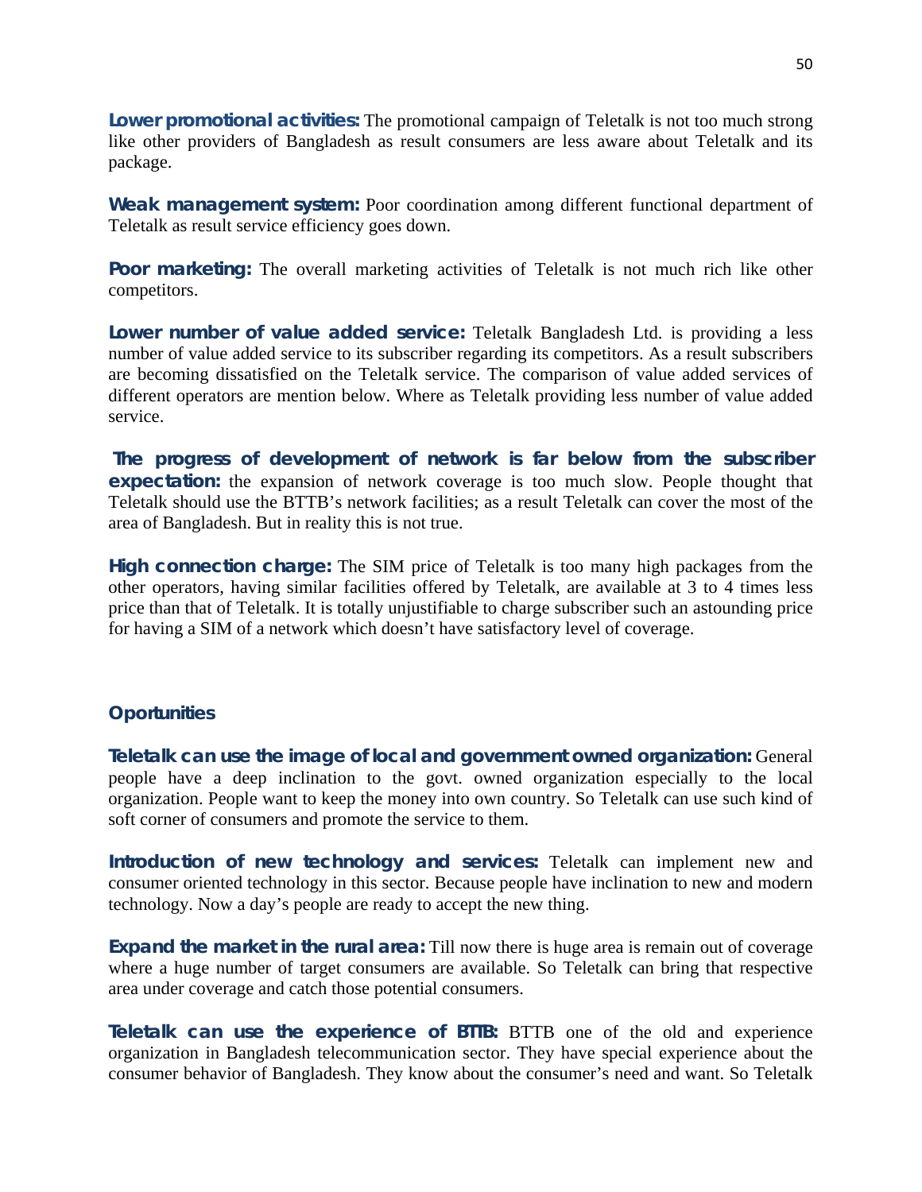**Lower promotional activities:** The promotional campaign of Teletalk is not too much strong like other providers of Bangladesh as result consumers are less aware about Teletalk and its package.

**Weak management system:** Poor coordination among different functional department of Teletalk as result service efficiency goes down.

**Poor marketing:** The overall marketing activities of Teletalk is not much rich like other competitors.

**Lower number of value added service:** Teletalk Bangladesh Ltd. is providing a less number of value added service to its subscriber regarding its competitors. As a result subscribers are becoming dissatisfied on the Teletalk service. The comparison of value added services of different operators are mention below. Where as Teletalk providing less number of value added service.

**The progress of development of network is far below from the subscriber expectation:** the expansion of network coverage is too much slow. People thought that Teletalk should use the BTTB's network facilities; as a result Teletalk can cover the most of the area of Bangladesh. But in reality this is not true.

**High connection charge:** The SIM price of Teletalk is too many high packages from the other operators, having similar facilities offered by Teletalk, are available at 3 to 4 times less price than that of Teletalk. It is totally unjustifiable to charge subscriber such an astounding price for having a SIM of a network which doesn't have satisfactory level of coverage.

## Oportunities

**Teletalk can use the image of local and government owned organization:** General people have a deep inclination to the govt. owned organization especially to the local organization. People want to keep the money into own country. So Teletalk can use such kind of soft corner of consumers and promote the service to them.

**Introduction of new technology and services:** Teletalk can implement new and consumer oriented technology in this sector. Because people have inclination to new and modern technology. Now a day's people are ready to accept the new thing.

**Expand the market in the rural area:** Till now there is huge area is remain out of coverage where a huge number of target consumers are available. So Teletalk can bring that respective area under coverage and catch those potential consumers.

**Teletalk can use the experience of BTTB:** BTTB one of the old and experience organization in Bangladesh telecommunication sector. They have special experience about the consumer behavior of Bangladesh. They know about the consumer's need and want. So Teletalk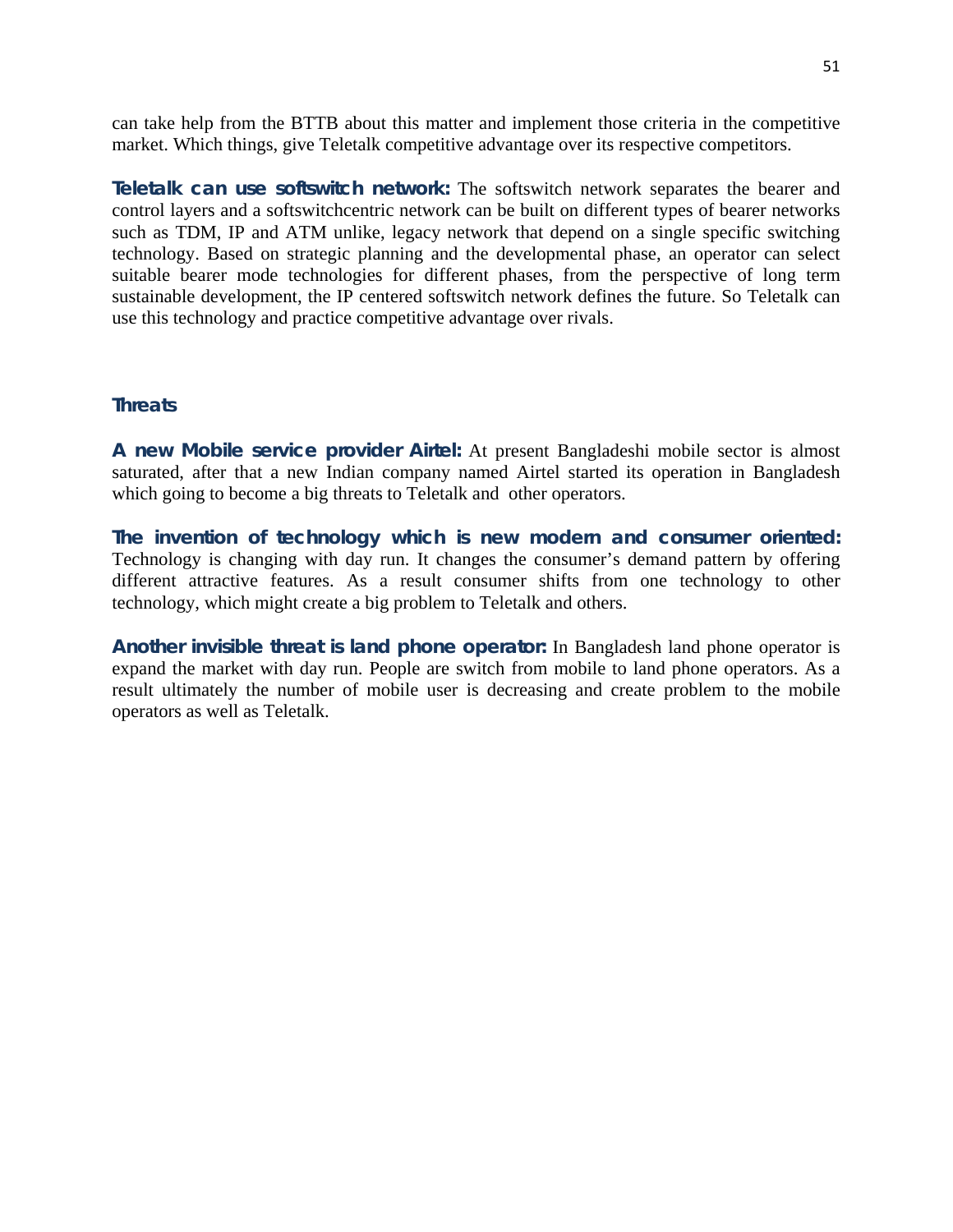can take help from the BTTB about this matter and implement those criteria in the competitive market. Which things, give Teletalk competitive advantage over its respective competitors.

**Teletalk can use softswitch network:** The softswitch network separates the bearer and control layers and a softswitchcentric network can be built on different types of bearer networks such as TDM, IP and ATM unlike, legacy network that depend on a single specific switching technology. Based on strategic planning and the developmental phase, an operator can select suitable bearer mode technologies for different phases, from the perspective of long term sustainable development, the IP centered softswitch network defines the future. So Teletalk can use this technology and practice competitive advantage over rivals.

### Threats

**A new Mobile service provider Airtel:** At present Bangladeshi mobile sector is almost saturated, after that a new Indian company named Airtel started its operation in Bangladesh which going to become a big threats to Teletalk and other operators.

**The invention of technology which is new modern and consumer oriented:** Technology is changing with day run. It changes the consumer's demand pattern by offering different attractive features. As a result consumer shifts from one technology to other technology, which might create a big problem to Teletalk and others.

**Another invisible threat is land phone operator:** In Bangladesh land phone operator is expand the market with day run. People are switch from mobile to land phone operators. As a result ultimately the number of mobile user is decreasing and create problem to the mobile operators as well as Teletalk.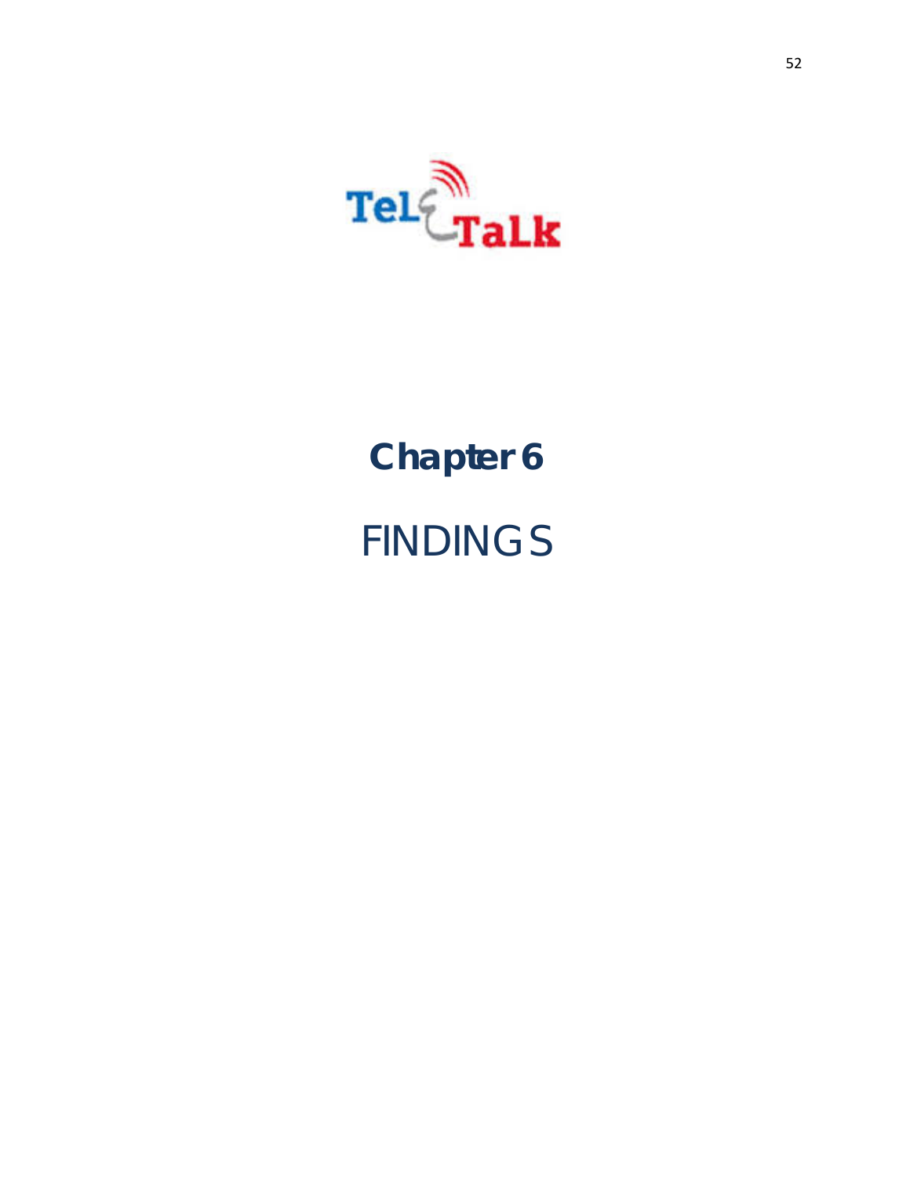# Chapter 6

## FINDINGS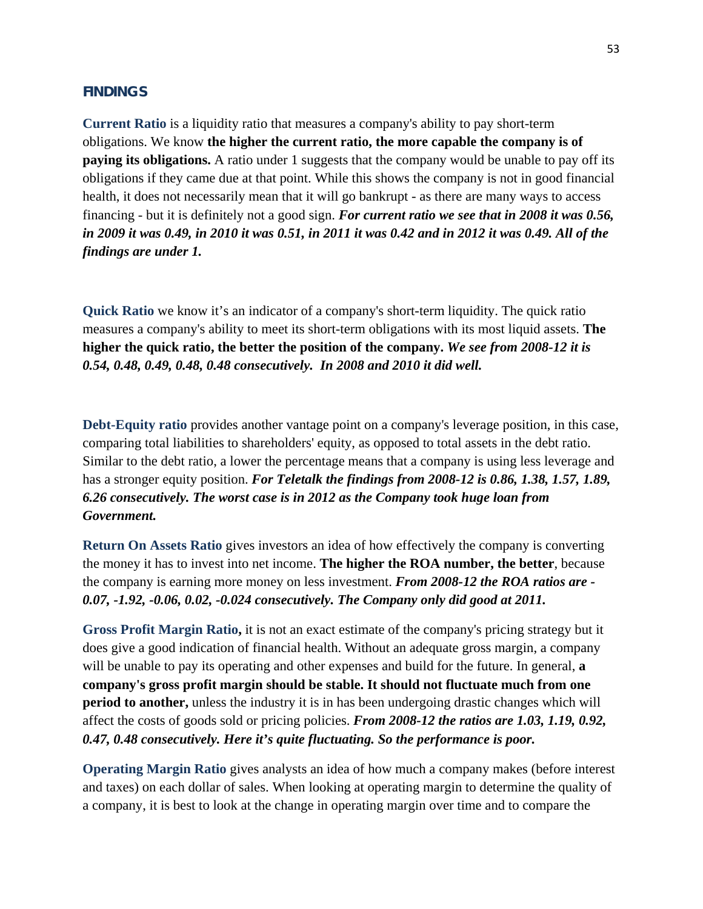## FINDINGS

**Current Ratio** is a liquidity ratio that measures a company's ability to pay short-term obligations. We know **the higher the current ratio, the more capable the company is of paying its obligations.** A ratio under 1 suggests that the company would be unable to pay off its obligations if they came due at that point. While this shows the company is not in good financial health, it does not necessarily mean that it will go bankrupt - as there are many ways to access financing - but it is definitely not a good sign. ***For current ratio we see that in 2008 it was 0.56, in 2009 it was 0.49, in 2010 it was 0.51, in 2011 it was 0.42 and in 2012 it was 0.49. All of the findings are under 1.***

**Quick Ratio** we know it's an indicator of a company's short-term liquidity. The quick ratio measures a company's ability to meet its short-term obligations with its most liquid assets. **The higher the quick ratio, the better the position of the company.** ***We see from 2008-12 it is 0.54, 0.48, 0.49, 0.48, 0.48 consecutively. In 2008 and 2010 it did well.***

**Debt-Equity ratio** provides another vantage point on a company's leverage position, in this case, comparing total liabilities to shareholders' equity, as opposed to total assets in the debt ratio. Similar to the debt ratio, a lower the percentage means that a company is using less leverage and has a stronger equity position. ***For Teletalk the findings from 2008-12 is 0.86, 1.38, 1.57, 1.89, 6.26 consecutively. The worst case is in 2012 as the Company took huge loan from Government.***

**Return On Assets Ratio** gives investors an idea of how effectively the company is converting the money it has to invest into net income. **The higher the ROA number, the better**, because the company is earning more money on less investment. ***From 2008-12 the ROA ratios are -0.07, -1.92, -0.06, 0.02, -0.024 consecutively. The Company only did good at 2011.***

**Gross Profit Margin Ratio,** it is not an exact estimate of the company's pricing strategy but it does give a good indication of financial health. Without an adequate gross margin, a company will be unable to pay its operating and other expenses and build for the future. In general, **a company's gross profit margin should be stable. It should not fluctuate much from one period to another,** unless the industry it is in has been undergoing drastic changes which will affect the costs of goods sold or pricing policies. ***From 2008-12 the ratios are 1.03, 1.19, 0.92, 0.47, 0.48 consecutively. Here it's quite fluctuating. So the performance is poor.***

**Operating Margin Ratio** gives analysts an idea of how much a company makes (before interest and taxes) on each dollar of sales. When looking at operating margin to determine the quality of a company, it is best to look at the change in operating margin over time and to compare the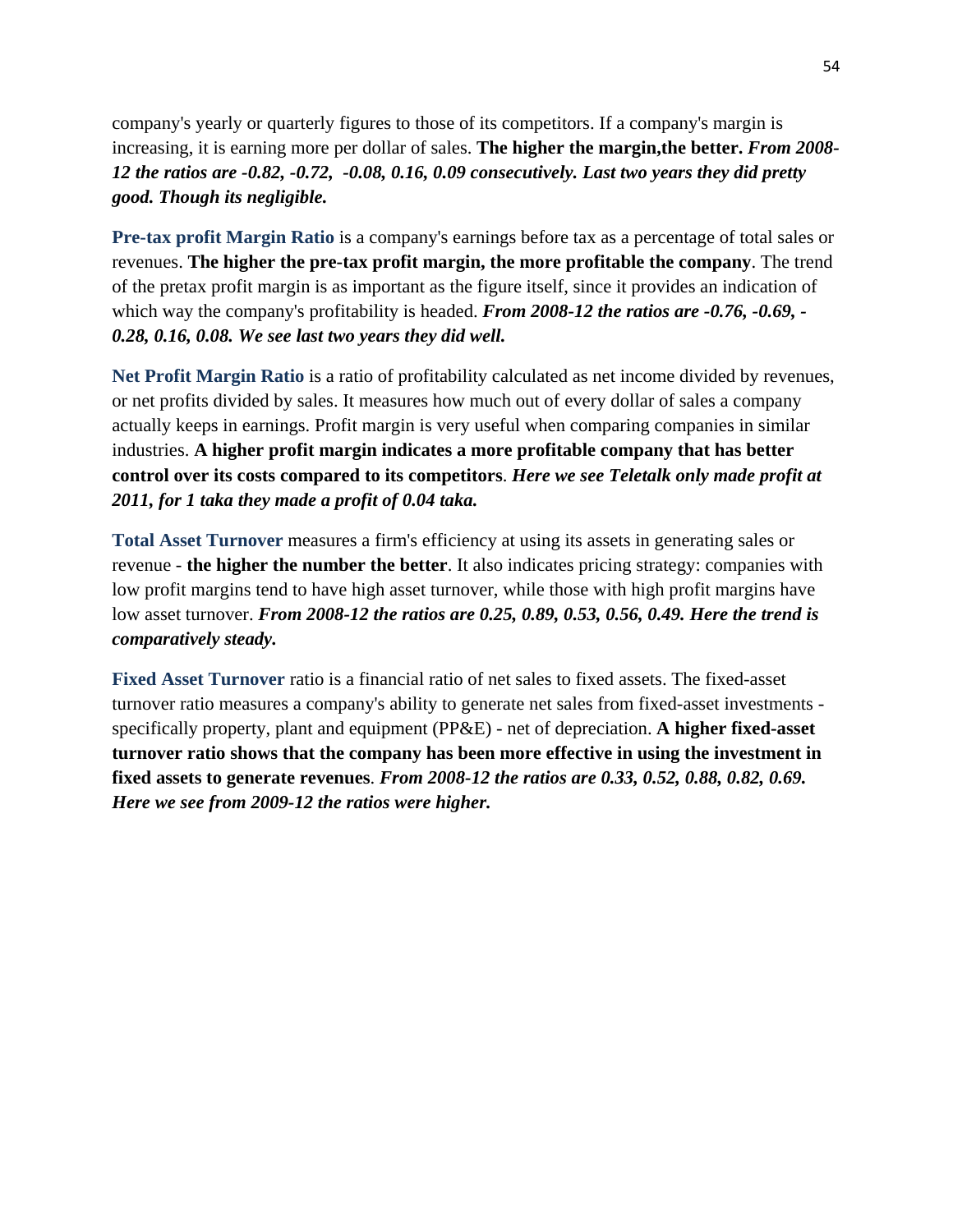company's yearly or quarterly figures to those of its competitors. If a company's margin is increasing, it is earning more per dollar of sales. **The higher the margin,the better.** ***From 2008-12 the ratios are -0.82, -0.72, -0.08, 0.16, 0.09 consecutively. Last two years they did pretty good. Though its negligible.***

**Pre-tax profit Margin Ratio** is a company's earnings before tax as a percentage of total sales or revenues. **The higher the pre-tax profit margin, the more profitable the company**. The trend of the pretax profit margin is as important as the figure itself, since it provides an indication of which way the company's profitability is headed. ***From 2008-12 the ratios are -0.76, -0.69, -0.28, 0.16, 0.08. We see last two years they did well.***

**Net Profit Margin Ratio** is a ratio of profitability calculated as net income divided by revenues, or net profits divided by sales. It measures how much out of every dollar of sales a company actually keeps in earnings. Profit margin is very useful when comparing companies in similar industries. **A higher profit margin indicates a more profitable company that has better control over its costs compared to its competitors**. ***Here we see Teletalk only made profit at 2011, for 1 taka they made a profit of 0.04 taka.***

**Total Asset Turnover** measures a firm's efficiency at using its assets in generating sales or revenue - **the higher the number the better**. It also indicates pricing strategy: companies with low profit margins tend to have high asset turnover, while those with high profit margins have low asset turnover. ***From 2008-12 the ratios are 0.25, 0.89, 0.53, 0.56, 0.49. Here the trend is comparatively steady.***

**Fixed Asset Turnover** ratio is a financial ratio of net sales to fixed assets. The fixed-asset turnover ratio measures a company's ability to generate net sales from fixed-asset investments - specifically property, plant and equipment (PP&E) - net of depreciation. **A higher fixed-asset turnover ratio shows that the company has been more effective in using the investment in fixed assets to generate revenues**. ***From 2008-12 the ratios are 0.33, 0.52, 0.88, 0.82, 0.69. Here we see from 2009-12 the ratios were higher.***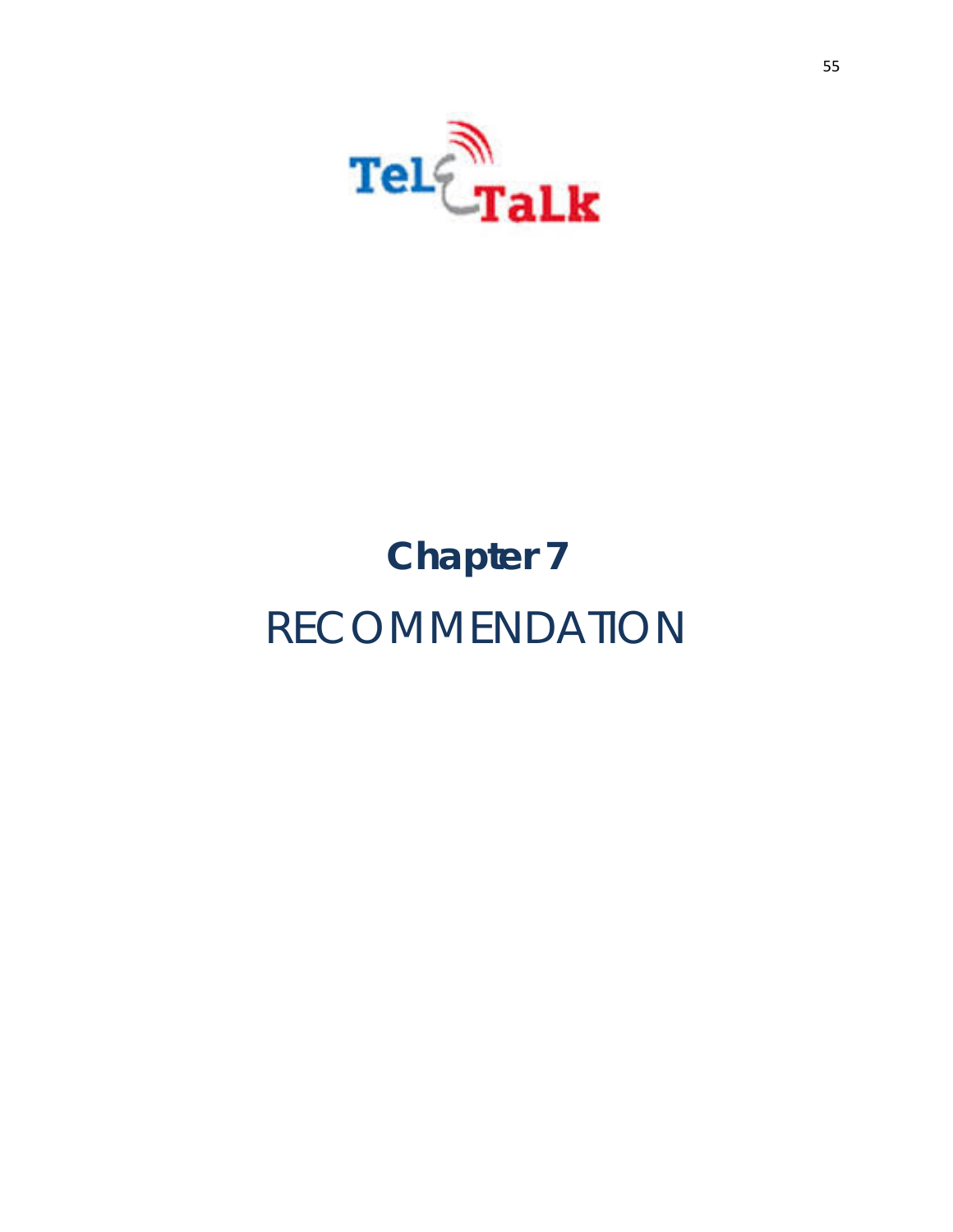# Chapter 7

# RECOMMENDATION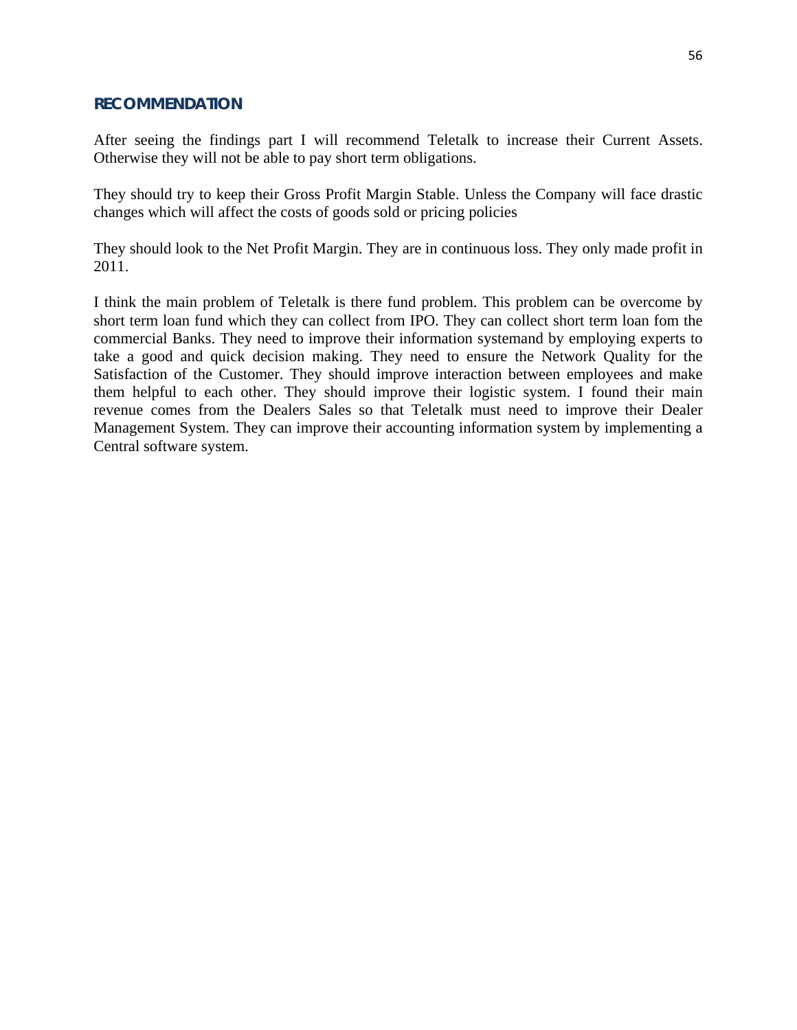## RECOMMENDATION

After seeing the findings part I will recommend Teletalk to increase their Current Assets. Otherwise they will not be able to pay short term obligations.

They should try to keep their Gross Profit Margin Stable. Unless the Company will face drastic changes which will affect the costs of goods sold or pricing policies

They should look to the Net Profit Margin. They are in continuous loss. They only made profit in 2011.

I think the main problem of Teletalk is there fund problem. This problem can be overcome by short term loan fund which they can collect from IPO. They can collect short term loan fom the commercial Banks. They need to improve their information systemand by employing experts to take a good and quick decision making. They need to ensure the Network Quality for the Satisfaction of the Customer. They should improve interaction between employees and make them helpful to each other. They should improve their logistic system. I found their main revenue comes from the Dealers Sales so that Teletalk must need to improve their Dealer Management System. They can improve their accounting information system by implementing a Central software system.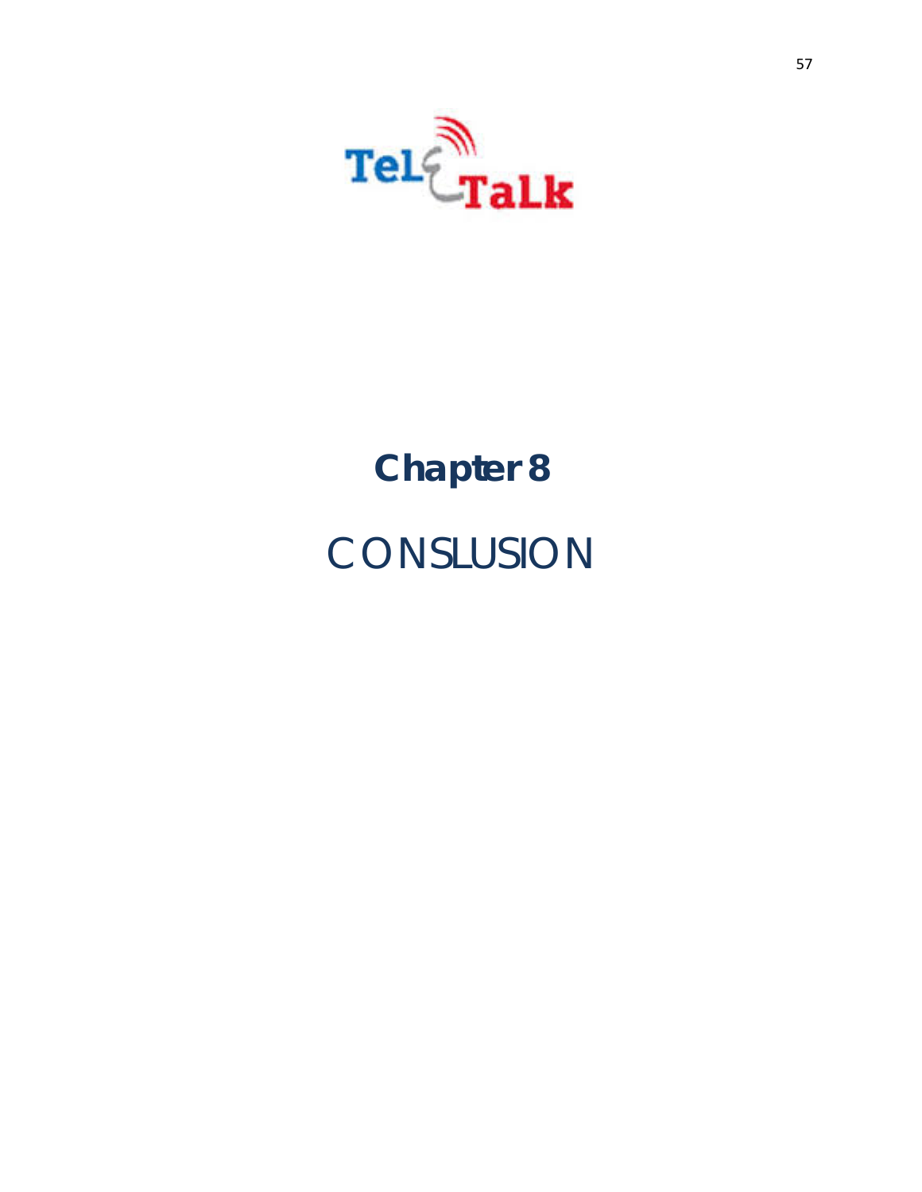# Chapter 8

# CONSLUSION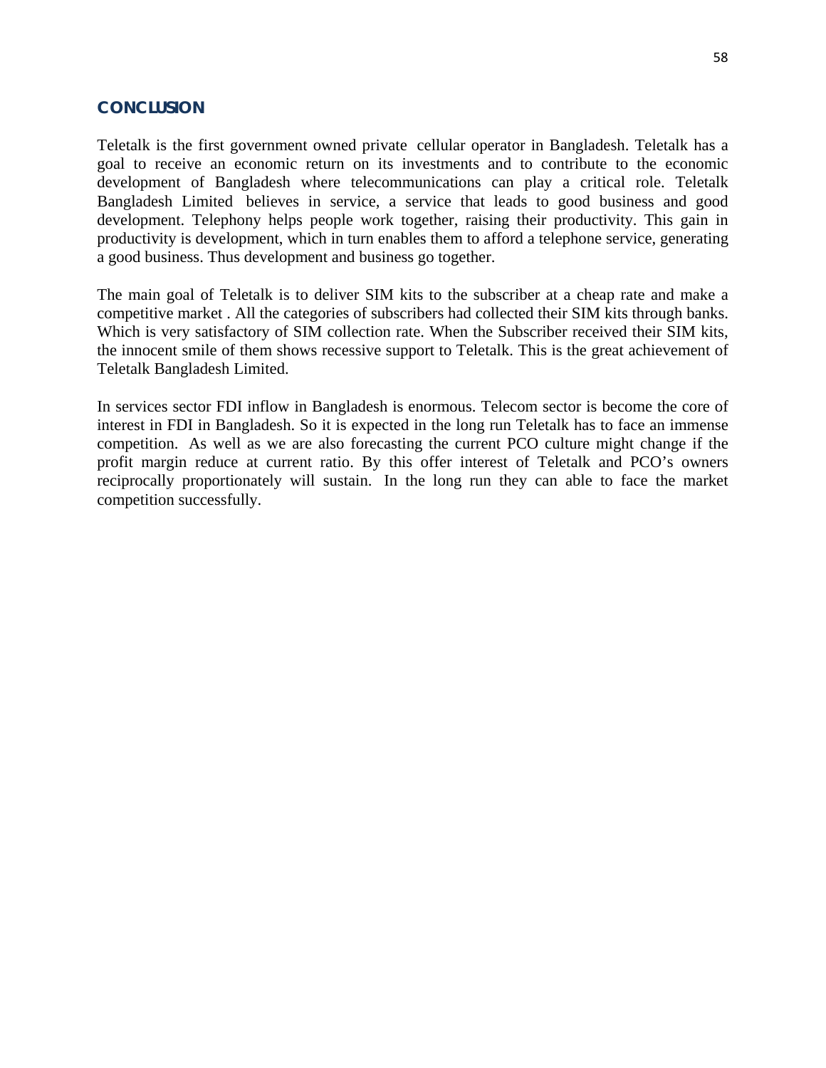## CONCLUSION

Teletalk is the first government owned private cellular operator in Bangladesh. Teletalk has a goal to receive an economic return on its investments and to contribute to the economic development of Bangladesh where telecommunications can play a critical role. Teletalk Bangladesh Limited believes in service, a service that leads to good business and good development. Telephony helps people work together, raising their productivity. This gain in productivity is development, which in turn enables them to afford a telephone service, generating a good business. Thus development and business go together.

The main goal of Teletalk is to deliver SIM kits to the subscriber at a cheap rate and make a competitive market . All the categories of subscribers had collected their SIM kits through banks. Which is very satisfactory of SIM collection rate. When the Subscriber received their SIM kits, the innocent smile of them shows recessive support to Teletalk. This is the great achievement of Teletalk Bangladesh Limited.

In services sector FDI inflow in Bangladesh is enormous. Telecom sector is become the core of interest in FDI in Bangladesh. So it is expected in the long run Teletalk has to face an immense competition. As well as we are also forecasting the current PCO culture might change if the profit margin reduce at current ratio. By this offer interest of Teletalk and PCO's owners reciprocally proportionately will sustain. In the long run they can able to face the market competition successfully.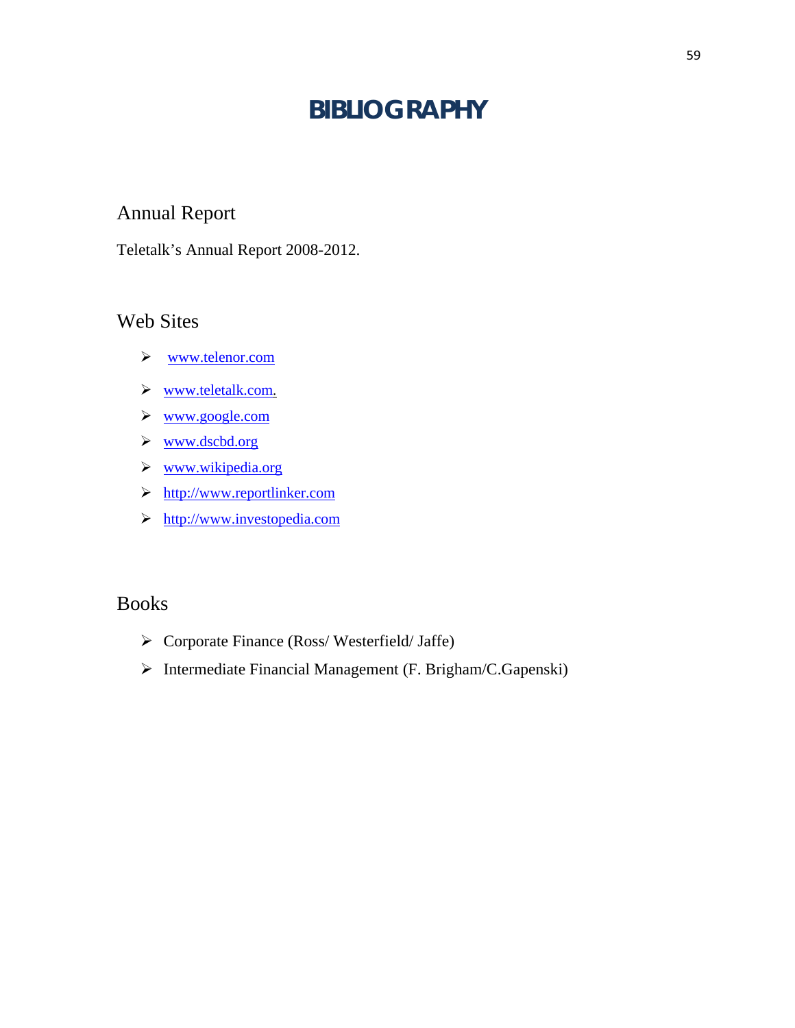# BIBLIOGRAPHY

## Annual Report

Teletalk's Annual Report 2008-2012.

## Web Sites

- www.telenor.com
- www.teletalk.com.
- www.google.com
- www.dscbd.org
- www.wikipedia.org
- http://www.reportlinker.com
- http://www.investopedia.com

## Books

- Corporate Finance (Ross/ Westerfield/ Jaffe)
- Intermediate Financial Management (F. Brigham/C.Gapenski)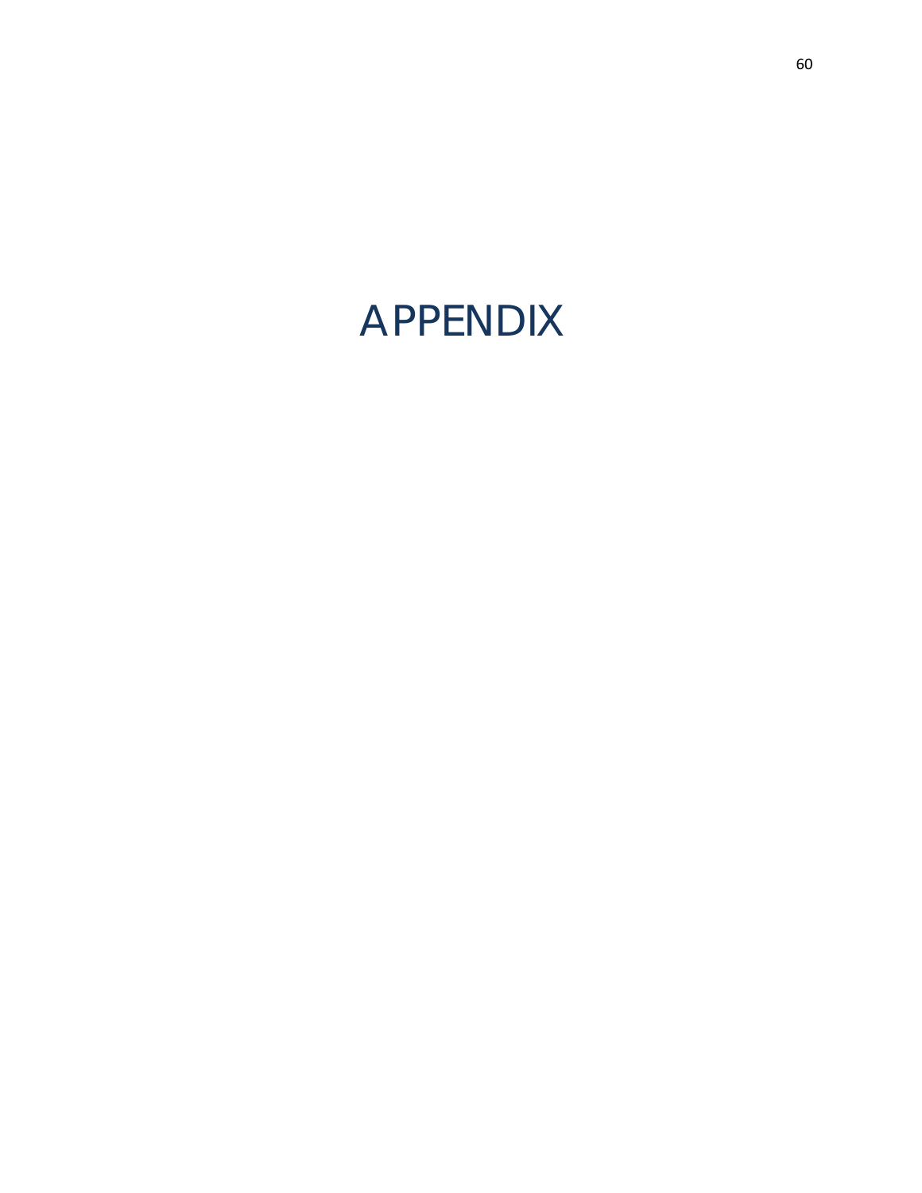# APPENDIX